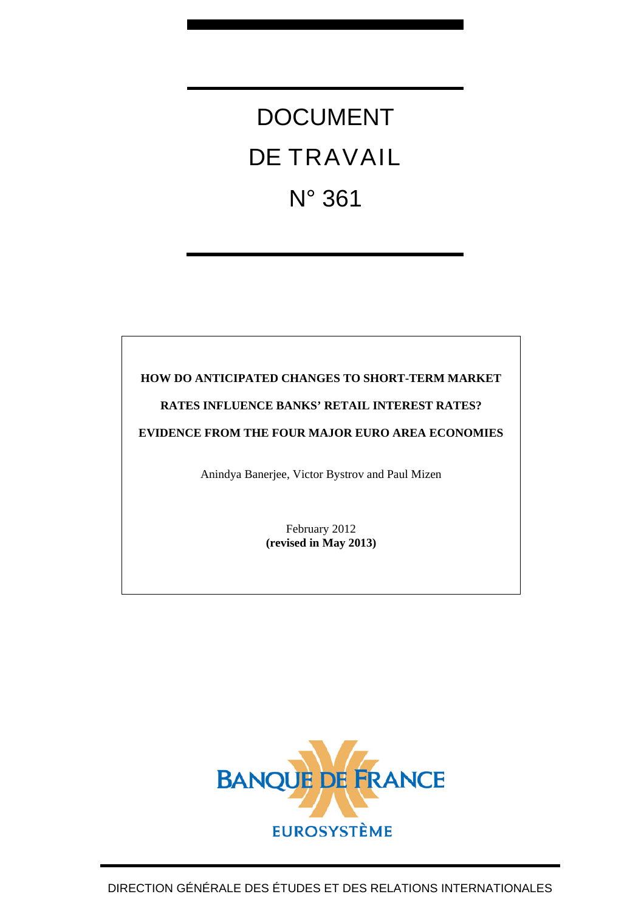# DOCUMENT DE TRAVAIL

# N° 361

**HOW DO ANTICIPATED CHANGES TO SHORT-TERM MARKET RATES INFLUENCE BANKS' RETAIL INTEREST RATES? EVIDENCE FROM THE FOUR MAJOR EURO AREA ECONOMIES**

Anindya Banerjee, Victor Bystrov and Paul Mizen

February 2012
**(revised in May 2013)**

BANQUE DE FRANCE

EUROSYSTÈME

DIRECTION GÉNÉRALE DES ÉTUDES ET DES RELATIONS INTERNATIONALES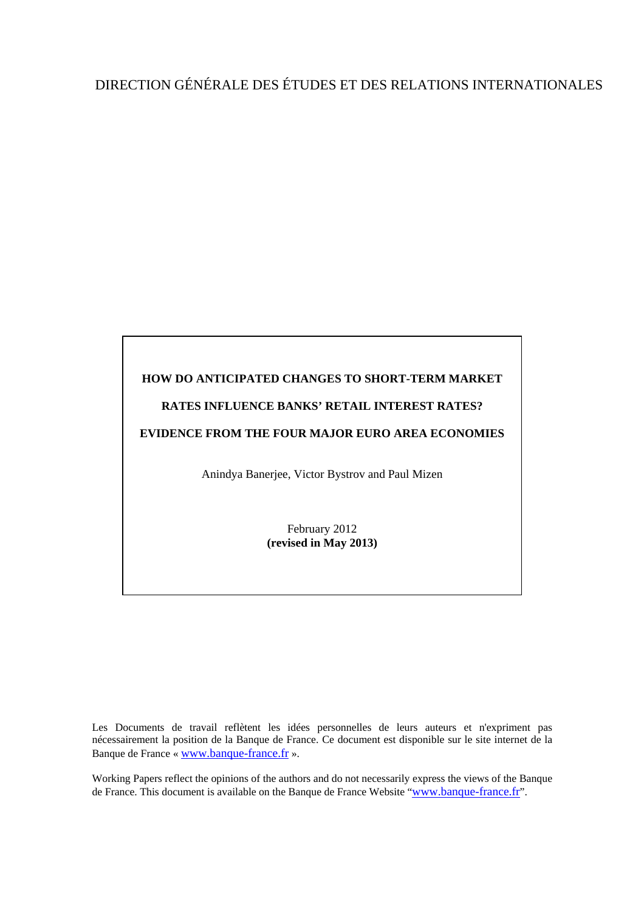DIRECTION GÉNÉRALE DES ÉTUDES ET DES RELATIONS INTERNATIONALES

**HOW DO ANTICIPATED CHANGES TO SHORT-TERM MARKET RATES INFLUENCE BANKS' RETAIL INTEREST RATES? EVIDENCE FROM THE FOUR MAJOR EURO AREA ECONOMIES**

Anindya Banerjee, Victor Bystrov and Paul Mizen

February 2012
**(revised in May 2013)**

Les Documents de travail reflètent les idées personnelles de leurs auteurs et n'expriment pas nécessairement la position de la Banque de France. Ce document est disponible sur le site internet de la Banque de France « www.banque-france.fr ».

Working Papers reflect the opinions of the authors and do not necessarily express the views of the Banque de France. This document is available on the Banque de France Website "www.banque-france.fr".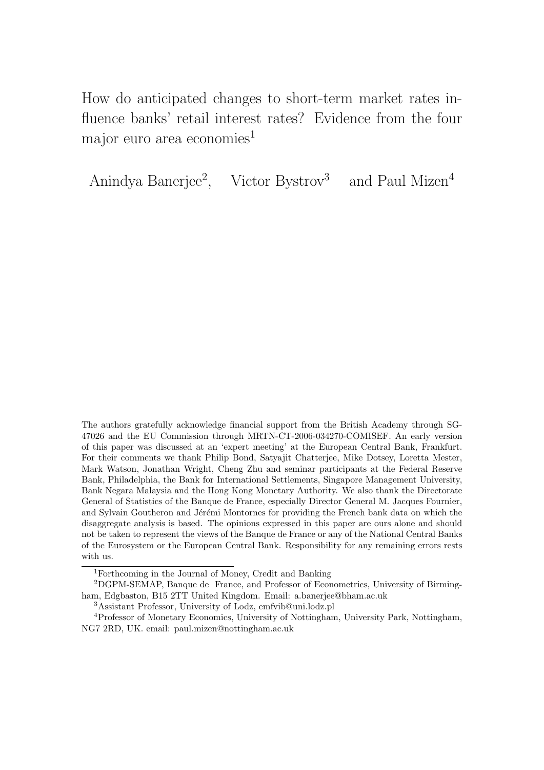# How do anticipated changes to short-term market rates influence banks' retail interest rates? Evidence from the four major euro area economies[1]

Anindya Banerjee[2], Victor Bystrov[3] and Paul Mizen[4]

The authors gratefully acknowledge financial support from the British Academy through SG-47026 and the EU Commission through MRTN-CT-2006-034270-COMISEF. An early version of this paper was discussed at an 'expert meeting' at the European Central Bank, Frankfurt. For their comments we thank Philip Bond, Satyajit Chatterjee, Mike Dotsey, Loretta Mester, Mark Watson, Jonathan Wright, Cheng Zhu and seminar participants at the Federal Reserve Bank, Philadelphia, the Bank for International Settlements, Singapore Management University, Bank Negara Malaysia and the Hong Kong Monetary Authority. We also thank the Directorate General of Statistics of the Banque de France, especially Director General M. Jacques Fournier, and Sylvain Goutheron and Jérémi Montornes for providing the French bank data on which the disaggregate analysis is based. The opinions expressed in this paper are ours alone and should not be taken to represent the views of the Banque de France or any of the National Central Banks of the Eurosystem or the European Central Bank. Responsibility for any remaining errors rests with us.

[1] Forthcoming in the Journal of Money, Credit and Banking

[2] DGPM-SEMAP, Banque de France, and Professor of Econometrics, University of Birmingham, Edgbaston, B15 2TT United Kingdom. Email: a.banerjee@bham.ac.uk

[3] Assistant Professor, University of Lodz, emfvib@uni.lodz.pl

[4] Professor of Monetary Economics, University of Nottingham, University Park, Nottingham, NG7 2RD, UK. email: paul.mizen@nottingham.ac.uk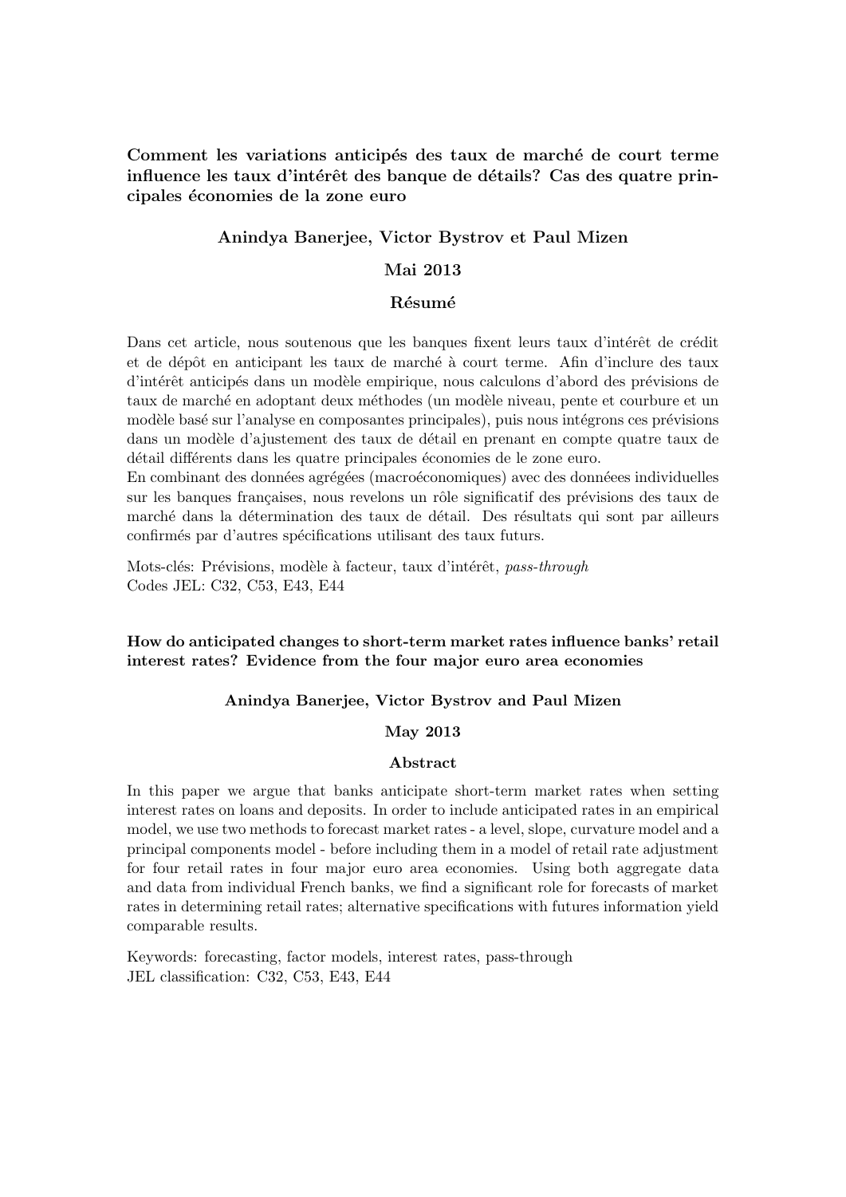**Comment les variations anticipés des taux de marché de court terme influence les taux d'intérêt des banque de détails? Cas des quatre principales économies de la zone euro**

**Anindya Banerjee, Victor Bystrov et Paul Mizen**

**Mai 2013**

**Résumé**

Dans cet article, nous soutenous que les banques fixent leurs taux d'intérêt de crédit et de dépôt en anticipant les taux de marché à court terme. Afin d'inclure des taux d'intérêt anticipés dans un modèle empirique, nous calculons d'abord des prévisions de taux de marché en adoptant deux méthodes (un modèle niveau, pente et courbure et un modèle basé sur l'analyse en composantes principales), puis nous intégrons ces prévisions dans un modèle d'ajustement des taux de détail en prenant en compte quatre taux de détail différents dans les quatre principales économies de le zone euro.
En combinant des données agrégées (macroéconomiques) avec des donnéees individuelles sur les banques françaises, nous revelons un rôle significatif des prévisions des taux de marché dans la détermination des taux de détail. Des résultats qui sont par ailleurs confirmés par d'autres spécifications utilisant des taux futurs.

Mots-clés: Prévisions, modèle à facteur, taux d'intérêt, *pass-through*
Codes JEL: C32, C53, E43, E44

**How do anticipated changes to short-term market rates influence banks' retail interest rates? Evidence from the four major euro area economies**

**Anindya Banerjee, Victor Bystrov and Paul Mizen**

**May 2013**

**Abstract**

In this paper we argue that banks anticipate short-term market rates when setting interest rates on loans and deposits. In order to include anticipated rates in an empirical model, we use two methods to forecast market rates - a level, slope, curvature model and a principal components model - before including them in a model of retail rate adjustment for four retail rates in four major euro area economies. Using both aggregate data and data from individual French banks, we find a significant role for forecasts of market rates in determining retail rates; alternative specifications with futures information yield comparable results.

Keywords: forecasting, factor models, interest rates, pass-through
JEL classification: C32, C53, E43, E44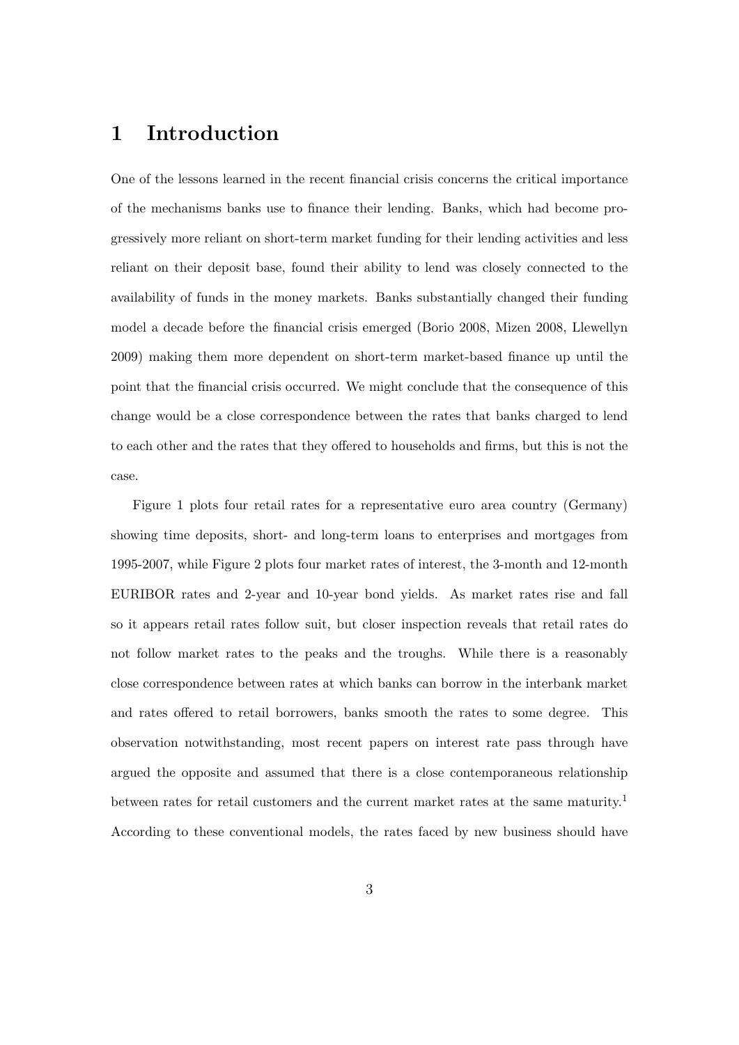# 1 Introduction

One of the lessons learned in the recent financial crisis concerns the critical importance of the mechanisms banks use to finance their lending. Banks, which had become progressively more reliant on short-term market funding for their lending activities and less reliant on their deposit base, found their ability to lend was closely connected to the availability of funds in the money markets. Banks substantially changed their funding model a decade before the financial crisis emerged (Borio 2008, Mizen 2008, Llewellyn 2009) making them more dependent on short-term market-based finance up until the point that the financial crisis occurred. We might conclude that the consequence of this change would be a close correspondence between the rates that banks charged to lend to each other and the rates that they offered to households and firms, but this is not the case.

Figure 1 plots four retail rates for a representative euro area country (Germany) showing time deposits, short- and long-term loans to enterprises and mortgages from 1995-2007, while Figure 2 plots four market rates of interest, the 3-month and 12-month EURIBOR rates and 2-year and 10-year bond yields. As market rates rise and fall so it appears retail rates follow suit, but closer inspection reveals that retail rates do not follow market rates to the peaks and the troughs. While there is a reasonably close correspondence between rates at which banks can borrow in the interbank market and rates offered to retail borrowers, banks smooth the rates to some degree. This observation notwithstanding, most recent papers on interest rate pass through have argued the opposite and assumed that there is a close contemporaneous relationship between rates for retail customers and the current market rates at the same maturity.[1] According to these conventional models, the rates faced by new business should have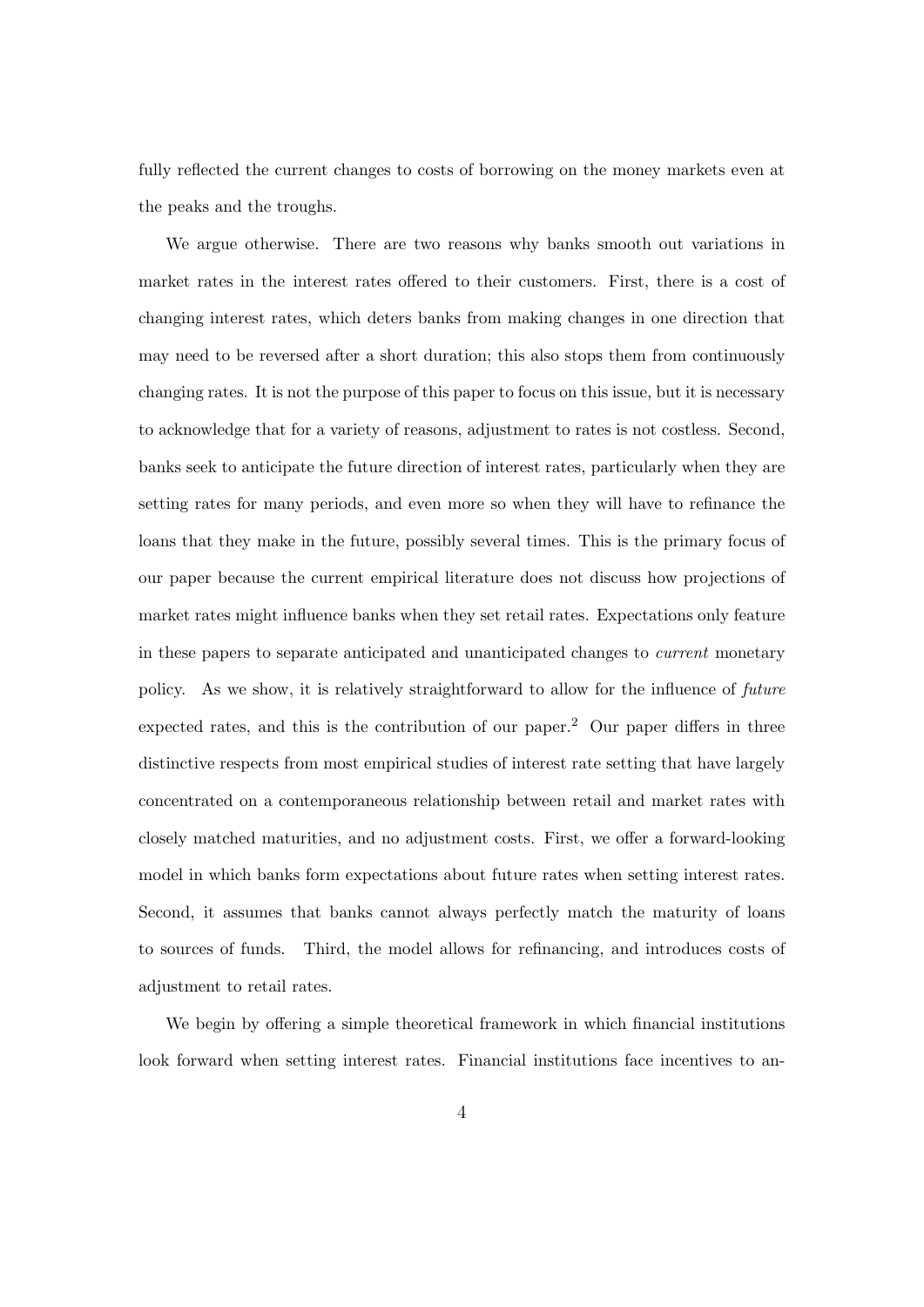fully reflected the current changes to costs of borrowing on the money markets even at the peaks and the troughs.

We argue otherwise. There are two reasons why banks smooth out variations in market rates in the interest rates offered to their customers. First, there is a cost of changing interest rates, which deters banks from making changes in one direction that may need to be reversed after a short duration; this also stops them from continuously changing rates. It is not the purpose of this paper to focus on this issue, but it is necessary to acknowledge that for a variety of reasons, adjustment to rates is not costless. Second, banks seek to anticipate the future direction of interest rates, particularly when they are setting rates for many periods, and even more so when they will have to refinance the loans that they make in the future, possibly several times. This is the primary focus of our paper because the current empirical literature does not discuss how projections of market rates might influence banks when they set retail rates. Expectations only feature in these papers to separate anticipated and unanticipated changes to *current* monetary policy. As we show, it is relatively straightforward to allow for the influence of *future* expected rates, and this is the contribution of our paper.[2] Our paper differs in three distinctive respects from most empirical studies of interest rate setting that have largely concentrated on a contemporaneous relationship between retail and market rates with closely matched maturities, and no adjustment costs. First, we offer a forward-looking model in which banks form expectations about future rates when setting interest rates. Second, it assumes that banks cannot always perfectly match the maturity of loans to sources of funds. Third, the model allows for refinancing, and introduces costs of adjustment to retail rates.

We begin by offering a simple theoretical framework in which financial institutions look forward when setting interest rates. Financial institutions face incentives to an-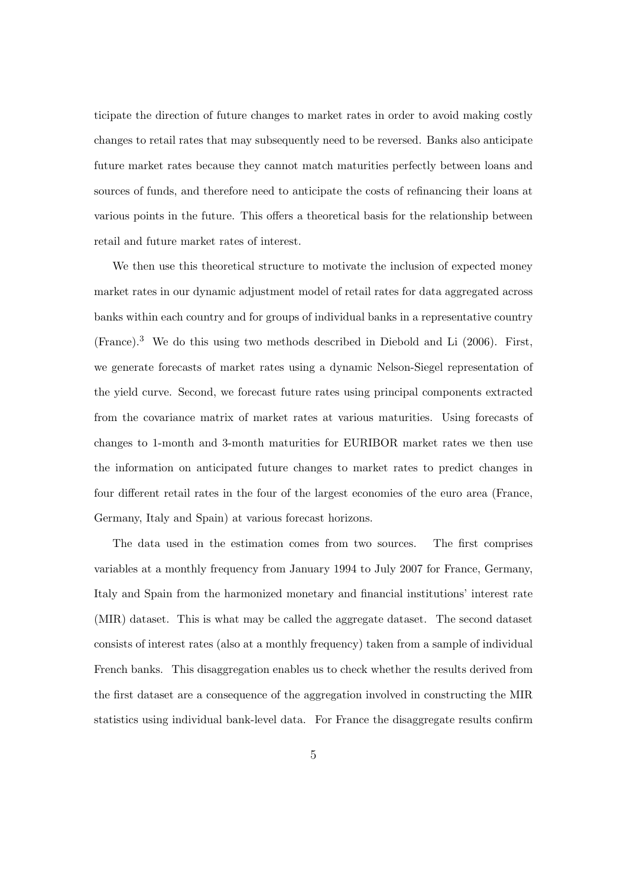ticipate the direction of future changes to market rates in order to avoid making costly changes to retail rates that may subsequently need to be reversed. Banks also anticipate future market rates because they cannot match maturities perfectly between loans and sources of funds, and therefore need to anticipate the costs of refinancing their loans at various points in the future. This offers a theoretical basis for the relationship between retail and future market rates of interest.

We then use this theoretical structure to motivate the inclusion of expected money market rates in our dynamic adjustment model of retail rates for data aggregated across banks within each country and for groups of individual banks in a representative country (France).[3] We do this using two methods described in Diebold and Li (2006). First, we generate forecasts of market rates using a dynamic Nelson-Siegel representation of the yield curve. Second, we forecast future rates using principal components extracted from the covariance matrix of market rates at various maturities. Using forecasts of changes to 1-month and 3-month maturities for EURIBOR market rates we then use the information on anticipated future changes to market rates to predict changes in four different retail rates in the four of the largest economies of the euro area (France, Germany, Italy and Spain) at various forecast horizons.

The data used in the estimation comes from two sources. The first comprises variables at a monthly frequency from January 1994 to July 2007 for France, Germany, Italy and Spain from the harmonized monetary and financial institutions' interest rate (MIR) dataset. This is what may be called the aggregate dataset. The second dataset consists of interest rates (also at a monthly frequency) taken from a sample of individual French banks. This disaggregation enables us to check whether the results derived from the first dataset are a consequence of the aggregation involved in constructing the MIR statistics using individual bank-level data. For France the disaggregate results confirm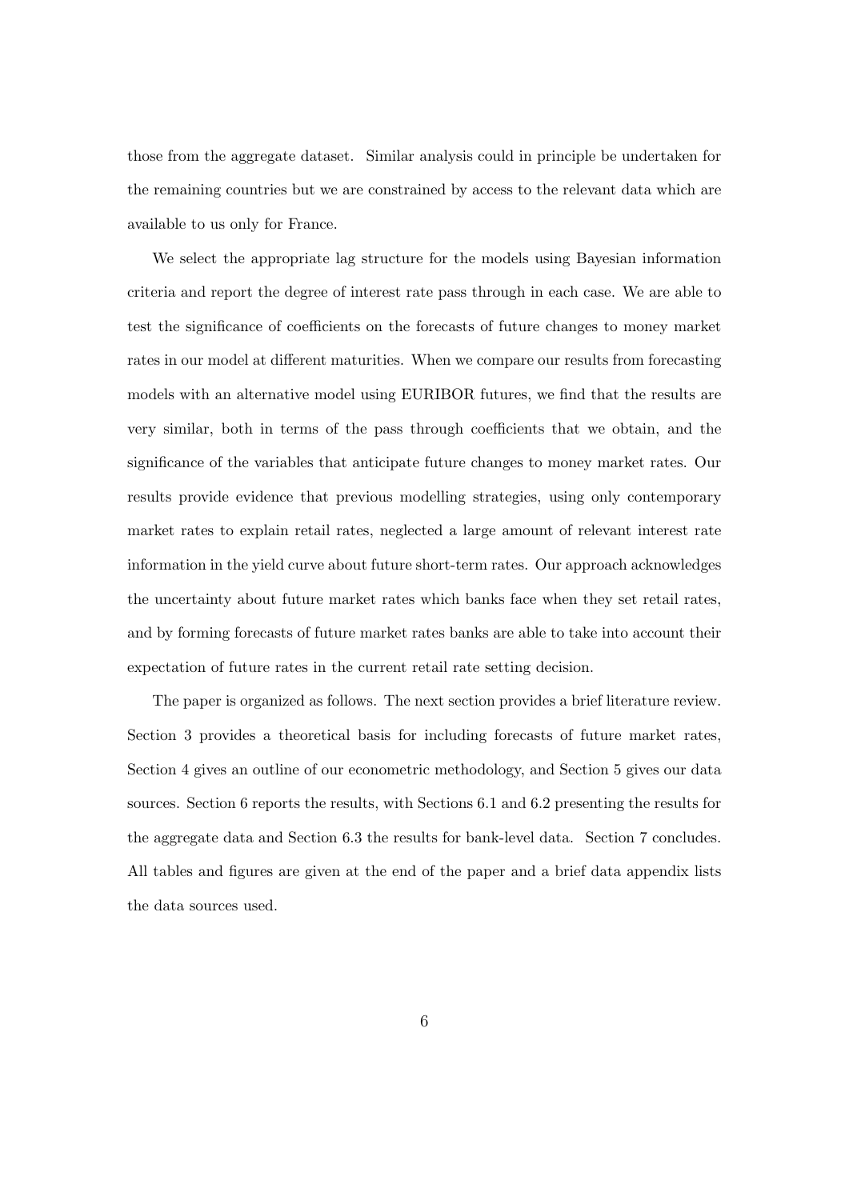those from the aggregate dataset. Similar analysis could in principle be undertaken for the remaining countries but we are constrained by access to the relevant data which are available to us only for France.

We select the appropriate lag structure for the models using Bayesian information criteria and report the degree of interest rate pass through in each case. We are able to test the significance of coefficients on the forecasts of future changes to money market rates in our model at different maturities. When we compare our results from forecasting models with an alternative model using EURIBOR futures, we find that the results are very similar, both in terms of the pass through coefficients that we obtain, and the significance of the variables that anticipate future changes to money market rates. Our results provide evidence that previous modelling strategies, using only contemporary market rates to explain retail rates, neglected a large amount of relevant interest rate information in the yield curve about future short-term rates. Our approach acknowledges the uncertainty about future market rates which banks face when they set retail rates, and by forming forecasts of future market rates banks are able to take into account their expectation of future rates in the current retail rate setting decision.

The paper is organized as follows. The next section provides a brief literature review. Section 3 provides a theoretical basis for including forecasts of future market rates, Section 4 gives an outline of our econometric methodology, and Section 5 gives our data sources. Section 6 reports the results, with Sections 6.1 and 6.2 presenting the results for the aggregate data and Section 6.3 the results for bank-level data. Section 7 concludes. All tables and figures are given at the end of the paper and a brief data appendix lists the data sources used.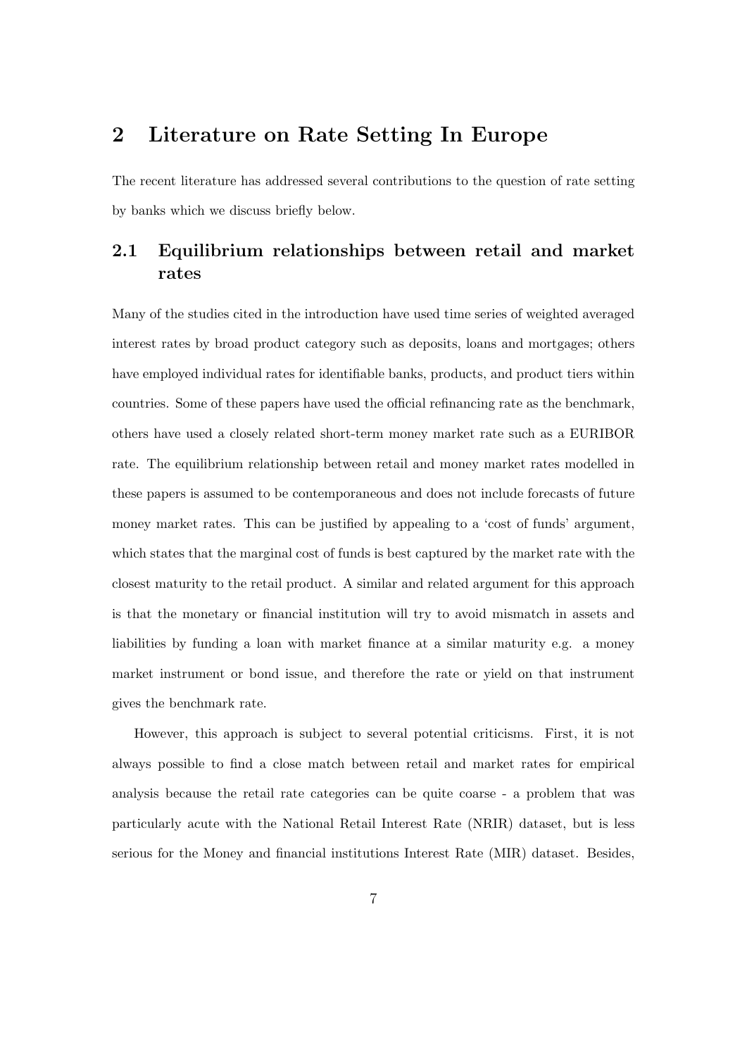# 2 Literature on Rate Setting In Europe

The recent literature has addressed several contributions to the question of rate setting by banks which we discuss briefly below.

## 2.1 Equilibrium relationships between retail and market rates

Many of the studies cited in the introduction have used time series of weighted averaged interest rates by broad product category such as deposits, loans and mortgages; others have employed individual rates for identifiable banks, products, and product tiers within countries. Some of these papers have used the official refinancing rate as the benchmark, others have used a closely related short-term money market rate such as a EURIBOR rate. The equilibrium relationship between retail and money market rates modelled in these papers is assumed to be contemporaneous and does not include forecasts of future money market rates. This can be justified by appealing to a 'cost of funds' argument, which states that the marginal cost of funds is best captured by the market rate with the closest maturity to the retail product. A similar and related argument for this approach is that the monetary or financial institution will try to avoid mismatch in assets and liabilities by funding a loan with market finance at a similar maturity e.g. a money market instrument or bond issue, and therefore the rate or yield on that instrument gives the benchmark rate.

However, this approach is subject to several potential criticisms. First, it is not always possible to find a close match between retail and market rates for empirical analysis because the retail rate categories can be quite coarse - a problem that was particularly acute with the National Retail Interest Rate (NRIR) dataset, but is less serious for the Money and financial institutions Interest Rate (MIR) dataset. Besides,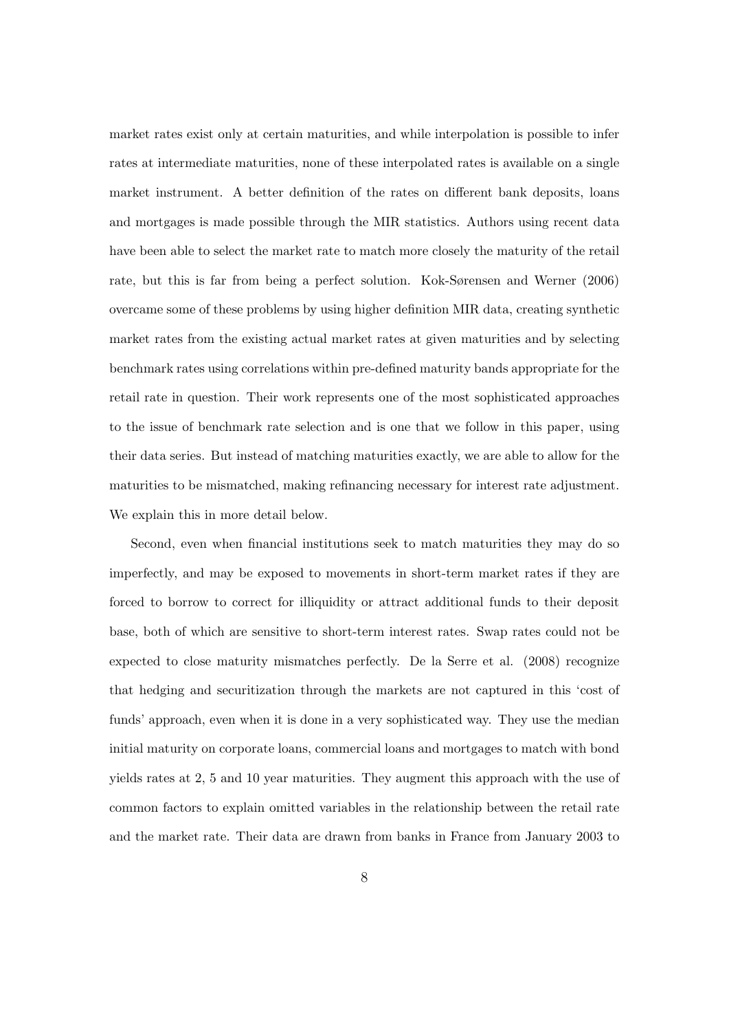market rates exist only at certain maturities, and while interpolation is possible to infer rates at intermediate maturities, none of these interpolated rates is available on a single market instrument. A better definition of the rates on different bank deposits, loans and mortgages is made possible through the MIR statistics. Authors using recent data have been able to select the market rate to match more closely the maturity of the retail rate, but this is far from being a perfect solution. Kok-Sørensen and Werner (2006) overcame some of these problems by using higher definition MIR data, creating synthetic market rates from the existing actual market rates at given maturities and by selecting benchmark rates using correlations within pre-defined maturity bands appropriate for the retail rate in question. Their work represents one of the most sophisticated approaches to the issue of benchmark rate selection and is one that we follow in this paper, using their data series. But instead of matching maturities exactly, we are able to allow for the maturities to be mismatched, making refinancing necessary for interest rate adjustment. We explain this in more detail below.

Second, even when financial institutions seek to match maturities they may do so imperfectly, and may be exposed to movements in short-term market rates if they are forced to borrow to correct for illiquidity or attract additional funds to their deposit base, both of which are sensitive to short-term interest rates. Swap rates could not be expected to close maturity mismatches perfectly. De la Serre et al. (2008) recognize that hedging and securitization through the markets are not captured in this 'cost of funds' approach, even when it is done in a very sophisticated way. They use the median initial maturity on corporate loans, commercial loans and mortgages to match with bond yields rates at 2, 5 and 10 year maturities. They augment this approach with the use of common factors to explain omitted variables in the relationship between the retail rate and the market rate. Their data are drawn from banks in France from January 2003 to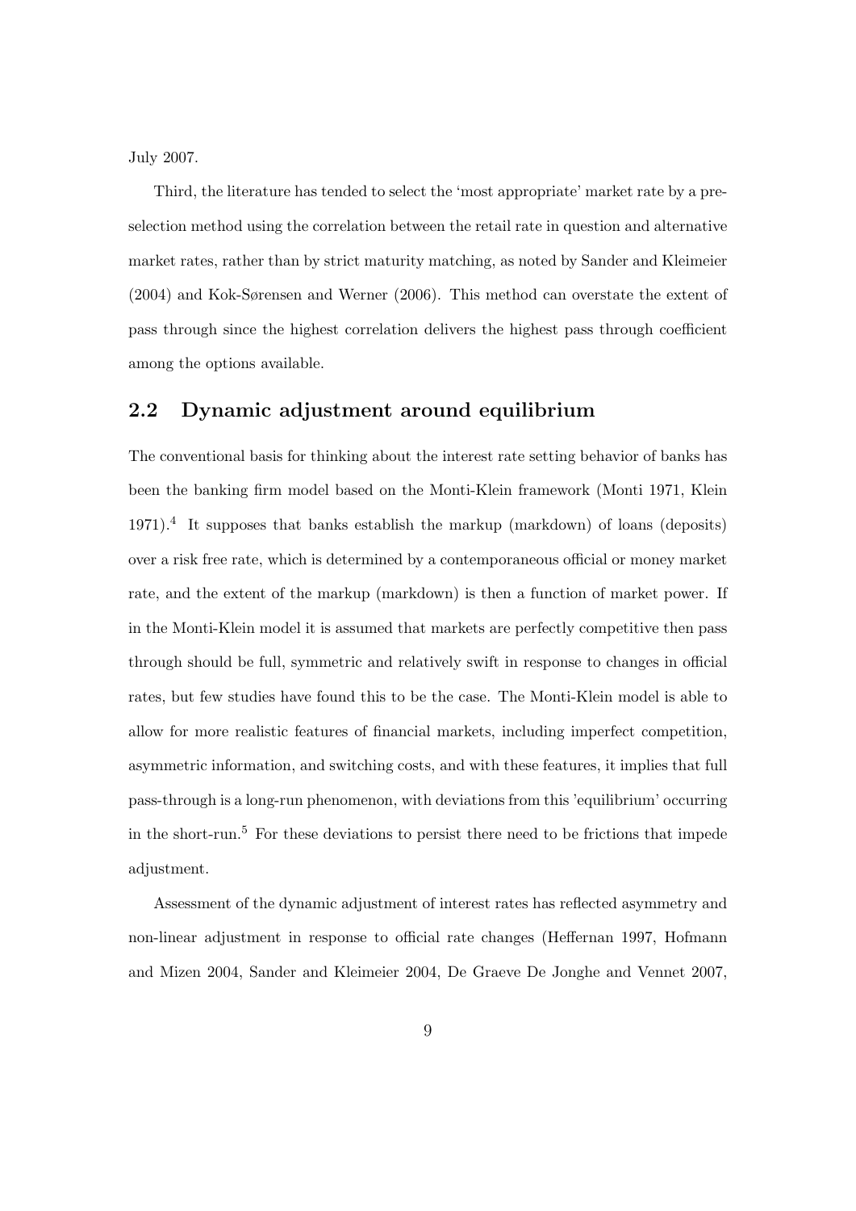July 2007.

Third, the literature has tended to select the 'most appropriate' market rate by a pre-selection method using the correlation between the retail rate in question and alternative market rates, rather than by strict maturity matching, as noted by Sander and Kleimeier (2004) and Kok-Sørensen and Werner (2006). This method can overstate the extent of pass through since the highest correlation delivers the highest pass through coefficient among the options available.

## 2.2 Dynamic adjustment around equilibrium

The conventional basis for thinking about the interest rate setting behavior of banks has been the banking firm model based on the Monti-Klein framework (Monti 1971, Klein 1971).[4] It supposes that banks establish the markup (markdown) of loans (deposits) over a risk free rate, which is determined by a contemporaneous official or money market rate, and the extent of the markup (markdown) is then a function of market power. If in the Monti-Klein model it is assumed that markets are perfectly competitive then pass through should be full, symmetric and relatively swift in response to changes in official rates, but few studies have found this to be the case. The Monti-Klein model is able to allow for more realistic features of financial markets, including imperfect competition, asymmetric information, and switching costs, and with these features, it implies that full pass-through is a long-run phenomenon, with deviations from this 'equilibrium' occurring in the short-run.[5] For these deviations to persist there need to be frictions that impede adjustment.

Assessment of the dynamic adjustment of interest rates has reflected asymmetry and non-linear adjustment in response to official rate changes (Heffernan 1997, Hofmann and Mizen 2004, Sander and Kleimeier 2004, De Graeve De Jonghe and Vennet 2007,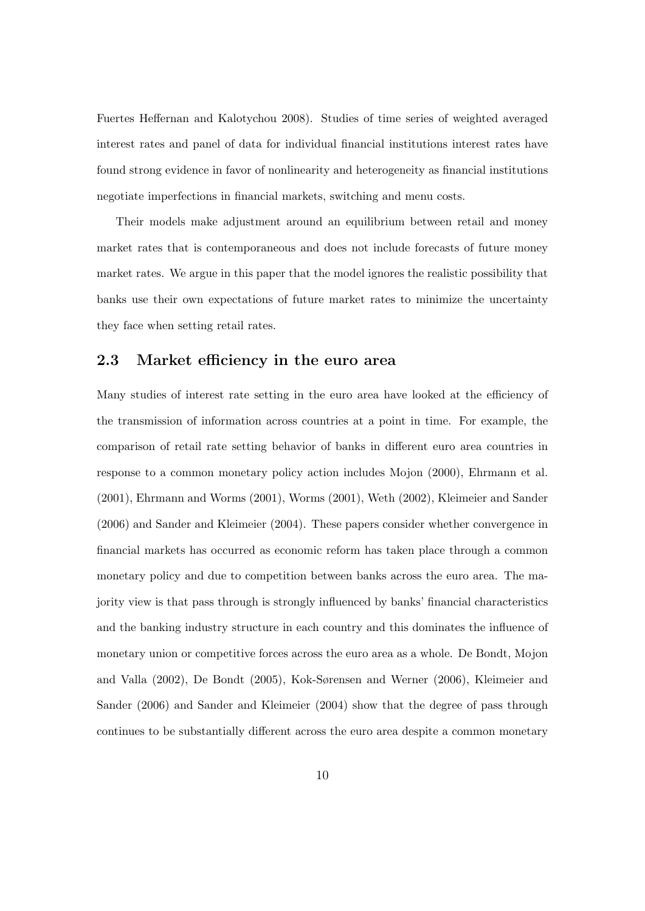Fuertes Heffernan and Kalotychou 2008). Studies of time series of weighted averaged interest rates and panel of data for individual financial institutions interest rates have found strong evidence in favor of nonlinearity and heterogeneity as financial institutions negotiate imperfections in financial markets, switching and menu costs.

Their models make adjustment around an equilibrium between retail and money market rates that is contemporaneous and does not include forecasts of future money market rates. We argue in this paper that the model ignores the realistic possibility that banks use their own expectations of future market rates to minimize the uncertainty they face when setting retail rates.

## 2.3 Market efficiency in the euro area

Many studies of interest rate setting in the euro area have looked at the efficiency of the transmission of information across countries at a point in time. For example, the comparison of retail rate setting behavior of banks in different euro area countries in response to a common monetary policy action includes Mojon (2000), Ehrmann et al. (2001), Ehrmann and Worms (2001), Worms (2001), Weth (2002), Kleimeier and Sander (2006) and Sander and Kleimeier (2004). These papers consider whether convergence in financial markets has occurred as economic reform has taken place through a common monetary policy and due to competition between banks across the euro area. The majority view is that pass through is strongly influenced by banks' financial characteristics and the banking industry structure in each country and this dominates the influence of monetary union or competitive forces across the euro area as a whole. De Bondt, Mojon and Valla (2002), De Bondt (2005), Kok-Sørensen and Werner (2006), Kleimeier and Sander (2006) and Sander and Kleimeier (2004) show that the degree of pass through continues to be substantially different across the euro area despite a common monetary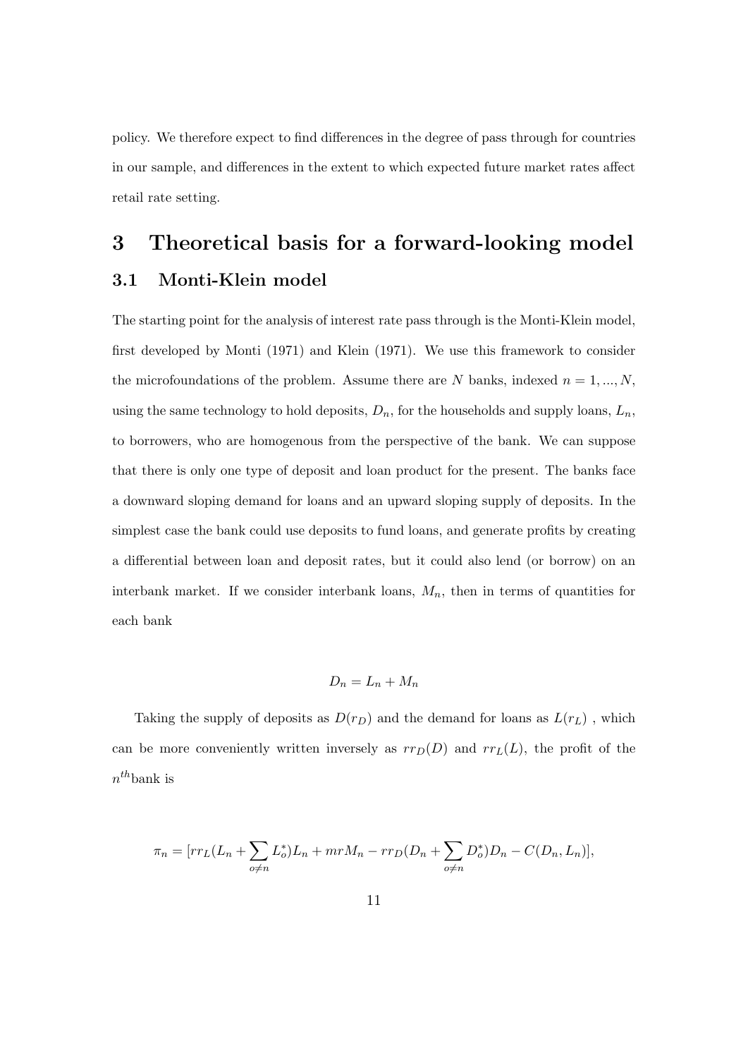policy. We therefore expect to find differences in the degree of pass through for countries in our sample, and differences in the extent to which expected future market rates affect retail rate setting.

# 3 Theoretical basis for a forward-looking model

## 3.1 Monti-Klein model

The starting point for the analysis of interest rate pass through is the Monti-Klein model, first developed by Monti (1971) and Klein (1971). We use this framework to consider the microfoundations of the problem. Assume there are $N$ banks, indexed $n = 1, ..., N$, using the same technology to hold deposits, $D_n$, for the households and supply loans, $L_n$, to borrowers, who are homogenous from the perspective of the bank. We can suppose that there is only one type of deposit and loan product for the present. The banks face a downward sloping demand for loans and an upward sloping supply of deposits. In the simplest case the bank could use deposits to fund loans, and generate profits by creating a differential between loan and deposit rates, but it could also lend (or borrow) on an interbank market. If we consider interbank loans, $M_n$, then in terms of quantities for each bank

$$D_n = L_n + M_n$$

Taking the supply of deposits as $D(r_D)$ and the demand for loans as $L(r_L)$ , which can be more conveniently written inversely as $rr_D(D)$ and $rr_L(L)$, the profit of the $n^{th}$bank is

$$\pi_n = [rr_L(L_n + \sum_{o \neq n} L_o^*)L_n + mrM_n - rr_D(D_n + \sum_{o \neq n} D_o^*)D_n - C(D_n, L_n)],$$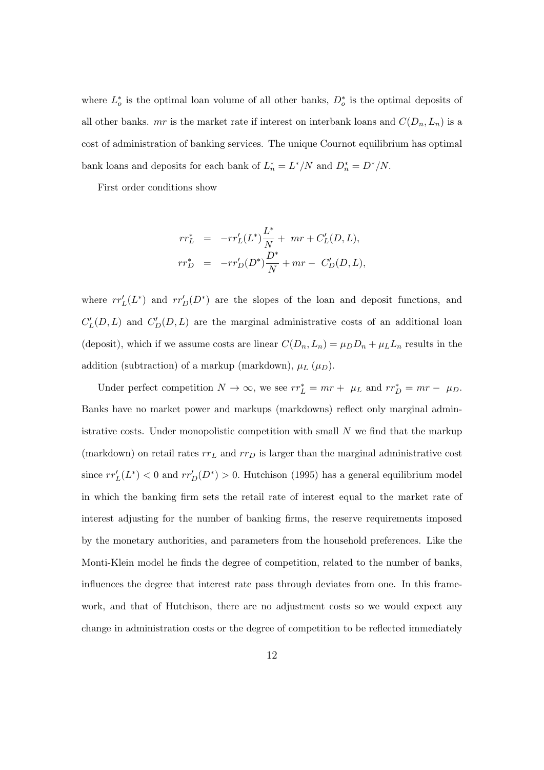where $L_o^*$ is the optimal loan volume of all other banks, $D_o^*$ is the optimal deposits of all other banks. $mr$ is the market rate if interest on interbank loans and $C(D_n, L_n)$ is a cost of administration of banking services. The unique Cournot equilibrium has optimal bank loans and deposits for each bank of $L_n^* = L^*/N$ and $D_n^* = D^*/N$.

First order conditions show

$$
\begin{aligned}
rr_L^* &= -rr_L'(L^*)\frac{L^*}{N} + \ mr + C_L'(D, L), \\
rr_D^* &= -rr_D'(D^*)\frac{D^*}{N} + mr - \ C_D'(D, L),
\end{aligned}
$$

where $rr_L'(L^*)$ and $rr_D'(D^*)$ are the slopes of the loan and deposit functions, and $C_L'(D, L)$ and $C_D'(D, L)$ are the marginal administrative costs of an additional loan (deposit), which if we assume costs are linear $C(D_n, L_n) = \mu_D D_n + \mu_L L_n$ results in the addition (subtraction) of a markup (markdown), $\mu_L$ ($\mu_D$).

Under perfect competition $N \to \infty$, we see $rr_L^* = mr + \ \mu_L$ and $rr_D^* = mr - \ \mu_D$. Banks have no market power and markups (markdowns) reflect only marginal administrative costs. Under monopolistic competition with small $N$ we find that the markup (markdown) on retail rates $rr_L$ and $rr_D$ is larger than the marginal administrative cost since $rr_L'(L^*) < 0$ and $rr_D'(D^*) > 0$. Hutchison (1995) has a general equilibrium model in which the banking firm sets the retail rate of interest equal to the market rate of interest adjusting for the number of banking firms, the reserve requirements imposed by the monetary authorities, and parameters from the household preferences. Like the Monti-Klein model he finds the degree of competition, related to the number of banks, influences the degree that interest rate pass through deviates from one. In this framework, and that of Hutchison, there are no adjustment costs so we would expect any change in administration costs or the degree of competition to be reflected immediately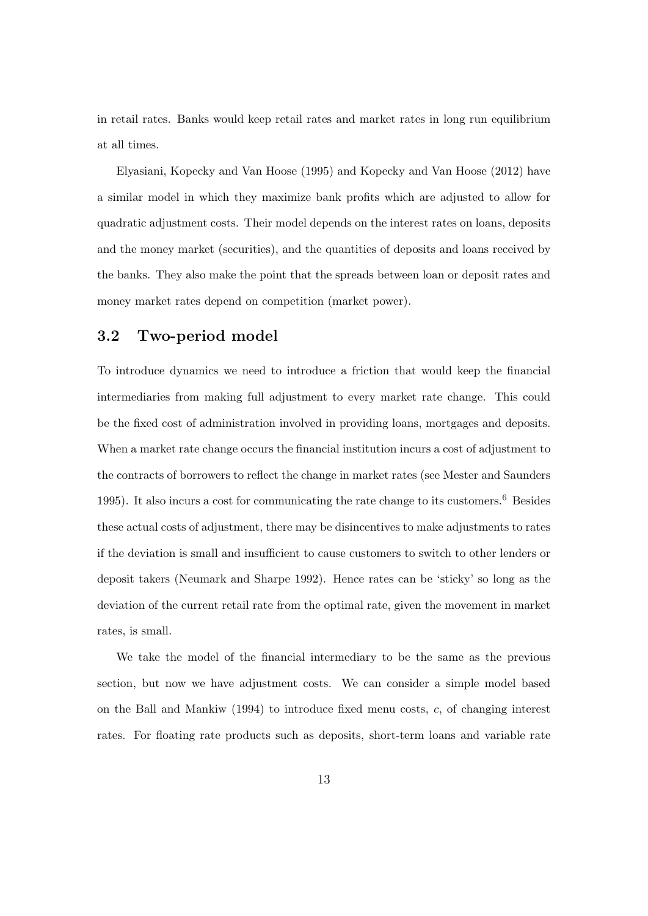in retail rates. Banks would keep retail rates and market rates in long run equilibrium at all times.

Elyasiani, Kopecky and Van Hoose (1995) and Kopecky and Van Hoose (2012) have a similar model in which they maximize bank profits which are adjusted to allow for quadratic adjustment costs. Their model depends on the interest rates on loans, deposits and the money market (securities), and the quantities of deposits and loans received by the banks. They also make the point that the spreads between loan or deposit rates and money market rates depend on competition (market power).

### 3.2 Two-period model

To introduce dynamics we need to introduce a friction that would keep the financial intermediaries from making full adjustment to every market rate change. This could be the fixed cost of administration involved in providing loans, mortgages and deposits. When a market rate change occurs the financial institution incurs a cost of adjustment to the contracts of borrowers to reflect the change in market rates (see Mester and Saunders 1995). It also incurs a cost for communicating the rate change to its customers.[6] Besides these actual costs of adjustment, there may be disincentives to make adjustments to rates if the deviation is small and insufficient to cause customers to switch to other lenders or deposit takers (Neumark and Sharpe 1992). Hence rates can be 'sticky' so long as the deviation of the current retail rate from the optimal rate, given the movement in market rates, is small.

We take the model of the financial intermediary to be the same as the previous section, but now we have adjustment costs. We can consider a simple model based on the Ball and Mankiw (1994) to introduce fixed menu costs, $c$, of changing interest rates. For floating rate products such as deposits, short-term loans and variable rate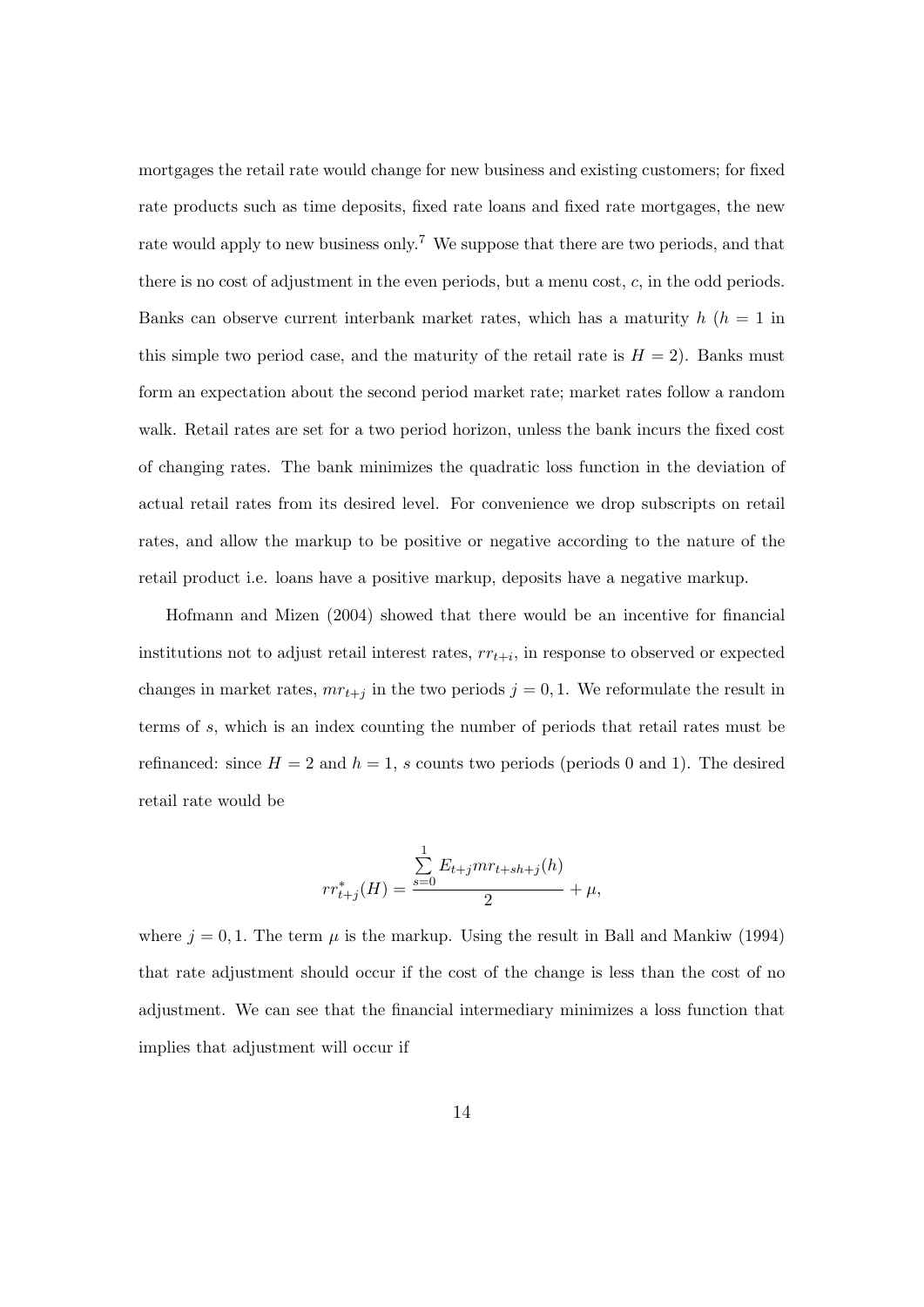mortgages the retail rate would change for new business and existing customers; for fixed rate products such as time deposits, fixed rate loans and fixed rate mortgages, the new rate would apply to new business only.[7] We suppose that there are two periods, and that there is no cost of adjustment in the even periods, but a menu cost, $c$, in the odd periods. Banks can observe current interbank market rates, which has a maturity $h$ ($h = 1$ in this simple two period case, and the maturity of the retail rate is $H = 2$). Banks must form an expectation about the second period market rate; market rates follow a random walk. Retail rates are set for a two period horizon, unless the bank incurs the fixed cost of changing rates. The bank minimizes the quadratic loss function in the deviation of actual retail rates from its desired level. For convenience we drop subscripts on retail rates, and allow the markup to be positive or negative according to the nature of the retail product i.e. loans have a positive markup, deposits have a negative markup.

Hofmann and Mizen (2004) showed that there would be an incentive for financial institutions not to adjust retail interest rates, $rr_{t+i}$, in response to observed or expected changes in market rates, $mr_{t+j}$ in the two periods $j = 0, 1$. We reformulate the result in terms of $s$, which is an index counting the number of periods that retail rates must be refinanced: since $H = 2$ and $h = 1$, $s$ counts two periods (periods 0 and 1). The desired retail rate would be

$$rr^*_{t+j}(H) = \frac{\sum_{s=0}^{1} E_{t+j} mr_{t+sh+j}(h)}{2} + \mu,$$

where $j = 0, 1$. The term $\mu$ is the markup. Using the result in Ball and Mankiw (1994) that rate adjustment should occur if the cost of the change is less than the cost of no adjustment. We can see that the financial intermediary minimizes a loss function that implies that adjustment will occur if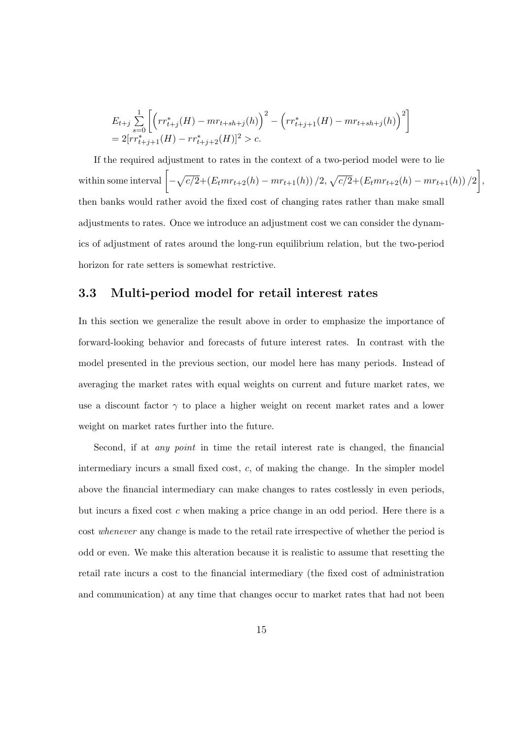$$E_{t+j}\sum_{s=0}^{1}\left[\left(rr^*_{t+j}(H)-mr_{t+sh+j}(h)\right)^2-\left(rr^*_{t+j+1}(H)-mr_{t+sh+j}(h)\right)^2\right]$$
$$=2[rr^*_{t+j+1}(H)-rr^*_{t+j+2}(H)]^2>c.$$

If the required adjustment to rates in the context of a two-period model were to lie within some interval $\left[-\sqrt{c/2}+\left(E_t mr_{t+2}(h)-mr_{t+1}(h)\right)/2,\ \sqrt{c/2}+\left(E_t mr_{t+2}(h)-mr_{t+1}(h)\right)/2\right]$, then banks would rather avoid the fixed cost of changing rates rather than make small adjustments to rates. Once we introduce an adjustment cost we can consider the dynamics of adjustment of rates around the long-run equilibrium relation, but the two-period horizon for rate setters is somewhat restrictive.

## 3.3 Multi-period model for retail interest rates

In this section we generalize the result above in order to emphasize the importance of forward-looking behavior and forecasts of future interest rates. In contrast with the model presented in the previous section, our model here has many periods. Instead of averaging the market rates with equal weights on current and future market rates, we use a discount factor $\gamma$ to place a higher weight on recent market rates and a lower weight on market rates further into the future.

Second, if at *any point* in time the retail interest rate is changed, the financial intermediary incurs a small fixed cost, $c$, of making the change. In the simpler model above the financial intermediary can make changes to rates costlessly in even periods, but incurs a fixed cost $c$ when making a price change in an odd period. Here there is a cost *whenever* any change is made to the retail rate irrespective of whether the period is odd or even. We make this alteration because it is realistic to assume that resetting the retail rate incurs a cost to the financial intermediary (the fixed cost of administration and communication) at any time that changes occur to market rates that had not been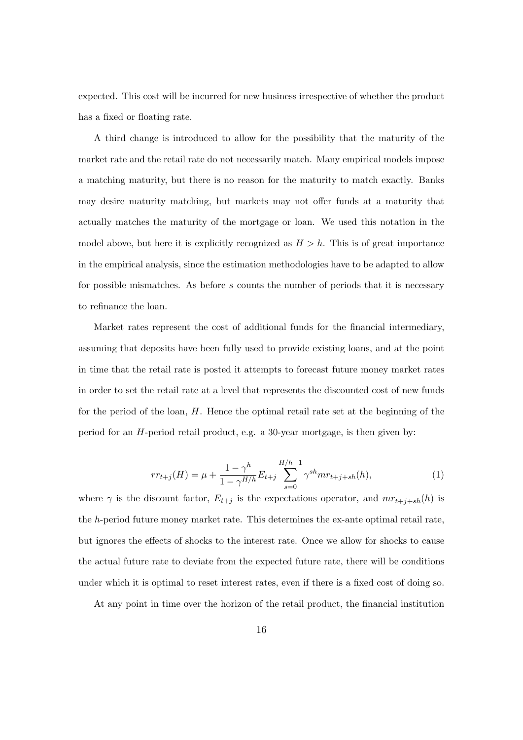expected. This cost will be incurred for new business irrespective of whether the product has a fixed or floating rate.

A third change is introduced to allow for the possibility that the maturity of the market rate and the retail rate do not necessarily match. Many empirical models impose a matching maturity, but there is no reason for the maturity to match exactly. Banks may desire maturity matching, but markets may not offer funds at a maturity that actually matches the maturity of the mortgage or loan. We used this notation in the model above, but here it is explicitly recognized as $H > h$. This is of great importance in the empirical analysis, since the estimation methodologies have to be adapted to allow for possible mismatches. As before $s$ counts the number of periods that it is necessary to refinance the loan.

Market rates represent the cost of additional funds for the financial intermediary, assuming that deposits have been fully used to provide existing loans, and at the point in time that the retail rate is posted it attempts to forecast future money market rates in order to set the retail rate at a level that represents the discounted cost of new funds for the period of the loan, $H$. Hence the optimal retail rate set at the beginning of the period for an $H$-period retail product, e.g. a 30-year mortgage, is then given by:

$$rr_{t+j}(H) = \mu + \frac{1-\gamma^h}{1-\gamma^{H/h}} E_{t+j} \sum_{s=0}^{H/h-1} \gamma^{sh} mr_{t+j+sh}(h), \tag{1}$$

where $\gamma$ is the discount factor, $E_{t+j}$ is the expectations operator, and $mr_{t+j+sh}(h)$ is the $h$-period future money market rate. This determines the ex-ante optimal retail rate, but ignores the effects of shocks to the interest rate. Once we allow for shocks to cause the actual future rate to deviate from the expected future rate, there will be conditions under which it is optimal to reset interest rates, even if there is a fixed cost of doing so.

At any point in time over the horizon of the retail product, the financial institution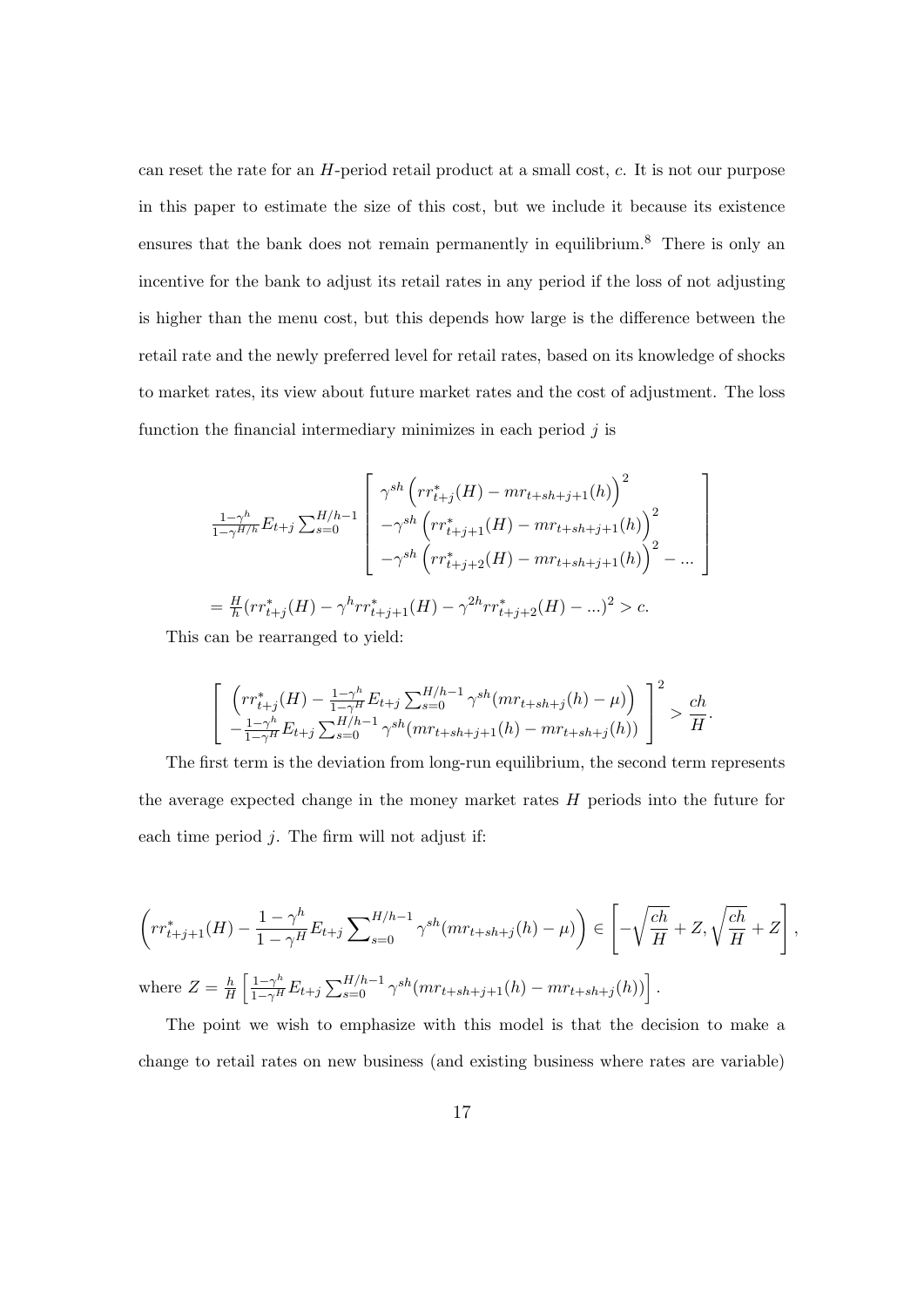can reset the rate for an $H$-period retail product at a small cost, $c$. It is not our purpose in this paper to estimate the size of this cost, but we include it because its existence ensures that the bank does not remain permanently in equilibrium.[8] There is only an incentive for the bank to adjust its retail rates in any period if the loss of not adjusting is higher than the menu cost, but this depends how large is the difference between the retail rate and the newly preferred level for retail rates, based on its knowledge of shocks to market rates, its view about future market rates and the cost of adjustment. The loss function the financial intermediary minimizes in each period $j$ is

$$
\frac{1-\gamma^h}{1-\gamma^{H/h}} E_{t+j} \sum\nolimits_{s=0}^{H/h-1} \left[ \begin{array}{l} \gamma^{sh}\left(rr^*_{t+j}(H) - mr_{t+sh+j+1}(h)\right)^2 \\ -\gamma^{sh}\left(rr^*_{t+j+1}(H) - mr_{t+sh+j+1}(h)\right)^2 \\ -\gamma^{sh}\left(rr^*_{t+j+2}(H) - mr_{t+sh+j+1}(h)\right)^2 - ... \end{array} \right]
$$

$$
= \frac{H}{h}(rr^*_{t+j}(H) - \gamma^h rr^*_{t+j+1}(H) - \gamma^{2h} rr^*_{t+j+2}(H) - ...)^2 > c.
$$

This can be rearranged to yield:

$$
\left[ \begin{array}{l} \left(rr^*_{t+j}(H) - \frac{1-\gamma^h}{1-\gamma^H} E_{t+j} \sum_{s=0}^{H/h-1} \gamma^{sh}(mr_{t+sh+j}(h) - \mu)\right) \\ -\frac{1-\gamma^h}{1-\gamma^H} E_{t+j} \sum_{s=0}^{H/h-1} \gamma^{sh}(mr_{t+sh+j+1}(h) - mr_{t+sh+j}(h)) \end{array} \right]^2 > \frac{ch}{H}.
$$

The first term is the deviation from long-run equilibrium, the second term represents the average expected change in the money market rates $H$ periods into the future for each time period $j$. The firm will not adjust if:

$$
\left(rr^*_{t+j+1}(H) - \frac{1-\gamma^h}{1-\gamma^H} E_{t+j} \sum\nolimits_{s=0}^{H/h-1} \gamma^{sh}(mr_{t+sh+j}(h) - \mu)\right) \in \left[-\sqrt{\frac{ch}{H}} + Z, \sqrt{\frac{ch}{H}} + Z\right],
$$

where $Z = \frac{h}{H}\left[\frac{1-\gamma^h}{1-\gamma^H} E_{t+j} \sum_{s=0}^{H/h-1} \gamma^{sh}(mr_{t+sh+j+1}(h) - mr_{t+sh+j}(h))\right].$

The point we wish to emphasize with this model is that the decision to make a change to retail rates on new business (and existing business where rates are variable)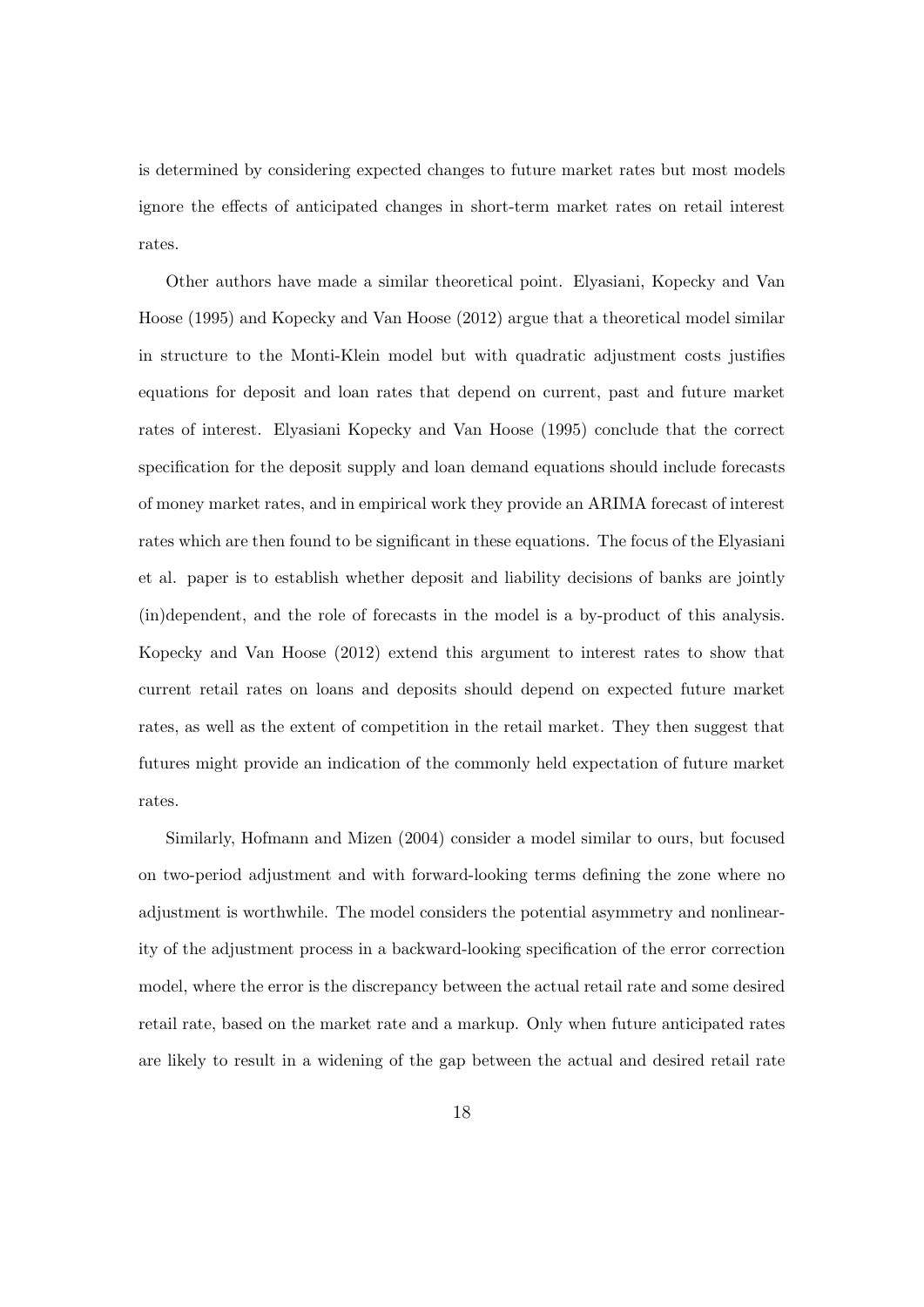is determined by considering expected changes to future market rates but most models ignore the effects of anticipated changes in short-term market rates on retail interest rates.

Other authors have made a similar theoretical point. Elyasiani, Kopecky and Van Hoose (1995) and Kopecky and Van Hoose (2012) argue that a theoretical model similar in structure to the Monti-Klein model but with quadratic adjustment costs justifies equations for deposit and loan rates that depend on current, past and future market rates of interest. Elyasiani Kopecky and Van Hoose (1995) conclude that the correct specification for the deposit supply and loan demand equations should include forecasts of money market rates, and in empirical work they provide an ARIMA forecast of interest rates which are then found to be significant in these equations. The focus of the Elyasiani et al. paper is to establish whether deposit and liability decisions of banks are jointly (in)dependent, and the role of forecasts in the model is a by-product of this analysis. Kopecky and Van Hoose (2012) extend this argument to interest rates to show that current retail rates on loans and deposits should depend on expected future market rates, as well as the extent of competition in the retail market. They then suggest that futures might provide an indication of the commonly held expectation of future market rates.

Similarly, Hofmann and Mizen (2004) consider a model similar to ours, but focused on two-period adjustment and with forward-looking terms defining the zone where no adjustment is worthwhile. The model considers the potential asymmetry and nonlinearity of the adjustment process in a backward-looking specification of the error correction model, where the error is the discrepancy between the actual retail rate and some desired retail rate, based on the market rate and a markup. Only when future anticipated rates are likely to result in a widening of the gap between the actual and desired retail rate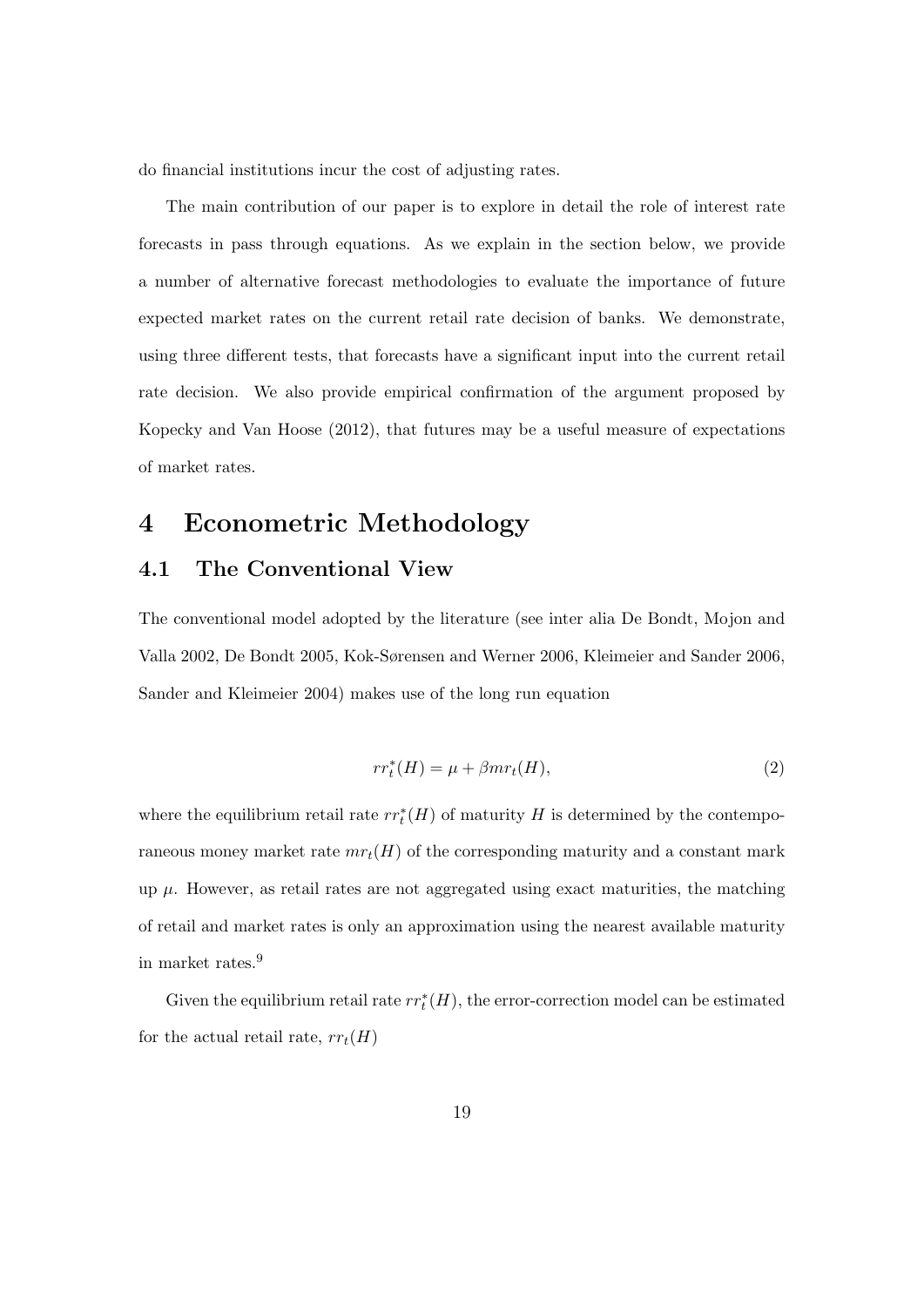do financial institutions incur the cost of adjusting rates.

The main contribution of our paper is to explore in detail the role of interest rate forecasts in pass through equations. As we explain in the section below, we provide a number of alternative forecast methodologies to evaluate the importance of future expected market rates on the current retail rate decision of banks. We demonstrate, using three different tests, that forecasts have a significant input into the current retail rate decision. We also provide empirical confirmation of the argument proposed by Kopecky and Van Hoose (2012), that futures may be a useful measure of expectations of market rates.

# 4 Econometric Methodology

## 4.1 The Conventional View

The conventional model adopted by the literature (see inter alia De Bondt, Mojon and Valla 2002, De Bondt 2005, Kok-Sørensen and Werner 2006, Kleimeier and Sander 2006, Sander and Kleimeier 2004) makes use of the long run equation

$$rr_t^*(H) = \mu + \beta mr_t(H), \tag{2}$$

where the equilibrium retail rate $rr_t^*(H)$ of maturity $H$ is determined by the contemporaneous money market rate $mr_t(H)$ of the corresponding maturity and a constant mark up $\mu$. However, as retail rates are not aggregated using exact maturities, the matching of retail and market rates is only an approximation using the nearest available maturity in market rates.[9]

Given the equilibrium retail rate $rr_t^*(H)$, the error-correction model can be estimated for the actual retail rate, $rr_t(H)$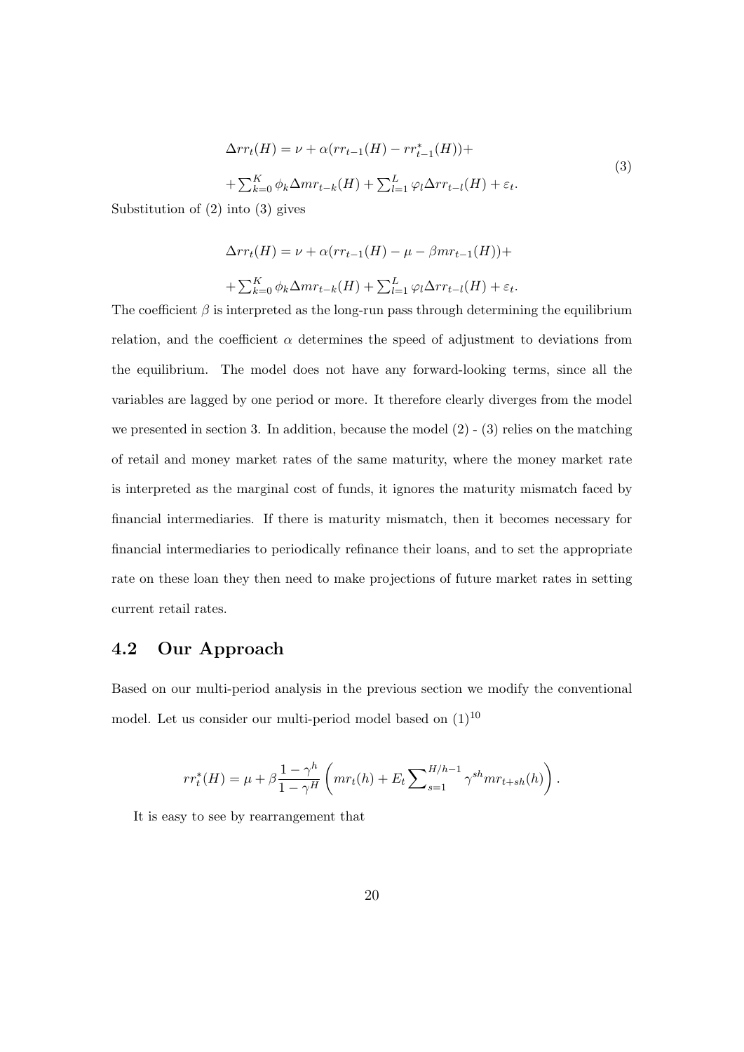$$
\begin{aligned}
\Delta rr_t(H) &= \nu + \alpha(rr_{t-1}(H) - rr^*_{t-1}(H)) + \\
&+ \textstyle\sum_{k=0}^{K} \phi_k \Delta mr_{t-k}(H) + \sum_{l=1}^{L} \varphi_l \Delta rr_{t-l}(H) + \varepsilon_t.
\end{aligned}
\tag{3}
$$

Substitution of (2) into (3) gives

$$
\begin{aligned}
\Delta rr_t(H) &= \nu + \alpha(rr_{t-1}(H) - \mu - \beta mr_{t-1}(H)) + \\
&+ \textstyle\sum_{k=0}^{K} \phi_k \Delta mr_{t-k}(H) + \sum_{l=1}^{L} \varphi_l \Delta rr_{t-l}(H) + \varepsilon_t.
\end{aligned}
$$

The coefficient $\beta$ is interpreted as the long-run pass through determining the equilibrium relation, and the coefficient $\alpha$ determines the speed of adjustment to deviations from the equilibrium. The model does not have any forward-looking terms, since all the variables are lagged by one period or more. It therefore clearly diverges from the model we presented in section 3. In addition, because the model (2) - (3) relies on the matching of retail and money market rates of the same maturity, where the money market rate is interpreted as the marginal cost of funds, it ignores the maturity mismatch faced by financial intermediaries. If there is maturity mismatch, then it becomes necessary for financial intermediaries to periodically refinance their loans, and to set the appropriate rate on these loan they then need to make projections of future market rates in setting current retail rates.

## 4.2 Our Approach

Based on our multi-period analysis in the previous section we modify the conventional model. Let us consider our multi-period model based on (1)[10]

$$
rr^*_t(H) = \mu + \beta \frac{1-\gamma^h}{1-\gamma^H} \left( mr_t(h) + E_t \sum\nolimits_{s=1}^{H/h-1} \gamma^{sh} mr_{t+sh}(h) \right).
$$

It is easy to see by rearrangement that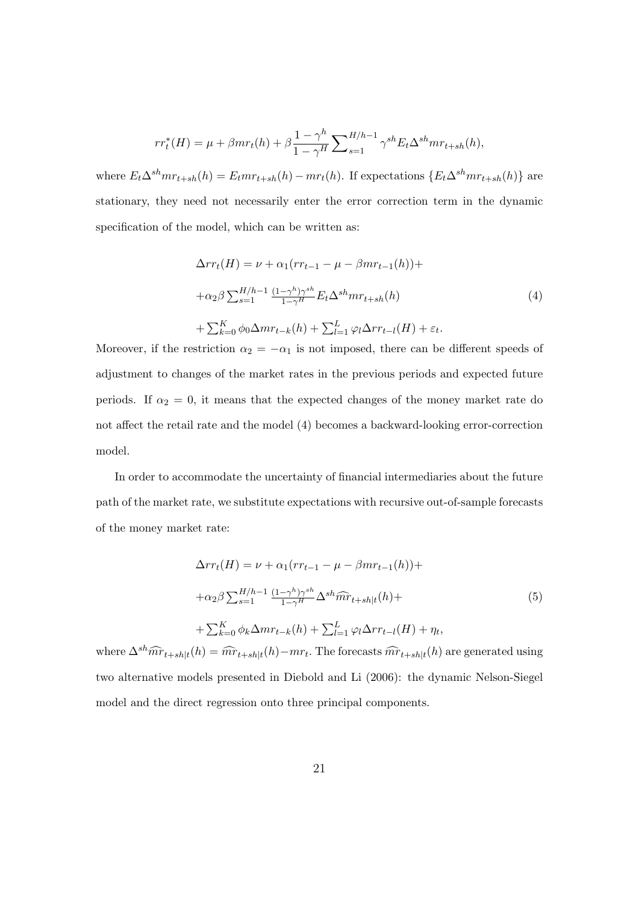$$rr_t^*(H) = \mu + \beta mr_t(h) + \beta \frac{1-\gamma^h}{1-\gamma^H} \sum\nolimits_{s=1}^{H/h-1} \gamma^{sh} E_t \Delta^{sh} mr_{t+sh}(h),$$

where $E_t \Delta^{sh} mr_{t+sh}(h) = E_t mr_{t+sh}(h) - mr_t(h)$. If expectations $\{E_t \Delta^{sh} mr_{t+sh}(h)\}$ are stationary, they need not necessarily enter the error correction term in the dynamic specification of the model, which can be written as:

$$\begin{aligned}
&\Delta rr_t(H) = \nu + \alpha_1 (rr_{t-1} - \mu - \beta mr_{t-1}(h)) + \\
&+ \alpha_2 \beta \sum\nolimits_{s=1}^{H/h-1} \tfrac{(1-\gamma^h)\gamma^{sh}}{1-\gamma^H} E_t \Delta^{sh} mr_{t+sh}(h) \\
&+ \sum\nolimits_{k=0}^{K} \phi_0 \Delta mr_{t-k}(h) + \sum\nolimits_{l=1}^{L} \varphi_l \Delta rr_{t-l}(H) + \varepsilon_t.
\end{aligned} \tag{4}$$

Moreover, if the restriction $\alpha_2 = -\alpha_1$ is not imposed, there can be different speeds of adjustment to changes of the market rates in the previous periods and expected future periods. If $\alpha_2 = 0$, it means that the expected changes of the money market rate do not affect the retail rate and the model (4) becomes a backward-looking error-correction model.

In order to accommodate the uncertainty of financial intermediaries about the future path of the market rate, we substitute expectations with recursive out-of-sample forecasts of the money market rate:

$$\begin{aligned}
&\Delta rr_t(H) = \nu + \alpha_1 (rr_{t-1} - \mu - \beta mr_{t-1}(h)) + \\
&+ \alpha_2 \beta \sum\nolimits_{s=1}^{H/h-1} \tfrac{(1-\gamma^h)\gamma^{sh}}{1-\gamma^H} \Delta^{sh} \widehat{mr}_{t+sh|t}(h) + \\
&+ \sum\nolimits_{k=0}^{K} \phi_k \Delta mr_{t-k}(h) + \sum\nolimits_{l=1}^{L} \varphi_l \Delta rr_{t-l}(H) + \eta_t,
\end{aligned} \tag{5}$$

where $\Delta^{sh} \widehat{mr}_{t+sh|t}(h) = \widehat{mr}_{t+sh|t}(h) - mr_t$. The forecasts $\widehat{mr}_{t+sh|t}(h)$ are generated using two alternative models presented in Diebold and Li (2006): the dynamic Nelson-Siegel model and the direct regression onto three principal components.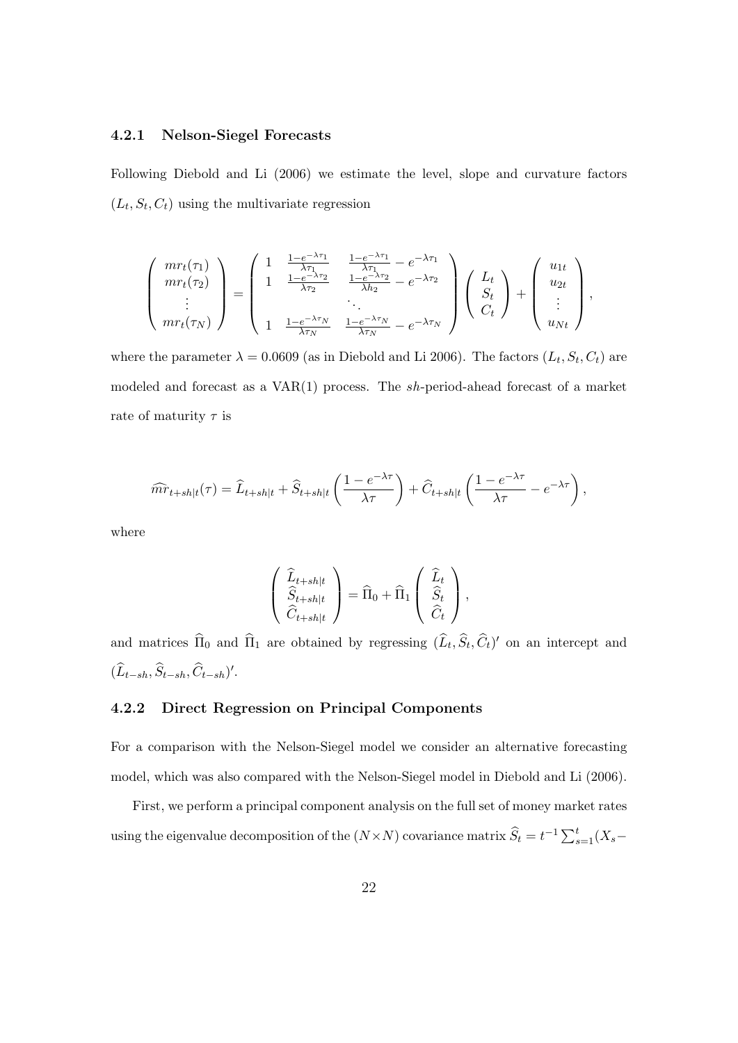### 4.2.1 Nelson-Siegel Forecasts

Following Diebold and Li (2006) we estimate the level, slope and curvature factors $(L_t, S_t, C_t)$ using the multivariate regression

$$
\left(\begin{array}{c} mr_t(\tau_1) \\ mr_t(\tau_2) \\ \vdots \\ mr_t(\tau_N) \end{array}\right) = \left(\begin{array}{ccc} 1 & \frac{1-e^{-\lambda\tau_1}}{\lambda\tau_1} & \frac{1-e^{-\lambda\tau_1}}{\lambda\tau_1} - e^{-\lambda\tau_1} \\ 1 & \frac{1-e^{-\lambda\tau_2}}{\lambda\tau_2} & \frac{1-e^{-\lambda\tau_2}}{\lambda h_2} - e^{-\lambda\tau_2} \\ & \ddots & \\ 1 & \frac{1-e^{-\lambda\tau_N}}{\lambda\tau_N} & \frac{1-e^{-\lambda\tau_N}}{\lambda\tau_N} - e^{-\lambda\tau_N} \end{array}\right) \left(\begin{array}{c} L_t \\ S_t \\ C_t \end{array}\right) + \left(\begin{array}{c} u_{1t} \\ u_{2t} \\ \vdots \\ u_{Nt} \end{array}\right),
$$

where the parameter $\lambda = 0.0609$ (as in Diebold and Li 2006). The factors $(L_t, S_t, C_t)$ are modeled and forecast as a VAR(1) process. The $sh$-period-ahead forecast of a market rate of maturity $\tau$ is

$$
\widehat{mr}_{t+sh|t}(\tau) = \widehat{L}_{t+sh|t} + \widehat{S}_{t+sh|t}\left(\frac{1-e^{-\lambda\tau}}{\lambda\tau}\right) + \widehat{C}_{t+sh|t}\left(\frac{1-e^{-\lambda\tau}}{\lambda\tau} - e^{-\lambda\tau}\right),
$$

where

$$
\left(\begin{array}{c} \widehat{L}_{t+sh|t} \\ \widehat{S}_{t+sh|t} \\ \widehat{C}_{t+sh|t} \end{array}\right) = \widehat{\Pi}_0 + \widehat{\Pi}_1 \left(\begin{array}{c} \widehat{L}_t \\ \widehat{S}_t \\ \widehat{C}_t \end{array}\right),
$$

and matrices $\widehat{\Pi}_0$ and $\widehat{\Pi}_1$ are obtained by regressing $(\widehat{L}_t, \widehat{S}_t, \widehat{C}_t)'$ on an intercept and $(\widehat{L}_{t-sh}, \widehat{S}_{t-sh}, \widehat{C}_{t-sh})'$.

### 4.2.2 Direct Regression on Principal Components

For a comparison with the Nelson-Siegel model we consider an alternative forecasting model, which was also compared with the Nelson-Siegel model in Diebold and Li (2006).

First, we perform a principal component analysis on the full set of money market rates using the eigenvalue decomposition of the $(N \times N)$ covariance matrix $\widehat{S}_t = t^{-1}\sum_{s=1}^{t}(X_s -$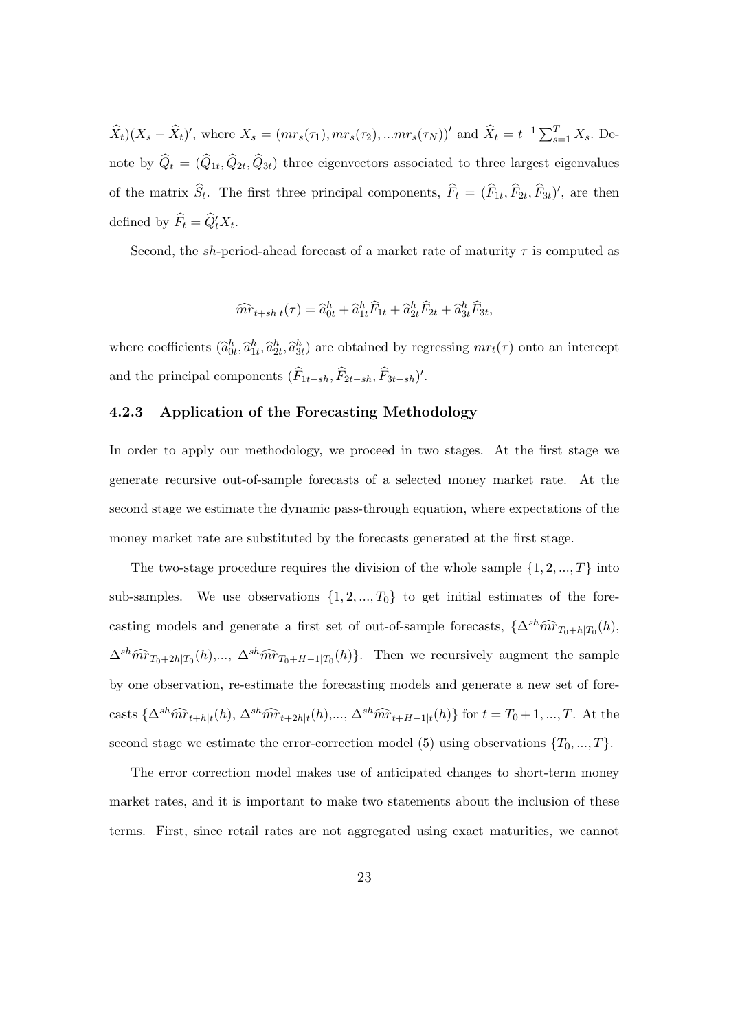$\widehat{X}_t)(X_s - \widehat{X}_t)'$, where $X_s = (mr_s(\tau_1), mr_s(\tau_2), ...mr_s(\tau_N))'$ and $\widehat{X}_t = t^{-1}\sum_{s=1}^{T} X_s$. Denote by $\widehat{Q}_t = (\widehat{Q}_{1t}, \widehat{Q}_{2t}, \widehat{Q}_{3t})$ three eigenvectors associated to three largest eigenvalues of the matrix $\widehat{S}_t$. The first three principal components, $\widehat{F}_t = (\widehat{F}_{1t}, \widehat{F}_{2t}, \widehat{F}_{3t})'$, are then defined by $\widehat{F}_t = \widehat{Q}_t' X_t$.

Second, the $sh$-period-ahead forecast of a market rate of maturity $\tau$ is computed as

$$\widehat{mr}_{t+sh|t}(\tau) = \widehat{a}_{0t}^h + \widehat{a}_{1t}^h \widehat{F}_{1t} + \widehat{a}_{2t}^h \widehat{F}_{2t} + \widehat{a}_{3t}^h \widehat{F}_{3t},$$

where coefficients $(\widehat{a}_{0t}^h, \widehat{a}_{1t}^h, \widehat{a}_{2t}^h, \widehat{a}_{3t}^h)$ are obtained by regressing $mr_t(\tau)$ onto an intercept and the principal components $(\widehat{F}_{1t-sh}, \widehat{F}_{2t-sh}, \widehat{F}_{3t-sh})'$.

### 4.2.3 Application of the Forecasting Methodology

In order to apply our methodology, we proceed in two stages. At the first stage we generate recursive out-of-sample forecasts of a selected money market rate. At the second stage we estimate the dynamic pass-through equation, where expectations of the money market rate are substituted by the forecasts generated at the first stage.

The two-stage procedure requires the division of the whole sample $\{1, 2, ..., T\}$ into sub-samples. We use observations $\{1, 2, ..., T_0\}$ to get initial estimates of the forecasting models and generate a first set of out-of-sample forecasts, $\{\Delta^{sh}\widehat{mr}_{T_0+h|T_0}(h)$, $\Delta^{sh}\widehat{mr}_{T_0+2h|T_0}(h)$,..., $\Delta^{sh}\widehat{mr}_{T_0+H-1|T_0}(h)\}$. Then we recursively augment the sample by one observation, re-estimate the forecasting models and generate a new set of forecasts $\{\Delta^{sh}\widehat{mr}_{t+h|t}(h)$, $\Delta^{sh}\widehat{mr}_{t+2h|t}(h)$,..., $\Delta^{sh}\widehat{mr}_{t+H-1|t}(h)\}$ for $t = T_0 + 1, ..., T$. At the second stage we estimate the error-correction model (5) using observations $\{T_0, ..., T\}$.

The error correction model makes use of anticipated changes to short-term money market rates, and it is important to make two statements about the inclusion of these terms. First, since retail rates are not aggregated using exact maturities, we cannot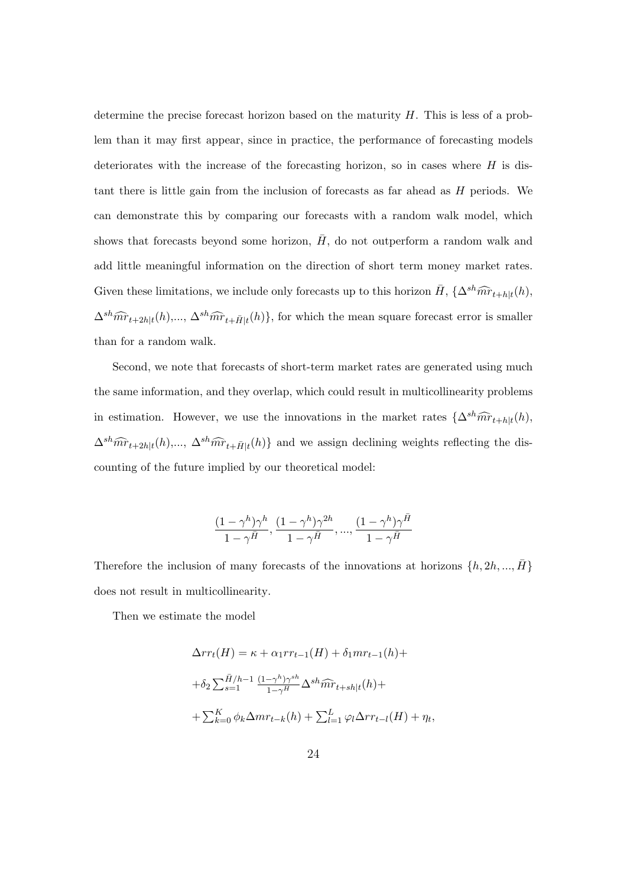determine the precise forecast horizon based on the maturity $H$. This is less of a problem than it may first appear, since in practice, the performance of forecasting models deteriorates with the increase of the forecasting horizon, so in cases where $H$ is distant there is little gain from the inclusion of forecasts as far ahead as $H$ periods. We can demonstrate this by comparing our forecasts with a random walk model, which shows that forecasts beyond some horizon, $\bar{H}$, do not outperform a random walk and add little meaningful information on the direction of short term money market rates. Given these limitations, we include only forecasts up to this horizon $\bar{H}$, $\{\Delta^{sh}\widehat{mr}_{t+h|t}(h)$, $\Delta^{sh}\widehat{mr}_{t+2h|t}(h)$,..., $\Delta^{sh}\widehat{mr}_{t+\bar{H}|t}(h)\}$, for which the mean square forecast error is smaller than for a random walk.

Second, we note that forecasts of short-term market rates are generated using much the same information, and they overlap, which could result in multicollinearity problems in estimation. However, we use the innovations in the market rates $\{\Delta^{sh}\widehat{mr}_{t+h|t}(h)$, $\Delta^{sh}\widehat{mr}_{t+2h|t}(h)$,..., $\Delta^{sh}\widehat{mr}_{t+\bar{H}|t}(h)\}$ and we assign declining weights reflecting the discounting of the future implied by our theoretical model:

$$\frac{(1-\gamma^h)\gamma^h}{1-\gamma^{\bar{H}}}, \frac{(1-\gamma^h)\gamma^{2h}}{1-\gamma^{\bar{H}}}, ..., \frac{(1-\gamma^h)\gamma^{\bar{H}}}{1-\gamma^{\bar{H}}}$$

Therefore the inclusion of many forecasts of the innovations at horizons $\{h, 2h, ..., \bar{H}\}$ does not result in multicollinearity.

Then we estimate the model

$$\begin{aligned}
&\Delta rr_t(H) = \kappa + \alpha_1 rr_{t-1}(H) + \delta_1 mr_{t-1}(h) + \\
&+\delta_2 \textstyle\sum_{s=1}^{\bar{H}/h-1} \frac{(1-\gamma^h)\gamma^{sh}}{1-\gamma^H} \Delta^{sh}\widehat{mr}_{t+sh|t}(h) + \\
&+\textstyle\sum_{k=0}^{K} \phi_k \Delta mr_{t-k}(h) + \sum_{l=1}^{L} \varphi_l \Delta rr_{t-l}(H) + \eta_t,
\end{aligned}$$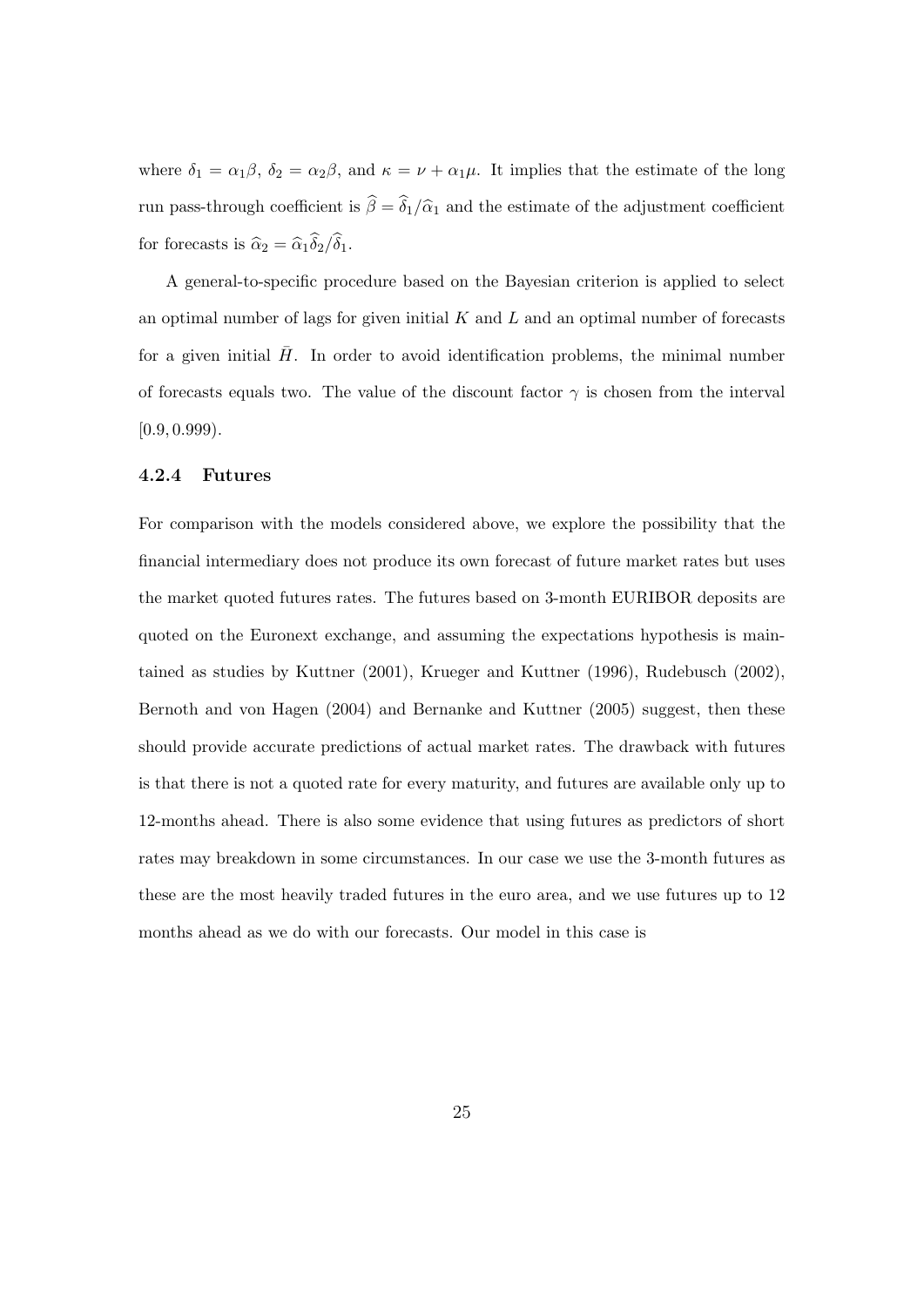where $\delta_1 = \alpha_1 \beta$, $\delta_2 = \alpha_2 \beta$, and $\kappa = \nu + \alpha_1 \mu$. It implies that the estimate of the long run pass-through coefficient is $\widehat{\beta} = \widehat{\delta}_1 / \widehat{\alpha}_1$ and the estimate of the adjustment coefficient for forecasts is $\widehat{\alpha}_2 = \widehat{\alpha}_1 \widehat{\delta}_2 / \widehat{\delta}_1$.

A general-to-specific procedure based on the Bayesian criterion is applied to select an optimal number of lags for given initial $K$ and $L$ and an optimal number of forecasts for a given initial $\bar{H}$. In order to avoid identification problems, the minimal number of forecasts equals two. The value of the discount factor $\gamma$ is chosen from the interval $[0.9, 0.999)$.

### 4.2.4 Futures

For comparison with the models considered above, we explore the possibility that the financial intermediary does not produce its own forecast of future market rates but uses the market quoted futures rates. The futures based on 3-month EURIBOR deposits are quoted on the Euronext exchange, and assuming the expectations hypothesis is maintained as studies by Kuttner (2001), Krueger and Kuttner (1996), Rudebusch (2002), Bernoth and von Hagen (2004) and Bernanke and Kuttner (2005) suggest, then these should provide accurate predictions of actual market rates. The drawback with futures is that there is not a quoted rate for every maturity, and futures are available only up to 12-months ahead. There is also some evidence that using futures as predictors of short rates may breakdown in some circumstances. In our case we use the 3-month futures as these are the most heavily traded futures in the euro area, and we use futures up to 12 months ahead as we do with our forecasts. Our model in this case is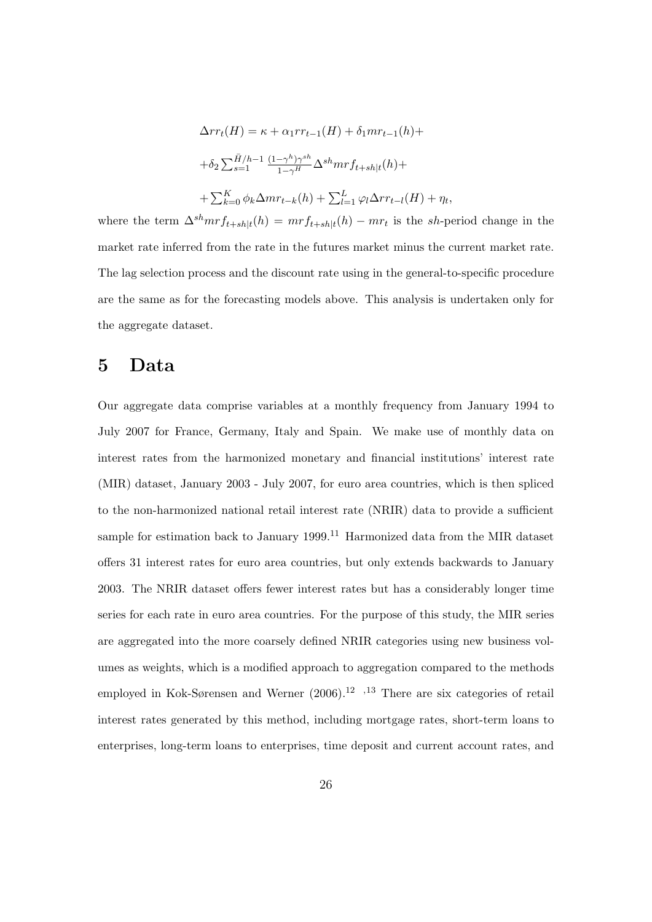$$\Delta rr_t(H) = \kappa + \alpha_1 rr_{t-1}(H) + \delta_1 mr_{t-1}(h) +$$

$$+\delta_2 \sum_{s=1}^{\bar{H}/h-1} \frac{(1-\gamma^h)\gamma^{sh}}{1-\gamma^H} \Delta^{sh} mrf_{t+sh|t}(h) +$$

$$+\sum_{k=0}^{K} \phi_k \Delta mr_{t-k}(h) + \sum_{l=1}^{L} \varphi_l \Delta rr_{t-l}(H) + \eta_t,$$

where the term $\Delta^{sh} mrf_{t+sh|t}(h) = mrf_{t+sh|t}(h) - mr_t$ is the $sh$-period change in the market rate inferred from the rate in the futures market minus the current market rate. The lag selection process and the discount rate using in the general-to-specific procedure are the same as for the forecasting models above. This analysis is undertaken only for the aggregate dataset.

# 5 Data

Our aggregate data comprise variables at a monthly frequency from January 1994 to July 2007 for France, Germany, Italy and Spain. We make use of monthly data on interest rates from the harmonized monetary and financial institutions' interest rate (MIR) dataset, January 2003 - July 2007, for euro area countries, which is then spliced to the non-harmonized national retail interest rate (NRIR) data to provide a sufficient sample for estimation back to January 1999.[11] Harmonized data from the MIR dataset offers 31 interest rates for euro area countries, but only extends backwards to January 2003. The NRIR dataset offers fewer interest rates but has a considerably longer time series for each rate in euro area countries. For the purpose of this study, the MIR series are aggregated into the more coarsely defined NRIR categories using new business volumes as weights, which is a modified approach to aggregation compared to the methods employed in Kok-Sørensen and Werner (2006).[12] [,13] There are six categories of retail interest rates generated by this method, including mortgage rates, short-term loans to enterprises, long-term loans to enterprises, time deposit and current account rates, and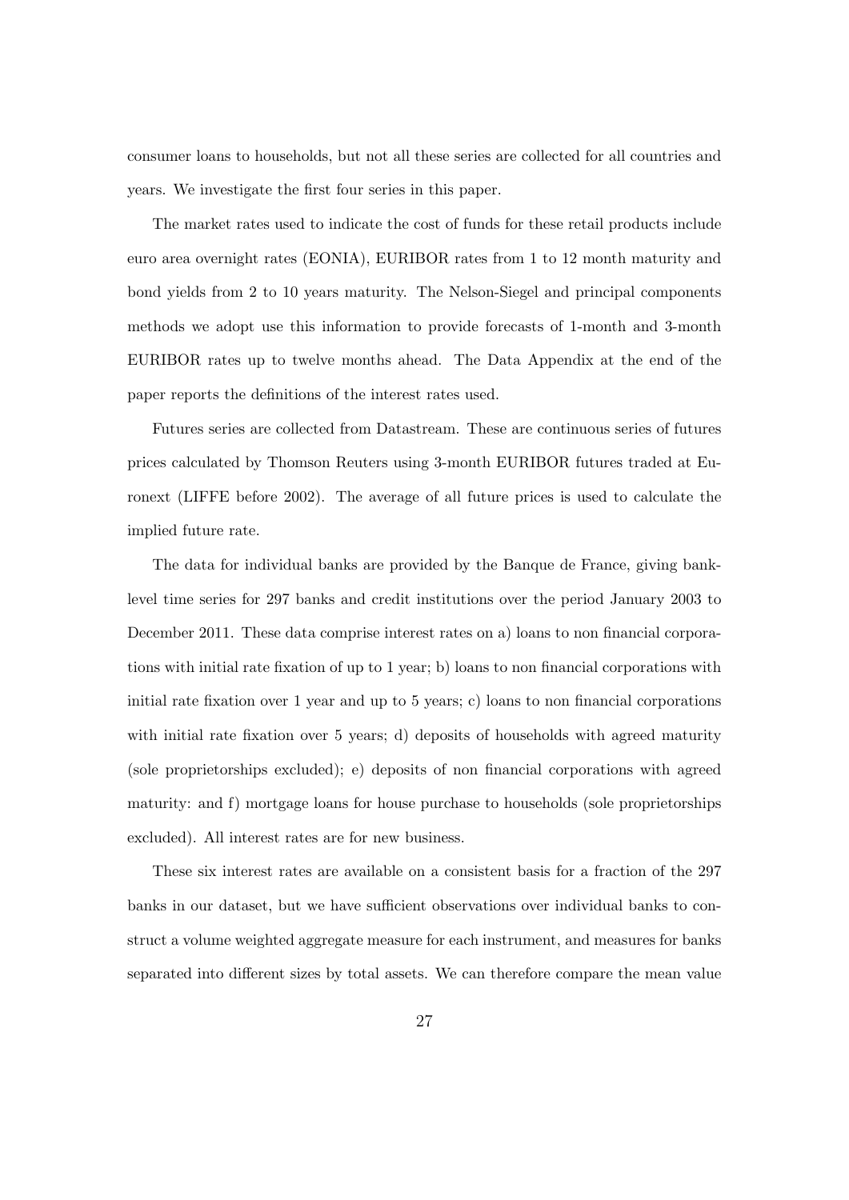consumer loans to households, but not all these series are collected for all countries and years. We investigate the first four series in this paper.

The market rates used to indicate the cost of funds for these retail products include euro area overnight rates (EONIA), EURIBOR rates from 1 to 12 month maturity and bond yields from 2 to 10 years maturity. The Nelson-Siegel and principal components methods we adopt use this information to provide forecasts of 1-month and 3-month EURIBOR rates up to twelve months ahead. The Data Appendix at the end of the paper reports the definitions of the interest rates used.

Futures series are collected from Datastream. These are continuous series of futures prices calculated by Thomson Reuters using 3-month EURIBOR futures traded at Euronext (LIFFE before 2002). The average of all future prices is used to calculate the implied future rate.

The data for individual banks are provided by the Banque de France, giving bank-level time series for 297 banks and credit institutions over the period January 2003 to December 2011. These data comprise interest rates on a) loans to non financial corporations with initial rate fixation of up to 1 year; b) loans to non financial corporations with initial rate fixation over 1 year and up to 5 years; c) loans to non financial corporations with initial rate fixation over 5 years; d) deposits of households with agreed maturity (sole proprietorships excluded); e) deposits of non financial corporations with agreed maturity: and f) mortgage loans for house purchase to households (sole proprietorships excluded). All interest rates are for new business.

These six interest rates are available on a consistent basis for a fraction of the 297 banks in our dataset, but we have sufficient observations over individual banks to construct a volume weighted aggregate measure for each instrument, and measures for banks separated into different sizes by total assets. We can therefore compare the mean value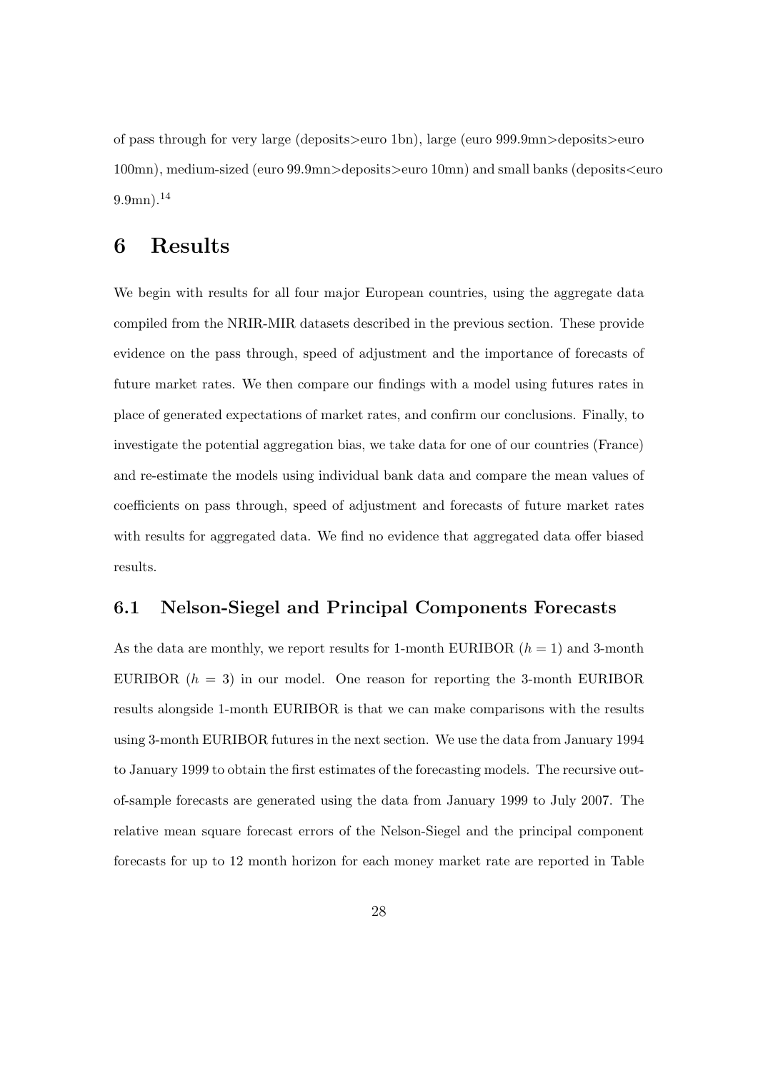of pass through for very large (deposits>euro 1bn), large (euro 999.9mn>deposits>euro 100mn), medium-sized (euro 99.9mn>deposits>euro 10mn) and small banks (deposits<euro 9.9mn).[14]

# 6 Results

We begin with results for all four major European countries, using the aggregate data compiled from the NRIR-MIR datasets described in the previous section. These provide evidence on the pass through, speed of adjustment and the importance of forecasts of future market rates. We then compare our findings with a model using futures rates in place of generated expectations of market rates, and confirm our conclusions. Finally, to investigate the potential aggregation bias, we take data for one of our countries (France) and re-estimate the models using individual bank data and compare the mean values of coefficients on pass through, speed of adjustment and forecasts of future market rates with results for aggregated data. We find no evidence that aggregated data offer biased results.

## 6.1 Nelson-Siegel and Principal Components Forecasts

As the data are monthly, we report results for 1-month EURIBOR ($h = 1$) and 3-month EURIBOR ($h = 3$) in our model. One reason for reporting the 3-month EURIBOR results alongside 1-month EURIBOR is that we can make comparisons with the results using 3-month EURIBOR futures in the next section. We use the data from January 1994 to January 1999 to obtain the first estimates of the forecasting models. The recursive out-of-sample forecasts are generated using the data from January 1999 to July 2007. The relative mean square forecast errors of the Nelson-Siegel and the principal component forecasts for up to 12 month horizon for each money market rate are reported in Table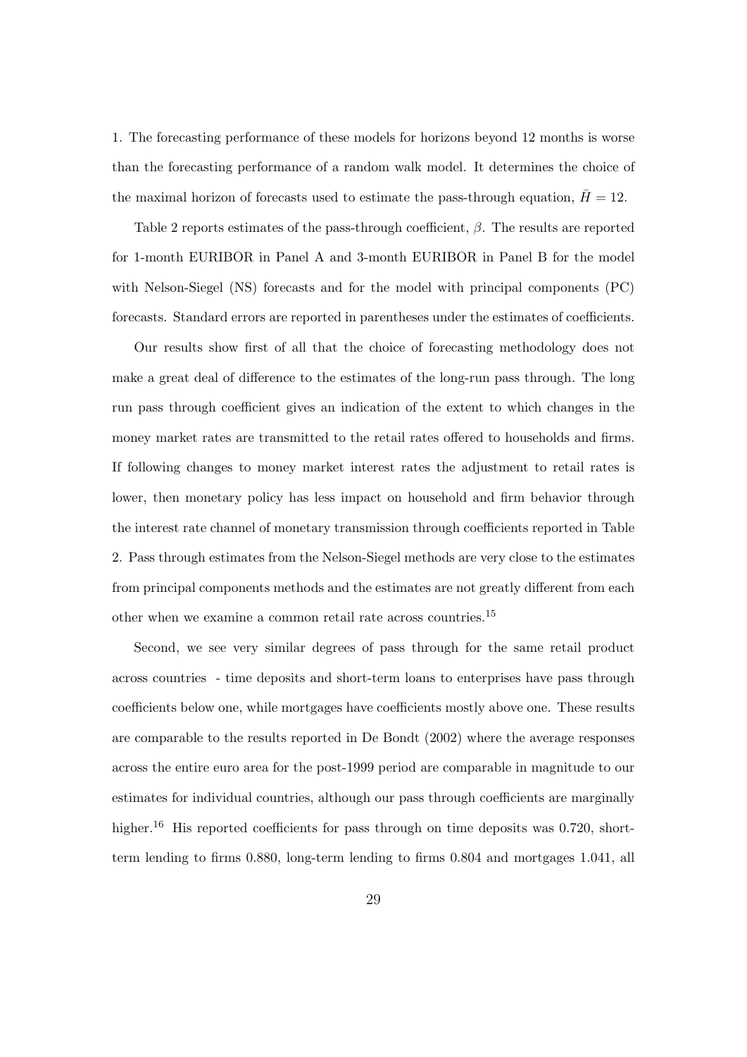1. The forecasting performance of these models for horizons beyond 12 months is worse than the forecasting performance of a random walk model. It determines the choice of the maximal horizon of forecasts used to estimate the pass-through equation, $\bar{H} = 12$.

Table 2 reports estimates of the pass-through coefficient, $\beta$. The results are reported for 1-month EURIBOR in Panel A and 3-month EURIBOR in Panel B for the model with Nelson-Siegel (NS) forecasts and for the model with principal components (PC) forecasts. Standard errors are reported in parentheses under the estimates of coefficients.

Our results show first of all that the choice of forecasting methodology does not make a great deal of difference to the estimates of the long-run pass through. The long run pass through coefficient gives an indication of the extent to which changes in the money market rates are transmitted to the retail rates offered to households and firms. If following changes to money market interest rates the adjustment to retail rates is lower, then monetary policy has less impact on household and firm behavior through the interest rate channel of monetary transmission through coefficients reported in Table 2. Pass through estimates from the Nelson-Siegel methods are very close to the estimates from principal components methods and the estimates are not greatly different from each other when we examine a common retail rate across countries.[15]

Second, we see very similar degrees of pass through for the same retail product across countries - time deposits and short-term loans to enterprises have pass through coefficients below one, while mortgages have coefficients mostly above one. These results are comparable to the results reported in De Bondt (2002) where the average responses across the entire euro area for the post-1999 period are comparable in magnitude to our estimates for individual countries, although our pass through coefficients are marginally higher.[16] His reported coefficients for pass through on time deposits was 0.720, short-term lending to firms 0.880, long-term lending to firms 0.804 and mortgages 1.041, all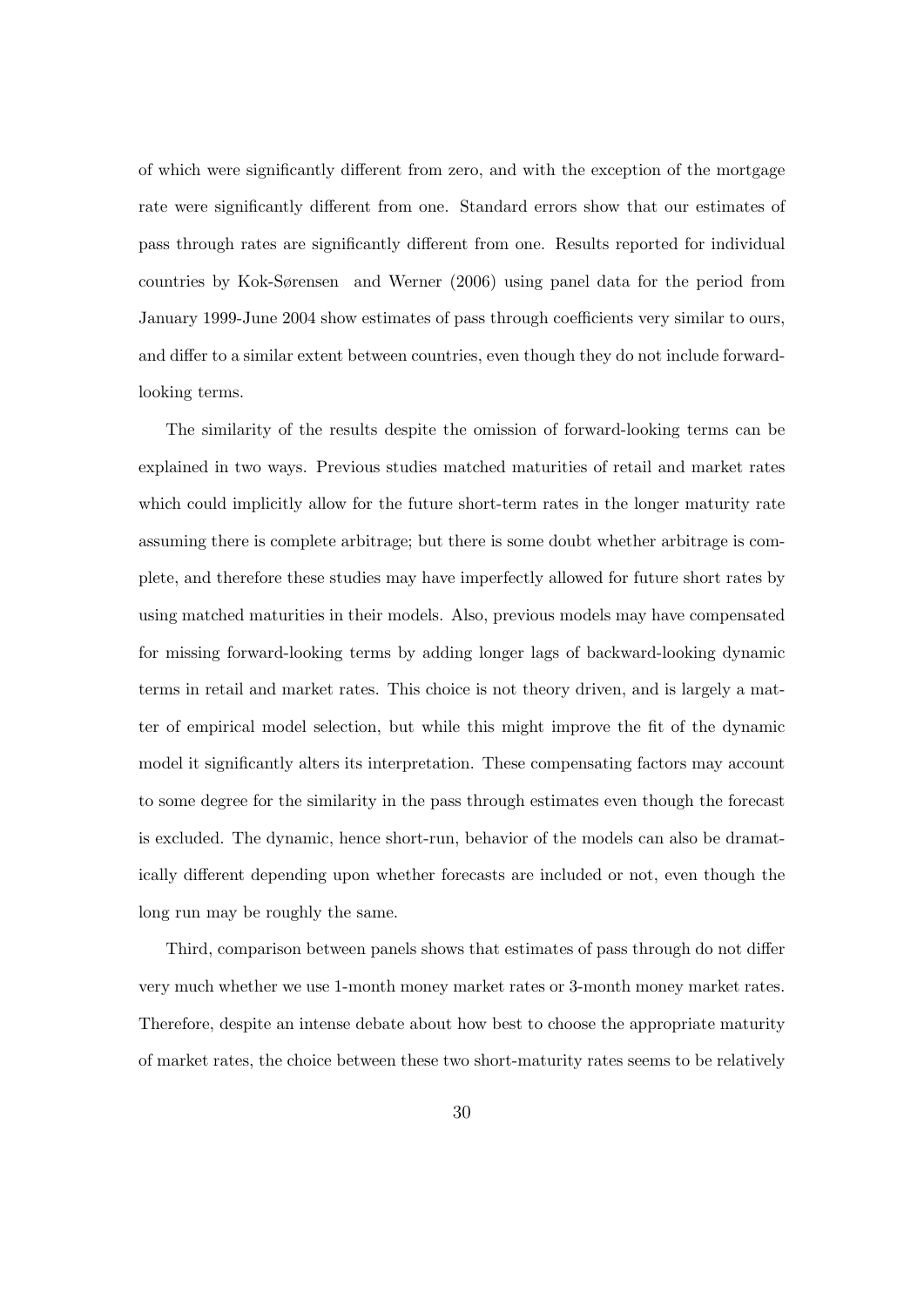of which were significantly different from zero, and with the exception of the mortgage rate were significantly different from one. Standard errors show that our estimates of pass through rates are significantly different from one. Results reported for individual countries by Kok-Sørensen and Werner (2006) using panel data for the period from January 1999-June 2004 show estimates of pass through coefficients very similar to ours, and differ to a similar extent between countries, even though they do not include forward-looking terms.

The similarity of the results despite the omission of forward-looking terms can be explained in two ways. Previous studies matched maturities of retail and market rates which could implicitly allow for the future short-term rates in the longer maturity rate assuming there is complete arbitrage; but there is some doubt whether arbitrage is complete, and therefore these studies may have imperfectly allowed for future short rates by using matched maturities in their models. Also, previous models may have compensated for missing forward-looking terms by adding longer lags of backward-looking dynamic terms in retail and market rates. This choice is not theory driven, and is largely a matter of empirical model selection, but while this might improve the fit of the dynamic model it significantly alters its interpretation. These compensating factors may account to some degree for the similarity in the pass through estimates even though the forecast is excluded. The dynamic, hence short-run, behavior of the models can also be dramatically different depending upon whether forecasts are included or not, even though the long run may be roughly the same.

Third, comparison between panels shows that estimates of pass through do not differ very much whether we use 1-month money market rates or 3-month money market rates. Therefore, despite an intense debate about how best to choose the appropriate maturity of market rates, the choice between these two short-maturity rates seems to be relatively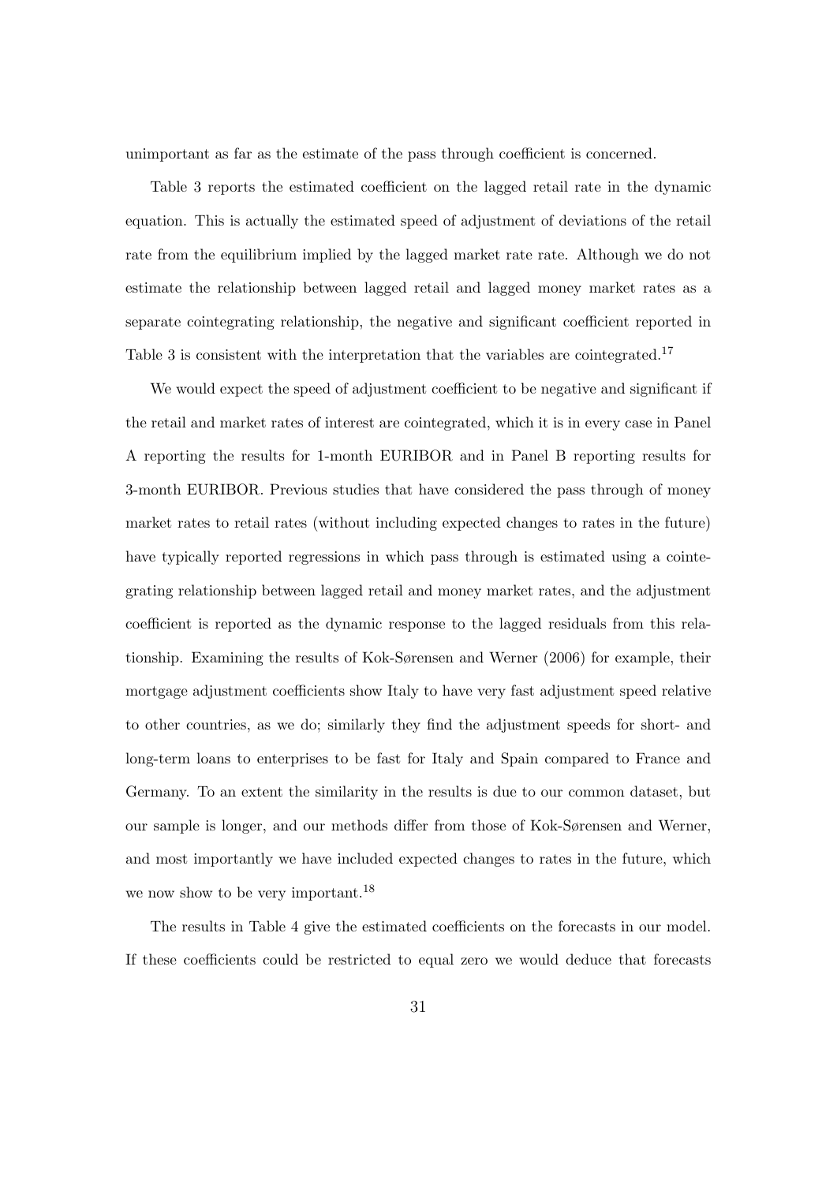unimportant as far as the estimate of the pass through coefficient is concerned.

Table 3 reports the estimated coefficient on the lagged retail rate in the dynamic equation. This is actually the estimated speed of adjustment of deviations of the retail rate from the equilibrium implied by the lagged market rate rate. Although we do not estimate the relationship between lagged retail and lagged money market rates as a separate cointegrating relationship, the negative and significant coefficient reported in Table 3 is consistent with the interpretation that the variables are cointegrated.[17]

We would expect the speed of adjustment coefficient to be negative and significant if the retail and market rates of interest are cointegrated, which it is in every case in Panel A reporting the results for 1-month EURIBOR and in Panel B reporting results for 3-month EURIBOR. Previous studies that have considered the pass through of money market rates to retail rates (without including expected changes to rates in the future) have typically reported regressions in which pass through is estimated using a cointegrating relationship between lagged retail and money market rates, and the adjustment coefficient is reported as the dynamic response to the lagged residuals from this relationship. Examining the results of Kok-Sørensen and Werner (2006) for example, their mortgage adjustment coefficients show Italy to have very fast adjustment speed relative to other countries, as we do; similarly they find the adjustment speeds for short- and long-term loans to enterprises to be fast for Italy and Spain compared to France and Germany. To an extent the similarity in the results is due to our common dataset, but our sample is longer, and our methods differ from those of Kok-Sørensen and Werner, and most importantly we have included expected changes to rates in the future, which we now show to be very important.[18]

The results in Table 4 give the estimated coefficients on the forecasts in our model. If these coefficients could be restricted to equal zero we would deduce that forecasts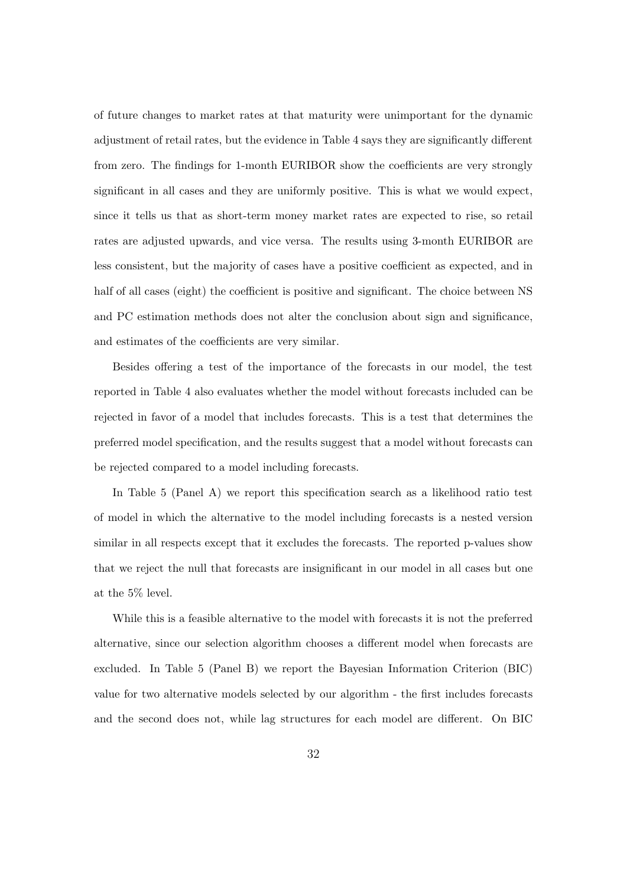of future changes to market rates at that maturity were unimportant for the dynamic adjustment of retail rates, but the evidence in Table 4 says they are significantly different from zero. The findings for 1-month EURIBOR show the coefficients are very strongly significant in all cases and they are uniformly positive. This is what we would expect, since it tells us that as short-term money market rates are expected to rise, so retail rates are adjusted upwards, and vice versa. The results using 3-month EURIBOR are less consistent, but the majority of cases have a positive coefficient as expected, and in half of all cases (eight) the coefficient is positive and significant. The choice between NS and PC estimation methods does not alter the conclusion about sign and significance, and estimates of the coefficients are very similar.

Besides offering a test of the importance of the forecasts in our model, the test reported in Table 4 also evaluates whether the model without forecasts included can be rejected in favor of a model that includes forecasts. This is a test that determines the preferred model specification, and the results suggest that a model without forecasts can be rejected compared to a model including forecasts.

In Table 5 (Panel A) we report this specification search as a likelihood ratio test of model in which the alternative to the model including forecasts is a nested version similar in all respects except that it excludes the forecasts. The reported p-values show that we reject the null that forecasts are insignificant in our model in all cases but one at the 5% level.

While this is a feasible alternative to the model with forecasts it is not the preferred alternative, since our selection algorithm chooses a different model when forecasts are excluded. In Table 5 (Panel B) we report the Bayesian Information Criterion (BIC) value for two alternative models selected by our algorithm - the first includes forecasts and the second does not, while lag structures for each model are different. On BIC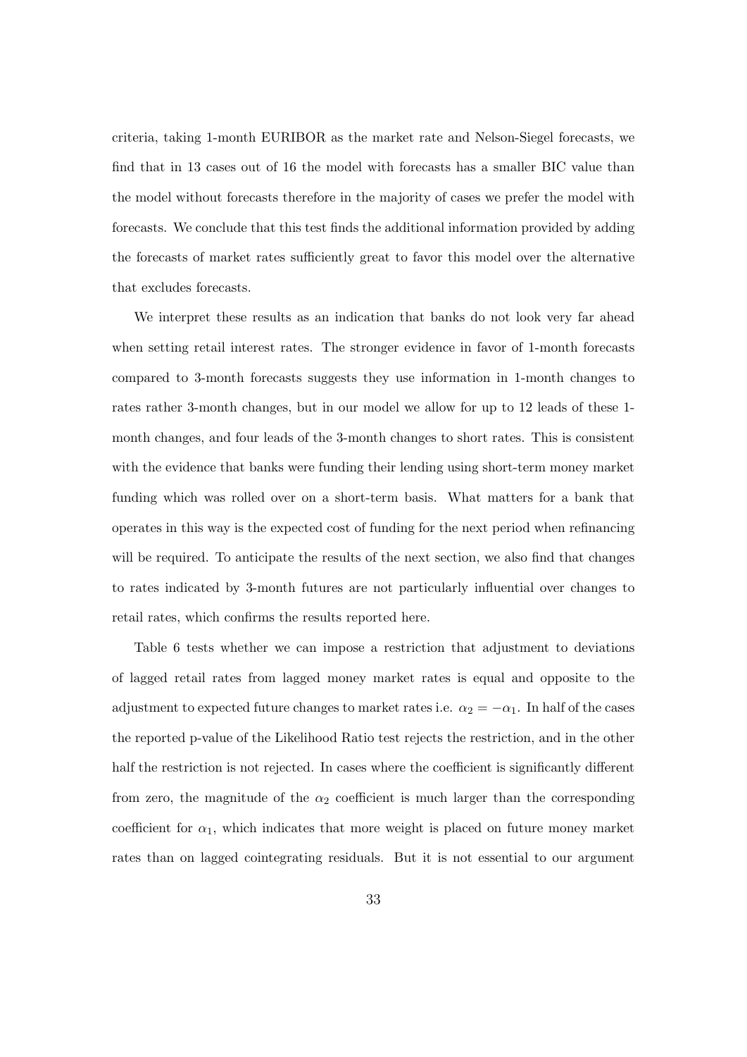criteria, taking 1-month EURIBOR as the market rate and Nelson-Siegel forecasts, we find that in 13 cases out of 16 the model with forecasts has a smaller BIC value than the model without forecasts therefore in the majority of cases we prefer the model with forecasts. We conclude that this test finds the additional information provided by adding the forecasts of market rates sufficiently great to favor this model over the alternative that excludes forecasts.

We interpret these results as an indication that banks do not look very far ahead when setting retail interest rates. The stronger evidence in favor of 1-month forecasts compared to 3-month forecasts suggests they use information in 1-month changes to rates rather 3-month changes, but in our model we allow for up to 12 leads of these 1-month changes, and four leads of the 3-month changes to short rates. This is consistent with the evidence that banks were funding their lending using short-term money market funding which was rolled over on a short-term basis. What matters for a bank that operates in this way is the expected cost of funding for the next period when refinancing will be required. To anticipate the results of the next section, we also find that changes to rates indicated by 3-month futures are not particularly influential over changes to retail rates, which confirms the results reported here.

Table 6 tests whether we can impose a restriction that adjustment to deviations of lagged retail rates from lagged money market rates is equal and opposite to the adjustment to expected future changes to market rates i.e. $\alpha_2 = -\alpha_1$. In half of the cases the reported p-value of the Likelihood Ratio test rejects the restriction, and in the other half the restriction is not rejected. In cases where the coefficient is significantly different from zero, the magnitude of the $\alpha_2$ coefficient is much larger than the corresponding coefficient for $\alpha_1$, which indicates that more weight is placed on future money market rates than on lagged cointegrating residuals. But it is not essential to our argument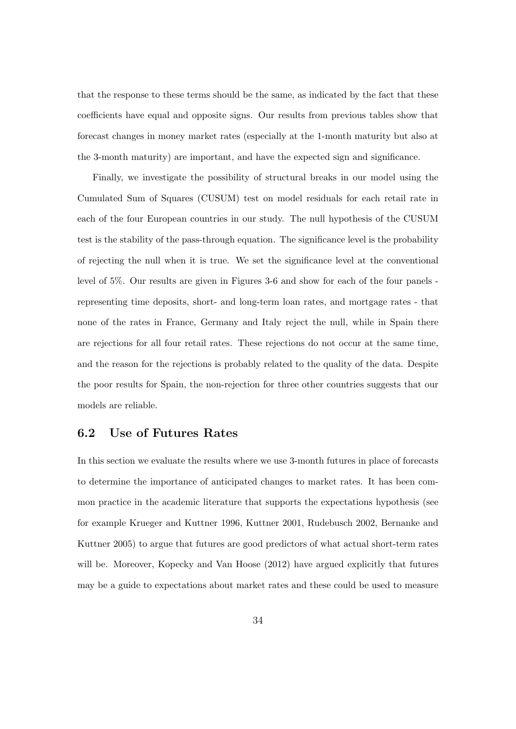that the response to these terms should be the same, as indicated by the fact that these coefficients have equal and opposite signs. Our results from previous tables show that forecast changes in money market rates (especially at the 1-month maturity but also at the 3-month maturity) are important, and have the expected sign and significance.

Finally, we investigate the possibility of structural breaks in our model using the Cumulated Sum of Squares (CUSUM) test on model residuals for each retail rate in each of the four European countries in our study. The null hypothesis of the CUSUM test is the stability of the pass-through equation. The significance level is the probability of rejecting the null when it is true. We set the significance level at the conventional level of 5%. Our results are given in Figures 3-6 and show for each of the four panels - representing time deposits, short- and long-term loan rates, and mortgage rates - that none of the rates in France, Germany and Italy reject the null, while in Spain there are rejections for all four retail rates. These rejections do not occur at the same time, and the reason for the rejections is probably related to the quality of the data. Despite the poor results for Spain, the non-rejection for three other countries suggests that our models are reliable.

## 6.2 Use of Futures Rates

In this section we evaluate the results where we use 3-month futures in place of forecasts to determine the importance of anticipated changes to market rates. It has been common practice in the academic literature that supports the expectations hypothesis (see for example Krueger and Kuttner 1996, Kuttner 2001, Rudebusch 2002, Bernanke and Kuttner 2005) to argue that futures are good predictors of what actual short-term rates will be. Moreover, Kopecky and Van Hoose (2012) have argued explicitly that futures may be a guide to expectations about market rates and these could be used to measure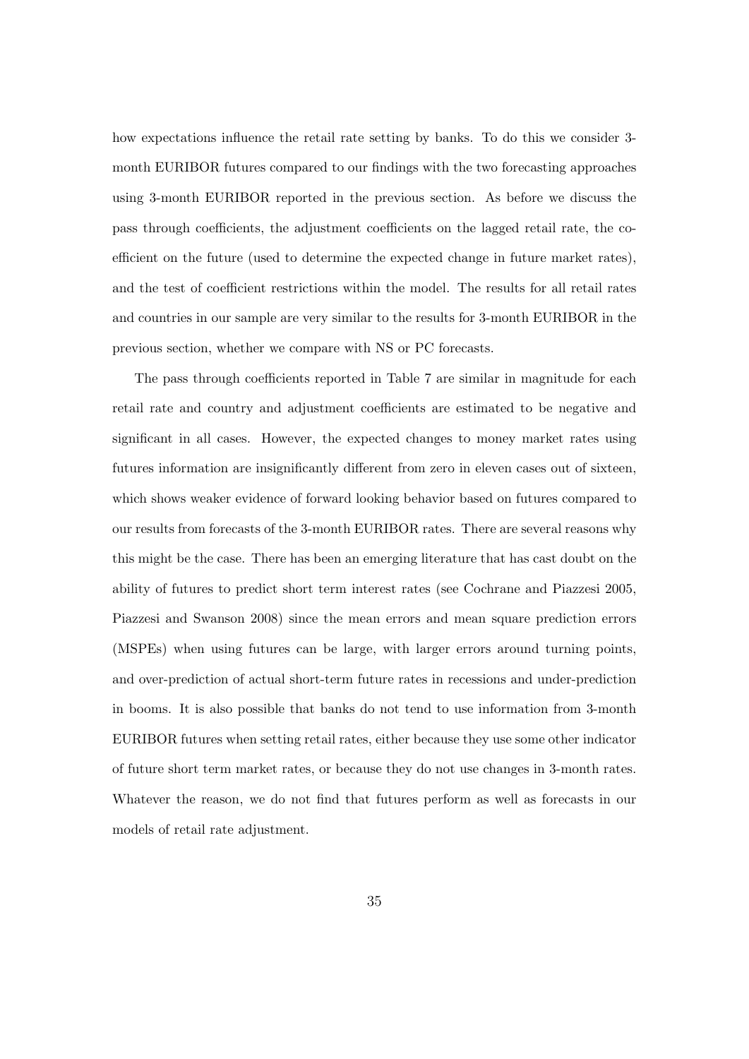how expectations influence the retail rate setting by banks. To do this we consider 3-month EURIBOR futures compared to our findings with the two forecasting approaches using 3-month EURIBOR reported in the previous section. As before we discuss the pass through coefficients, the adjustment coefficients on the lagged retail rate, the coefficient on the future (used to determine the expected change in future market rates), and the test of coefficient restrictions within the model. The results for all retail rates and countries in our sample are very similar to the results for 3-month EURIBOR in the previous section, whether we compare with NS or PC forecasts.

The pass through coefficients reported in Table 7 are similar in magnitude for each retail rate and country and adjustment coefficients are estimated to be negative and significant in all cases. However, the expected changes to money market rates using futures information are insignificantly different from zero in eleven cases out of sixteen, which shows weaker evidence of forward looking behavior based on futures compared to our results from forecasts of the 3-month EURIBOR rates. There are several reasons why this might be the case. There has been an emerging literature that has cast doubt on the ability of futures to predict short term interest rates (see Cochrane and Piazzesi 2005, Piazzesi and Swanson 2008) since the mean errors and mean square prediction errors (MSPEs) when using futures can be large, with larger errors around turning points, and over-prediction of actual short-term future rates in recessions and under-prediction in booms. It is also possible that banks do not tend to use information from 3-month EURIBOR futures when setting retail rates, either because they use some other indicator of future short term market rates, or because they do not use changes in 3-month rates. Whatever the reason, we do not find that futures perform as well as forecasts in our models of retail rate adjustment.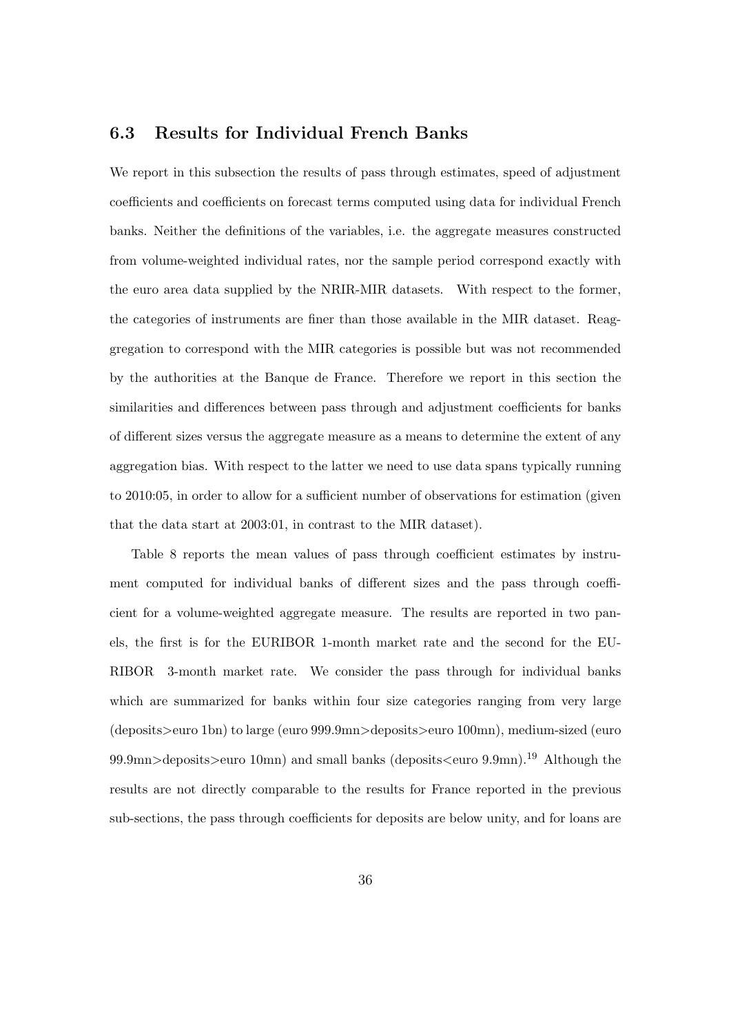### 6.3 Results for Individual French Banks

We report in this subsection the results of pass through estimates, speed of adjustment coefficients and coefficients on forecast terms computed using data for individual French banks. Neither the definitions of the variables, i.e. the aggregate measures constructed from volume-weighted individual rates, nor the sample period correspond exactly with the euro area data supplied by the NRIR-MIR datasets. With respect to the former, the categories of instruments are finer than those available in the MIR dataset. Reaggregation to correspond with the MIR categories is possible but was not recommended by the authorities at the Banque de France. Therefore we report in this section the similarities and differences between pass through and adjustment coefficients for banks of different sizes versus the aggregate measure as a means to determine the extent of any aggregation bias. With respect to the latter we need to use data spans typically running to 2010:05, in order to allow for a sufficient number of observations for estimation (given that the data start at 2003:01, in contrast to the MIR dataset).

Table 8 reports the mean values of pass through coefficient estimates by instrument computed for individual banks of different sizes and the pass through coefficient for a volume-weighted aggregate measure. The results are reported in two panels, the first is for the EURIBOR 1-month market rate and the second for the EURIBOR 3-month market rate. We consider the pass through for individual banks which are summarized for banks within four size categories ranging from very large (deposits>euro 1bn) to large (euro 999.9mn>deposits>euro 100mn), medium-sized (euro 99.9mn>deposits>euro 10mn) and small banks (deposits<euro 9.9mn).[19] Although the results are not directly comparable to the results for France reported in the previous sub-sections, the pass through coefficients for deposits are below unity, and for loans are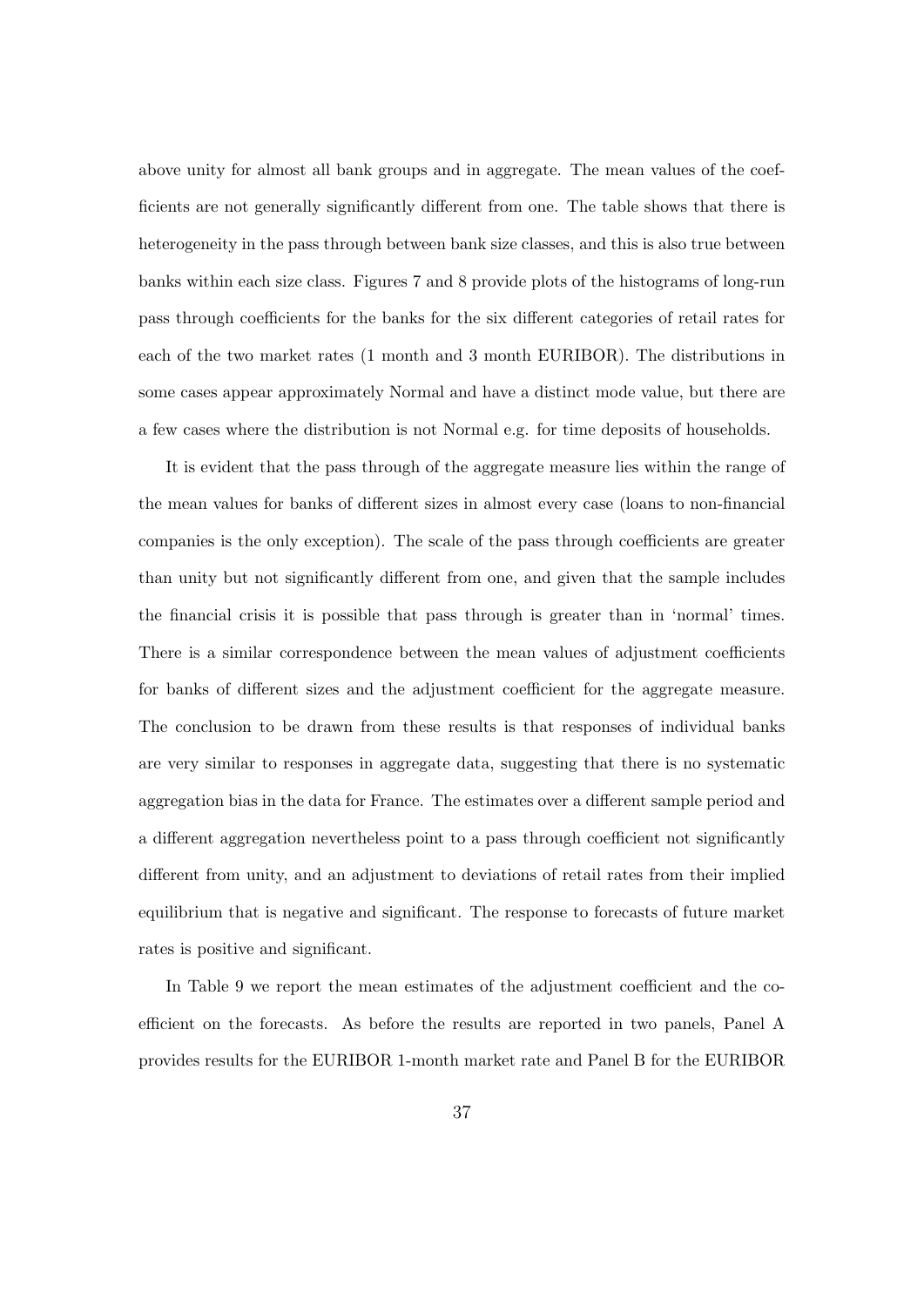above unity for almost all bank groups and in aggregate. The mean values of the coefficients are not generally significantly different from one. The table shows that there is heterogeneity in the pass through between bank size classes, and this is also true between banks within each size class. Figures 7 and 8 provide plots of the histograms of long-run pass through coefficients for the banks for the six different categories of retail rates for each of the two market rates (1 month and 3 month EURIBOR). The distributions in some cases appear approximately Normal and have a distinct mode value, but there are a few cases where the distribution is not Normal e.g. for time deposits of households.

It is evident that the pass through of the aggregate measure lies within the range of the mean values for banks of different sizes in almost every case (loans to non-financial companies is the only exception). The scale of the pass through coefficients are greater than unity but not significantly different from one, and given that the sample includes the financial crisis it is possible that pass through is greater than in 'normal' times. There is a similar correspondence between the mean values of adjustment coefficients for banks of different sizes and the adjustment coefficient for the aggregate measure. The conclusion to be drawn from these results is that responses of individual banks are very similar to responses in aggregate data, suggesting that there is no systematic aggregation bias in the data for France. The estimates over a different sample period and a different aggregation nevertheless point to a pass through coefficient not significantly different from unity, and an adjustment to deviations of retail rates from their implied equilibrium that is negative and significant. The response to forecasts of future market rates is positive and significant.

In Table 9 we report the mean estimates of the adjustment coefficient and the coefficient on the forecasts. As before the results are reported in two panels, Panel A provides results for the EURIBOR 1-month market rate and Panel B for the EURIBOR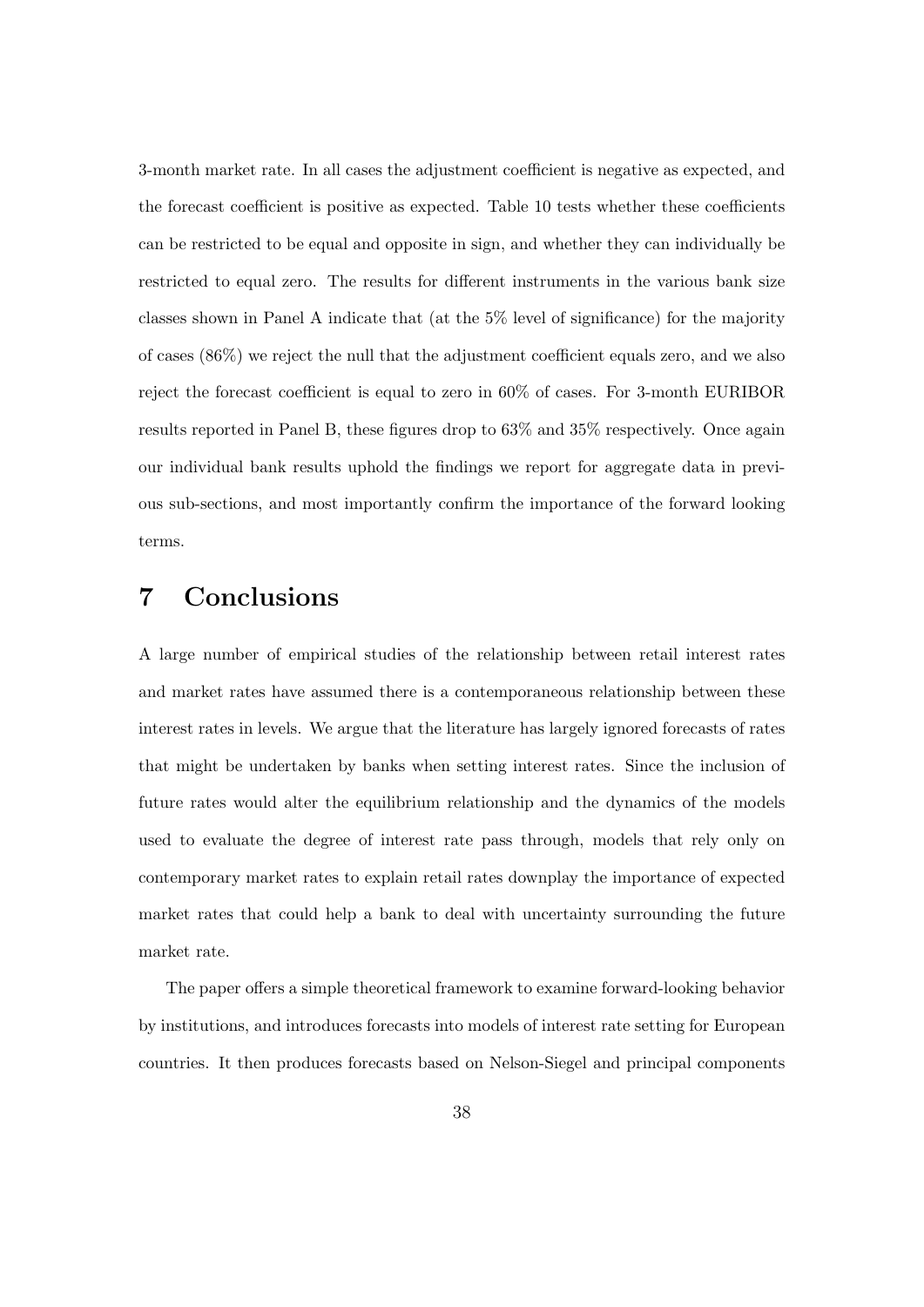3-month market rate. In all cases the adjustment coefficient is negative as expected, and the forecast coefficient is positive as expected. Table 10 tests whether these coefficients can be restricted to be equal and opposite in sign, and whether they can individually be restricted to equal zero. The results for different instruments in the various bank size classes shown in Panel A indicate that (at the 5% level of significance) for the majority of cases (86%) we reject the null that the adjustment coefficient equals zero, and we also reject the forecast coefficient is equal to zero in 60% of cases. For 3-month EURIBOR results reported in Panel B, these figures drop to 63% and 35% respectively. Once again our individual bank results uphold the findings we report for aggregate data in previous sub-sections, and most importantly confirm the importance of the forward looking terms.

# 7 Conclusions

A large number of empirical studies of the relationship between retail interest rates and market rates have assumed there is a contemporaneous relationship between these interest rates in levels. We argue that the literature has largely ignored forecasts of rates that might be undertaken by banks when setting interest rates. Since the inclusion of future rates would alter the equilibrium relationship and the dynamics of the models used to evaluate the degree of interest rate pass through, models that rely only on contemporary market rates to explain retail rates downplay the importance of expected market rates that could help a bank to deal with uncertainty surrounding the future market rate.

The paper offers a simple theoretical framework to examine forward-looking behavior by institutions, and introduces forecasts into models of interest rate setting for European countries. It then produces forecasts based on Nelson-Siegel and principal components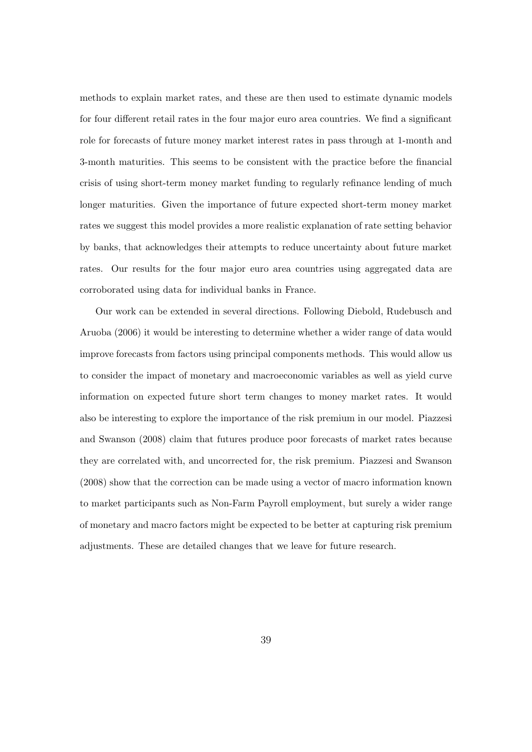methods to explain market rates, and these are then used to estimate dynamic models for four different retail rates in the four major euro area countries. We find a significant role for forecasts of future money market interest rates in pass through at 1-month and 3-month maturities. This seems to be consistent with the practice before the financial crisis of using short-term money market funding to regularly refinance lending of much longer maturities. Given the importance of future expected short-term money market rates we suggest this model provides a more realistic explanation of rate setting behavior by banks, that acknowledges their attempts to reduce uncertainty about future market rates. Our results for the four major euro area countries using aggregated data are corroborated using data for individual banks in France.

Our work can be extended in several directions. Following Diebold, Rudebusch and Aruoba (2006) it would be interesting to determine whether a wider range of data would improve forecasts from factors using principal components methods. This would allow us to consider the impact of monetary and macroeconomic variables as well as yield curve information on expected future short term changes to money market rates. It would also be interesting to explore the importance of the risk premium in our model. Piazzesi and Swanson (2008) claim that futures produce poor forecasts of market rates because they are correlated with, and uncorrected for, the risk premium. Piazzesi and Swanson (2008) show that the correction can be made using a vector of macro information known to market participants such as Non-Farm Payroll employment, but surely a wider range of monetary and macro factors might be expected to be better at capturing risk premium adjustments. These are detailed changes that we leave for future research.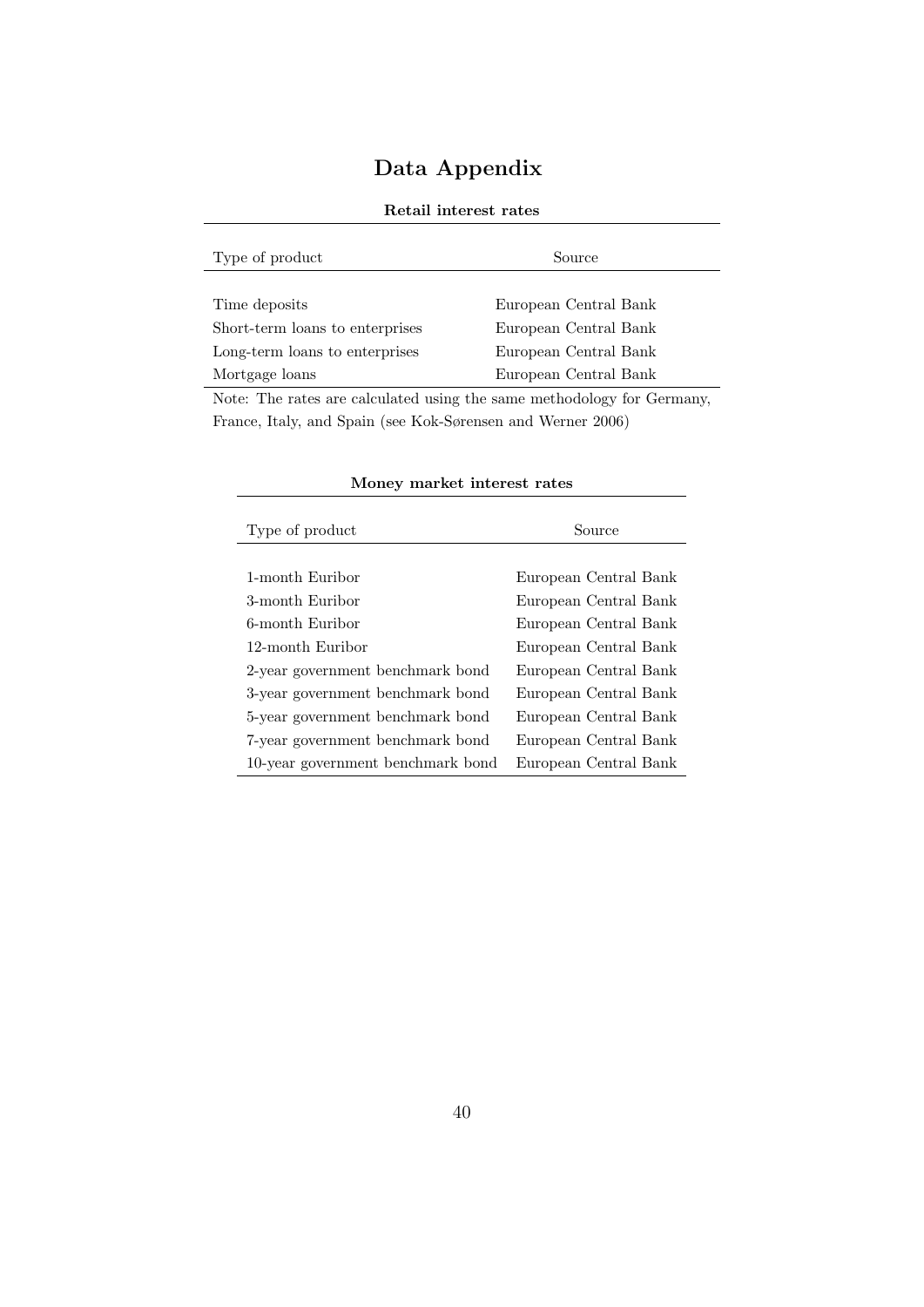# Data Appendix

**Retail interest rates**

| Type of product | Source |
|---|---|
| Time deposits | European Central Bank |
| Short-term loans to enterprises | European Central Bank |
| Long-term loans to enterprises | European Central Bank |
| Mortgage loans | European Central Bank |

Note: The rates are calculated using the same methodology for Germany, France, Italy, and Spain (see Kok-Sørensen and Werner 2006)

**Money market interest rates**

| Type of product | Source |
|---|---|
| 1-month Euribor | European Central Bank |
| 3-month Euribor | European Central Bank |
| 6-month Euribor | European Central Bank |
| 12-month Euribor | European Central Bank |
| 2-year government benchmark bond | European Central Bank |
| 3-year government benchmark bond | European Central Bank |
| 5-year government benchmark bond | European Central Bank |
| 7-year government benchmark bond | European Central Bank |
| 10-year government benchmark bond | European Central Bank |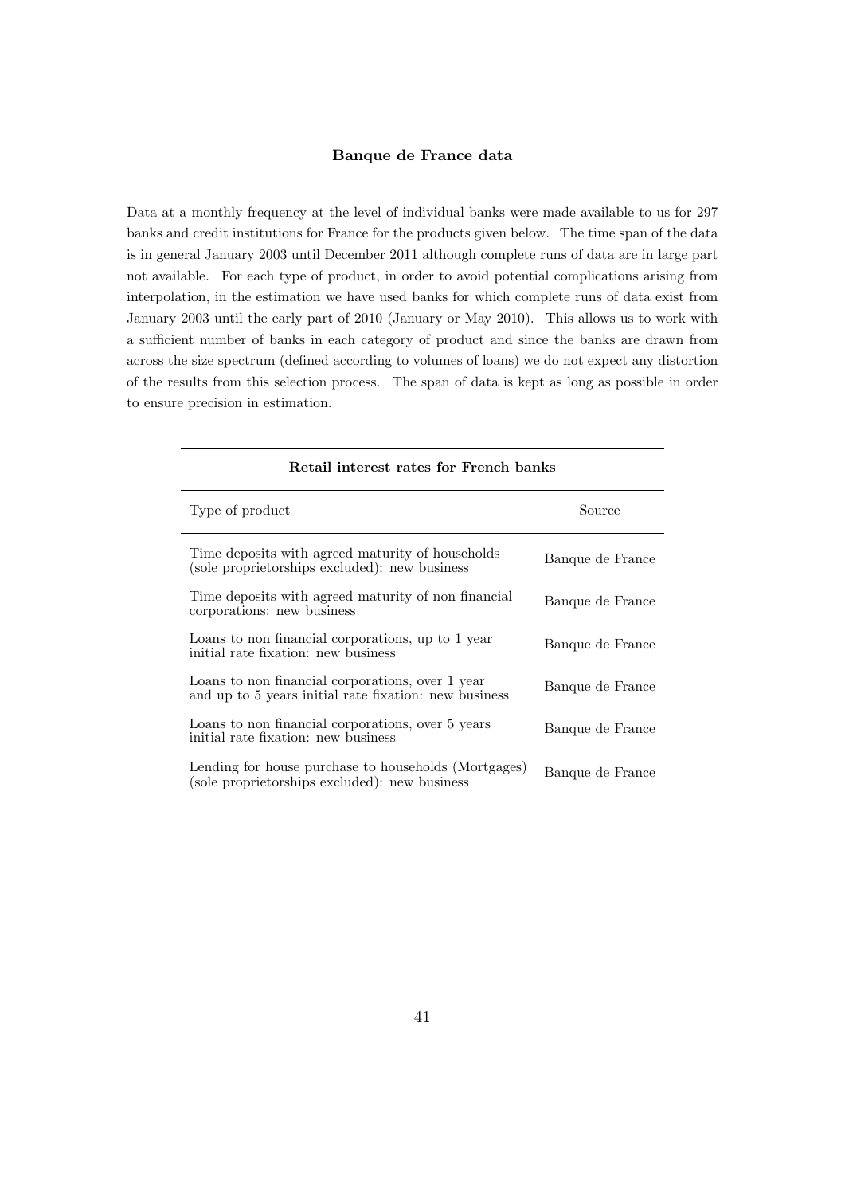### Banque de France data

Data at a monthly frequency at the level of individual banks were made available to us for 297 banks and credit institutions for France for the products given below. The time span of the data is in general January 2003 until December 2011 although complete runs of data are in large part not available. For each type of product, in order to avoid potential complications arising from interpolation, in the estimation we have used banks for which complete runs of data exist from January 2003 until the early part of 2010 (January or May 2010). This allows us to work with a sufficient number of banks in each category of product and since the banks are drawn from across the size spectrum (defined according to volumes of loans) we do not expect any distortion of the results from this selection process. The span of data is kept as long as possible in order to ensure precision in estimation.

**Retail interest rates for French banks**

| Type of product | Source |
|---|---|
| Time deposits with agreed maturity of households (sole proprietorships excluded): new business | Banque de France |
| Time deposits with agreed maturity of non financial corporations: new business | Banque de France |
| Loans to non financial corporations, up to 1 year initial rate fixation: new business | Banque de France |
| Loans to non financial corporations, over 1 year and up to 5 years initial rate fixation: new business | Banque de France |
| Loans to non financial corporations, over 5 years initial rate fixation: new business | Banque de France |
| Lending for house purchase to households (Mortgages) (sole proprietorships excluded): new business | Banque de France |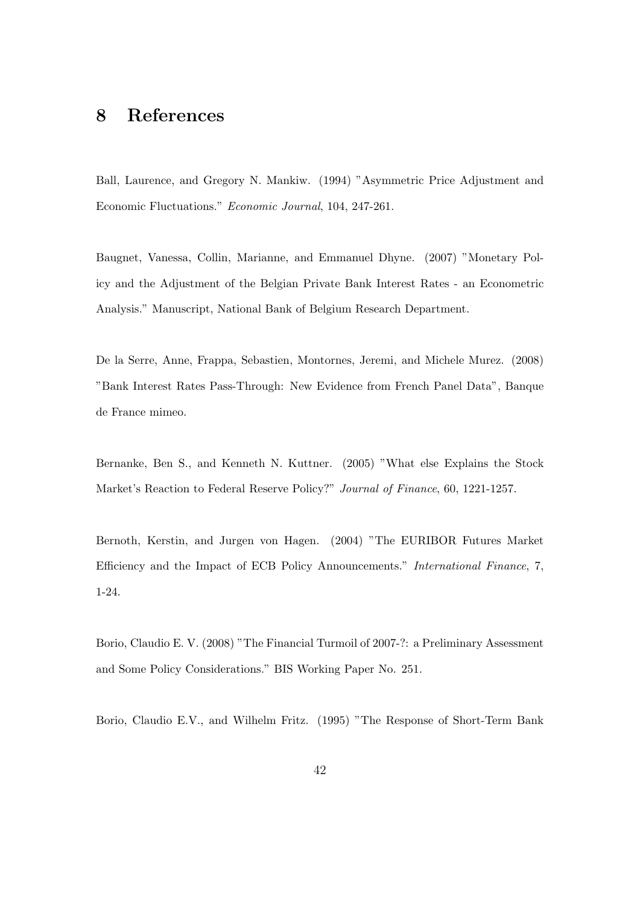# 8 References

Ball, Laurence, and Gregory N. Mankiw. (1994) "Asymmetric Price Adjustment and Economic Fluctuations." *Economic Journal*, 104, 247-261.

Baugnet, Vanessa, Collin, Marianne, and Emmanuel Dhyne. (2007) "Monetary Policy and the Adjustment of the Belgian Private Bank Interest Rates - an Econometric Analysis." Manuscript, National Bank of Belgium Research Department.

De la Serre, Anne, Frappa, Sebastien, Montornes, Jeremi, and Michele Murez. (2008) "Bank Interest Rates Pass-Through: New Evidence from French Panel Data", Banque de France mimeo.

Bernanke, Ben S., and Kenneth N. Kuttner. (2005) "What else Explains the Stock Market's Reaction to Federal Reserve Policy?" *Journal of Finance*, 60, 1221-1257.

Bernoth, Kerstin, and Jurgen von Hagen. (2004) "The EURIBOR Futures Market Efficiency and the Impact of ECB Policy Announcements." *International Finance*, 7, 1-24.

Borio, Claudio E. V. (2008) "The Financial Turmoil of 2007-?: a Preliminary Assessment and Some Policy Considerations." BIS Working Paper No. 251.

Borio, Claudio E.V., and Wilhelm Fritz. (1995) "The Response of Short-Term Bank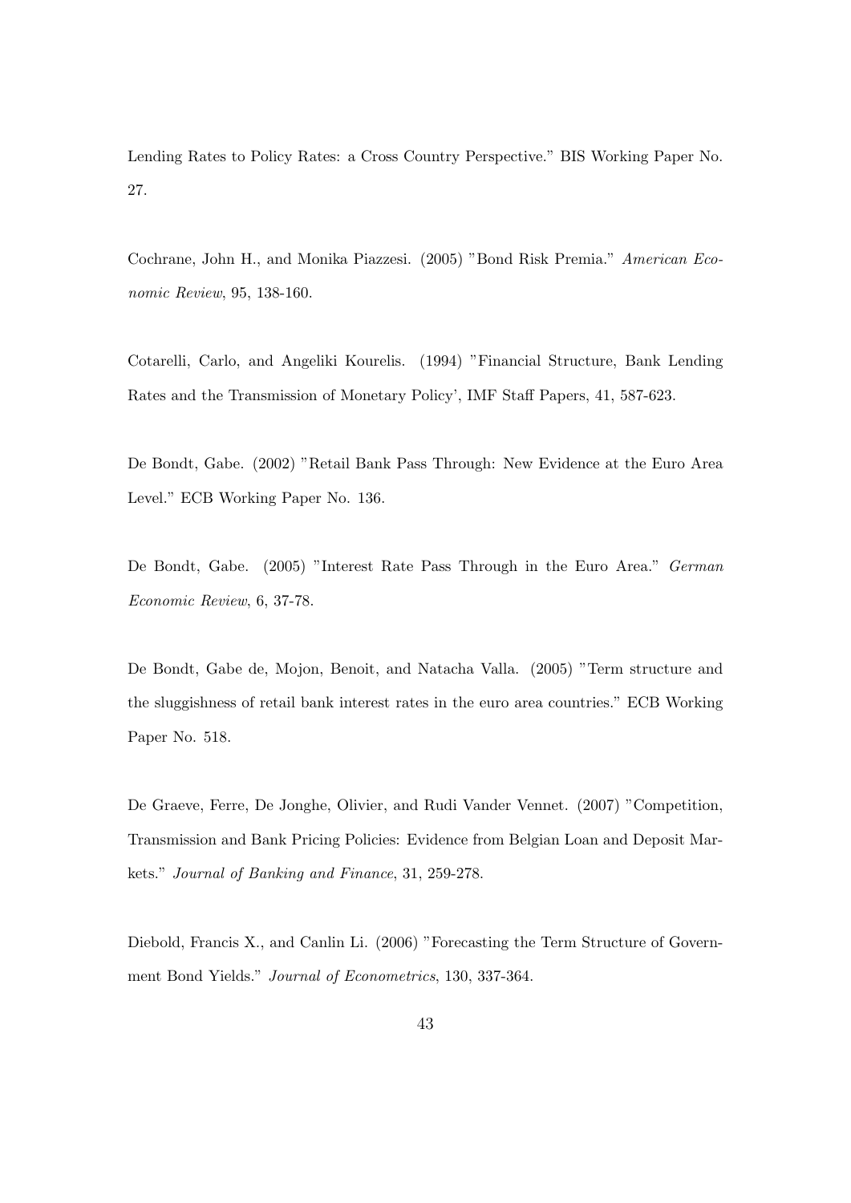Lending Rates to Policy Rates: a Cross Country Perspective." BIS Working Paper No. 27.

Cochrane, John H., and Monika Piazzesi. (2005) "Bond Risk Premia." *American Economic Review*, 95, 138-160.

Cotarelli, Carlo, and Angeliki Kourelis. (1994) "Financial Structure, Bank Lending Rates and the Transmission of Monetary Policy', IMF Staff Papers, 41, 587-623.

De Bondt, Gabe. (2002) "Retail Bank Pass Through: New Evidence at the Euro Area Level." ECB Working Paper No. 136.

De Bondt, Gabe. (2005) "Interest Rate Pass Through in the Euro Area." *German Economic Review*, 6, 37-78.

De Bondt, Gabe de, Mojon, Benoit, and Natacha Valla. (2005) "Term structure and the sluggishness of retail bank interest rates in the euro area countries." ECB Working Paper No. 518.

De Graeve, Ferre, De Jonghe, Olivier, and Rudi Vander Vennet. (2007) "Competition, Transmission and Bank Pricing Policies: Evidence from Belgian Loan and Deposit Markets." *Journal of Banking and Finance*, 31, 259-278.

Diebold, Francis X., and Canlin Li. (2006) "Forecasting the Term Structure of Government Bond Yields." *Journal of Econometrics*, 130, 337-364.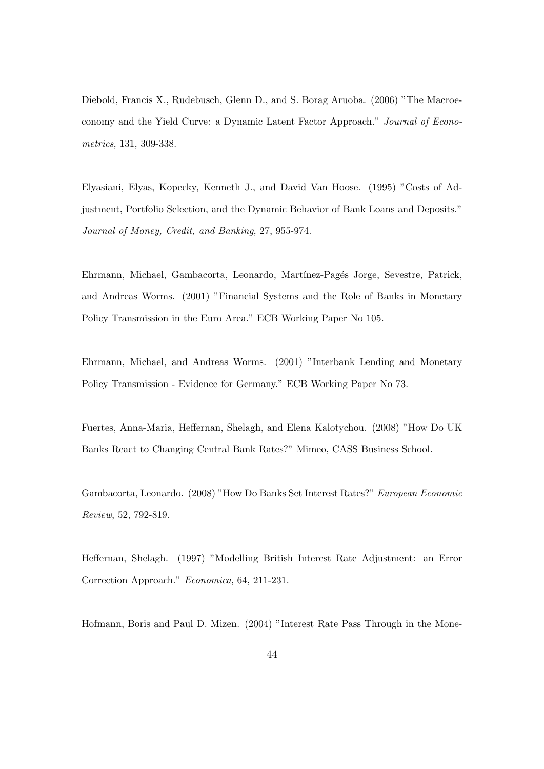Diebold, Francis X., Rudebusch, Glenn D., and S. Borag Aruoba. (2006) "The Macroeconomy and the Yield Curve: a Dynamic Latent Factor Approach." *Journal of Econometrics*, 131, 309-338.

Elyasiani, Elyas, Kopecky, Kenneth J., and David Van Hoose. (1995) "Costs of Adjustment, Portfolio Selection, and the Dynamic Behavior of Bank Loans and Deposits." *Journal of Money, Credit, and Banking*, 27, 955-974.

Ehrmann, Michael, Gambacorta, Leonardo, Martínez-Pagés Jorge, Sevestre, Patrick, and Andreas Worms. (2001) "Financial Systems and the Role of Banks in Monetary Policy Transmission in the Euro Area." ECB Working Paper No 105.

Ehrmann, Michael, and Andreas Worms. (2001) "Interbank Lending and Monetary Policy Transmission - Evidence for Germany." ECB Working Paper No 73.

Fuertes, Anna-Maria, Heffernan, Shelagh, and Elena Kalotychou. (2008) "How Do UK Banks React to Changing Central Bank Rates?" Mimeo, CASS Business School.

Gambacorta, Leonardo. (2008) "How Do Banks Set Interest Rates?" *European Economic Review*, 52, 792-819.

Heffernan, Shelagh. (1997) "Modelling British Interest Rate Adjustment: an Error Correction Approach." *Economica*, 64, 211-231.

Hofmann, Boris and Paul D. Mizen. (2004) "Interest Rate Pass Through in the Mone-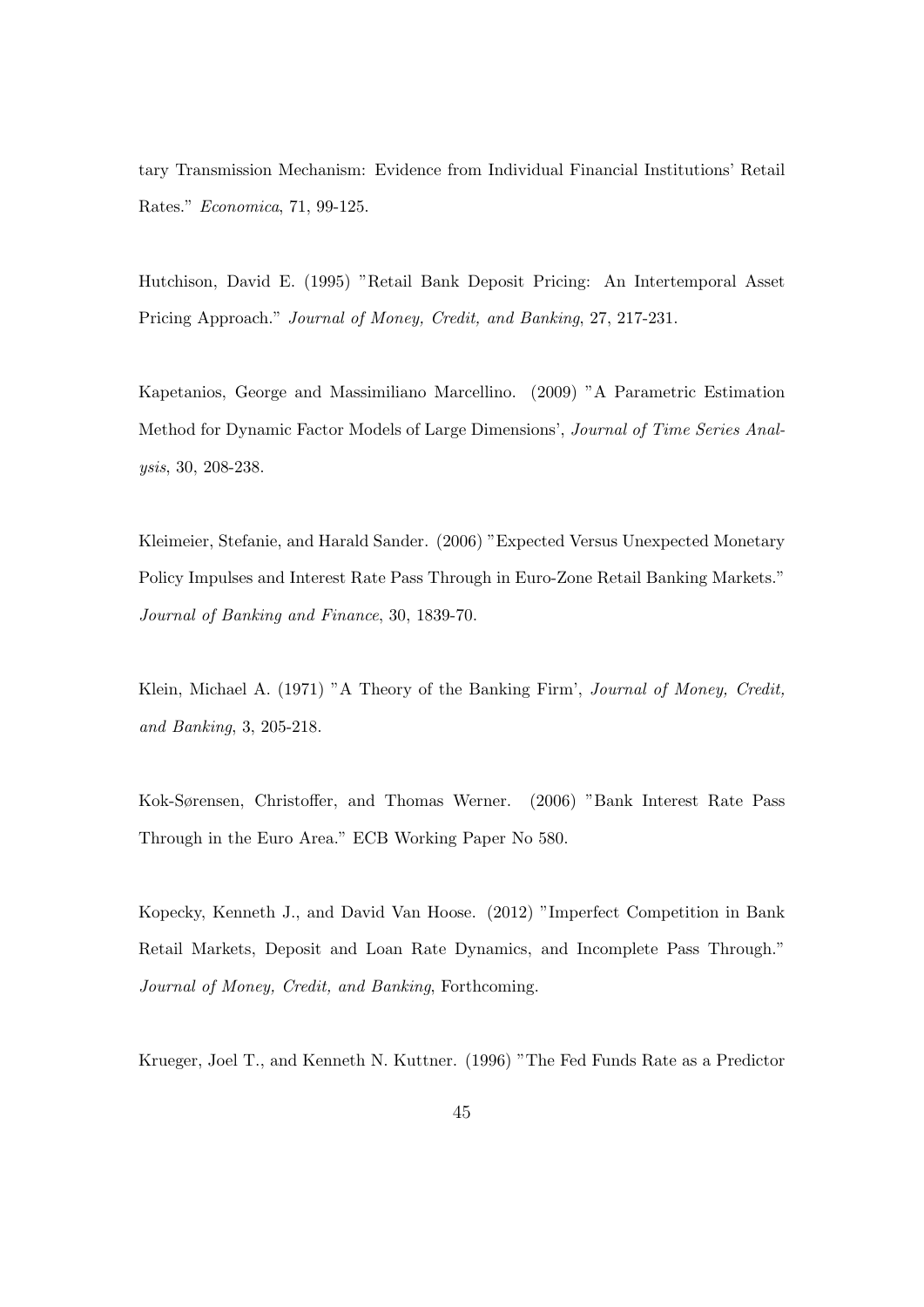tary Transmission Mechanism: Evidence from Individual Financial Institutions' Retail Rates." *Economica*, 71, 99-125.

Hutchison, David E. (1995) "Retail Bank Deposit Pricing: An Intertemporal Asset Pricing Approach." *Journal of Money, Credit, and Banking*, 27, 217-231.

Kapetanios, George and Massimiliano Marcellino. (2009) "A Parametric Estimation Method for Dynamic Factor Models of Large Dimensions', *Journal of Time Series Analysis*, 30, 208-238.

Kleimeier, Stefanie, and Harald Sander. (2006) "Expected Versus Unexpected Monetary Policy Impulses and Interest Rate Pass Through in Euro-Zone Retail Banking Markets." *Journal of Banking and Finance*, 30, 1839-70.

Klein, Michael A. (1971) "A Theory of the Banking Firm', *Journal of Money, Credit, and Banking*, 3, 205-218.

Kok-Sørensen, Christoffer, and Thomas Werner. (2006) "Bank Interest Rate Pass Through in the Euro Area." ECB Working Paper No 580.

Kopecky, Kenneth J., and David Van Hoose. (2012) "Imperfect Competition in Bank Retail Markets, Deposit and Loan Rate Dynamics, and Incomplete Pass Through." *Journal of Money, Credit, and Banking*, Forthcoming.

Krueger, Joel T., and Kenneth N. Kuttner. (1996) "The Fed Funds Rate as a Predictor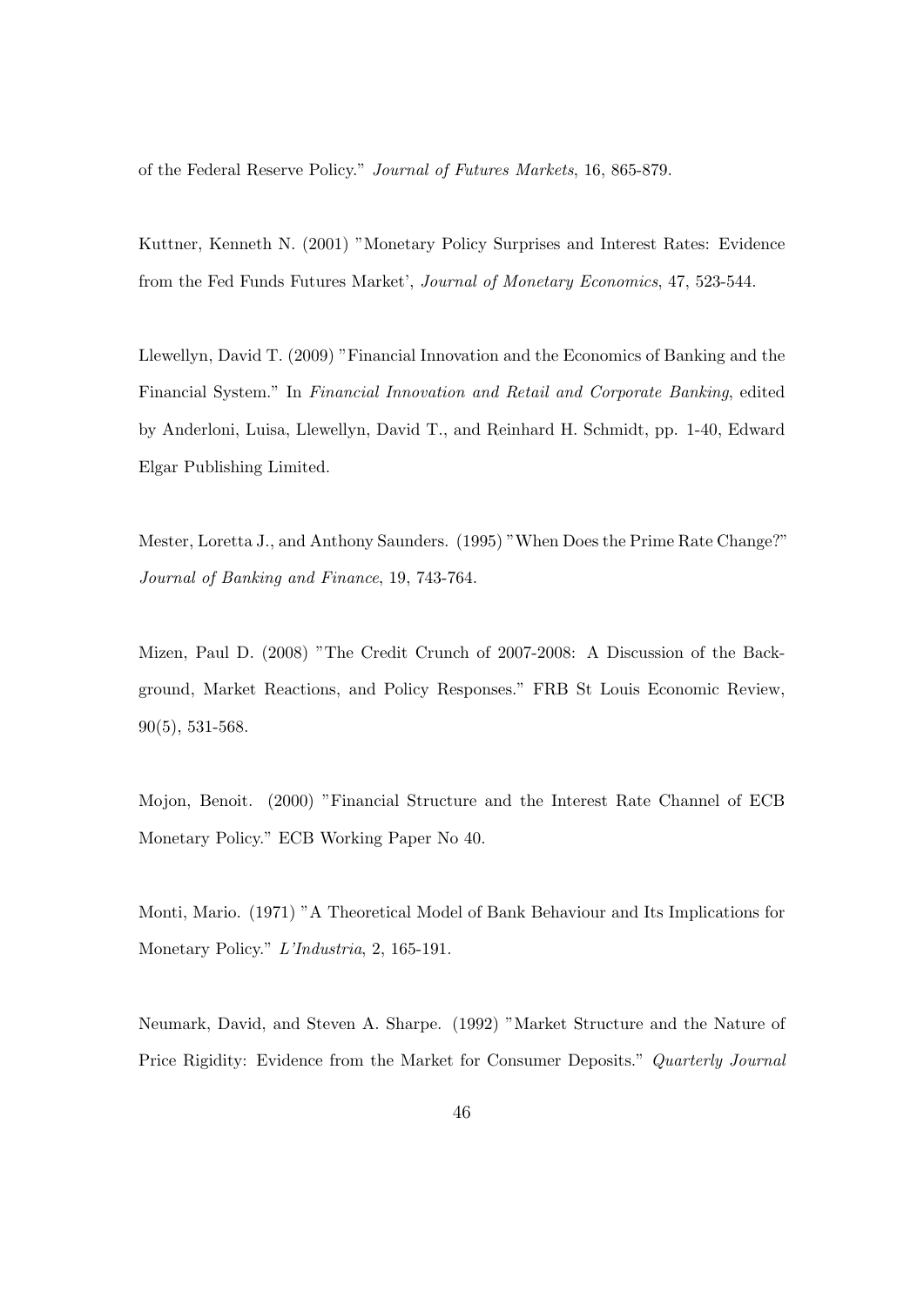of the Federal Reserve Policy." *Journal of Futures Markets*, 16, 865-879.

Kuttner, Kenneth N. (2001) "Monetary Policy Surprises and Interest Rates: Evidence from the Fed Funds Futures Market', *Journal of Monetary Economics*, 47, 523-544.

Llewellyn, David T. (2009) "Financial Innovation and the Economics of Banking and the Financial System." In *Financial Innovation and Retail and Corporate Banking*, edited by Anderloni, Luisa, Llewellyn, David T., and Reinhard H. Schmidt, pp. 1-40, Edward Elgar Publishing Limited.

Mester, Loretta J., and Anthony Saunders. (1995) "When Does the Prime Rate Change?" *Journal of Banking and Finance*, 19, 743-764.

Mizen, Paul D. (2008) "The Credit Crunch of 2007-2008: A Discussion of the Background, Market Reactions, and Policy Responses." FRB St Louis Economic Review, 90(5), 531-568.

Mojon, Benoit. (2000) "Financial Structure and the Interest Rate Channel of ECB Monetary Policy." ECB Working Paper No 40.

Monti, Mario. (1971) "A Theoretical Model of Bank Behaviour and Its Implications for Monetary Policy." *L'Industria*, 2, 165-191.

Neumark, David, and Steven A. Sharpe. (1992) "Market Structure and the Nature of Price Rigidity: Evidence from the Market for Consumer Deposits." *Quarterly Journal*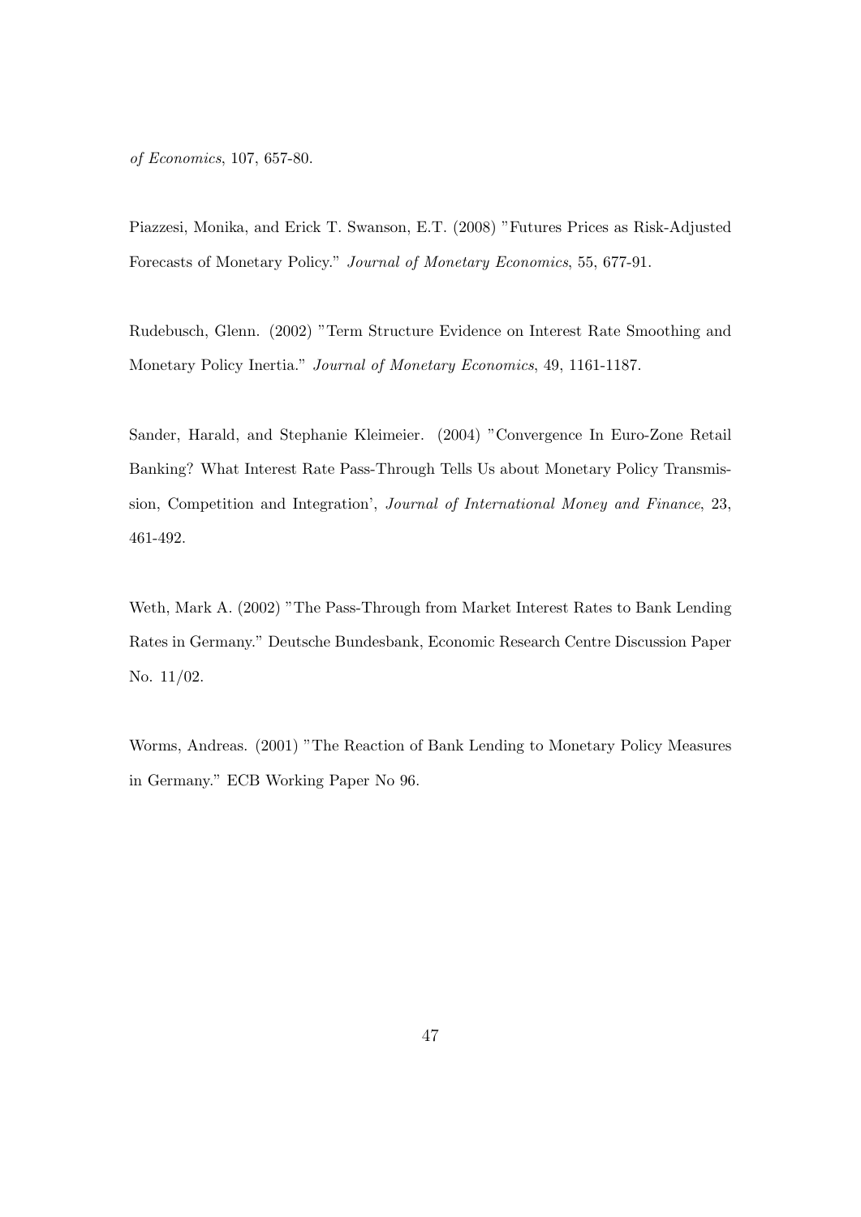*of Economics*, 107, 657-80.

Piazzesi, Monika, and Erick T. Swanson, E.T. (2008) "Futures Prices as Risk-Adjusted Forecasts of Monetary Policy." *Journal of Monetary Economics*, 55, 677-91.

Rudebusch, Glenn. (2002) "Term Structure Evidence on Interest Rate Smoothing and Monetary Policy Inertia." *Journal of Monetary Economics*, 49, 1161-1187.

Sander, Harald, and Stephanie Kleimeier. (2004) "Convergence In Euro-Zone Retail Banking? What Interest Rate Pass-Through Tells Us about Monetary Policy Transmission, Competition and Integration', *Journal of International Money and Finance*, 23, 461-492.

Weth, Mark A. (2002) "The Pass-Through from Market Interest Rates to Bank Lending Rates in Germany." Deutsche Bundesbank, Economic Research Centre Discussion Paper No. 11/02.

Worms, Andreas. (2001) "The Reaction of Bank Lending to Monetary Policy Measures in Germany." ECB Working Paper No 96.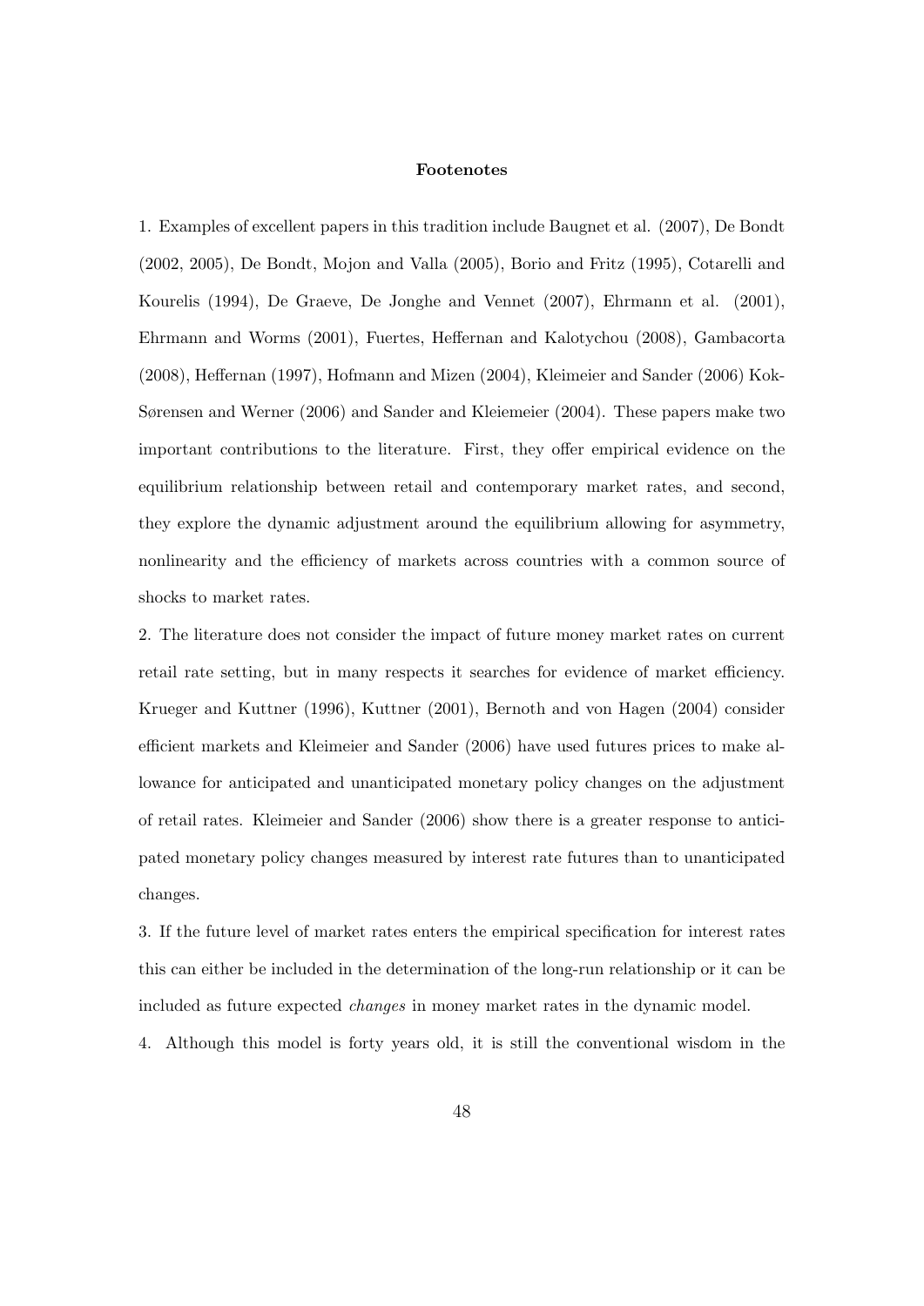**Footenotes**

1. Examples of excellent papers in this tradition include Baugnet et al. (2007), De Bondt (2002, 2005), De Bondt, Mojon and Valla (2005), Borio and Fritz (1995), Cotarelli and Kourelis (1994), De Graeve, De Jonghe and Vennet (2007), Ehrmann et al. (2001), Ehrmann and Worms (2001), Fuertes, Heffernan and Kalotychou (2008), Gambacorta (2008), Heffernan (1997), Hofmann and Mizen (2004), Kleimeier and Sander (2006) Kok-Sørensen and Werner (2006) and Sander and Kleiemeier (2004). These papers make two important contributions to the literature. First, they offer empirical evidence on the equilibrium relationship between retail and contemporary market rates, and second, they explore the dynamic adjustment around the equilibrium allowing for asymmetry, nonlinearity and the efficiency of markets across countries with a common source of shocks to market rates.

2. The literature does not consider the impact of future money market rates on current retail rate setting, but in many respects it searches for evidence of market efficiency. Krueger and Kuttner (1996), Kuttner (2001), Bernoth and von Hagen (2004) consider efficient markets and Kleimeier and Sander (2006) have used futures prices to make allowance for anticipated and unanticipated monetary policy changes on the adjustment of retail rates. Kleimeier and Sander (2006) show there is a greater response to anticipated monetary policy changes measured by interest rate futures than to unanticipated changes.

3. If the future level of market rates enters the empirical specification for interest rates this can either be included in the determination of the long-run relationship or it can be included as future expected *changes* in money market rates in the dynamic model.

4. Although this model is forty years old, it is still the conventional wisdom in the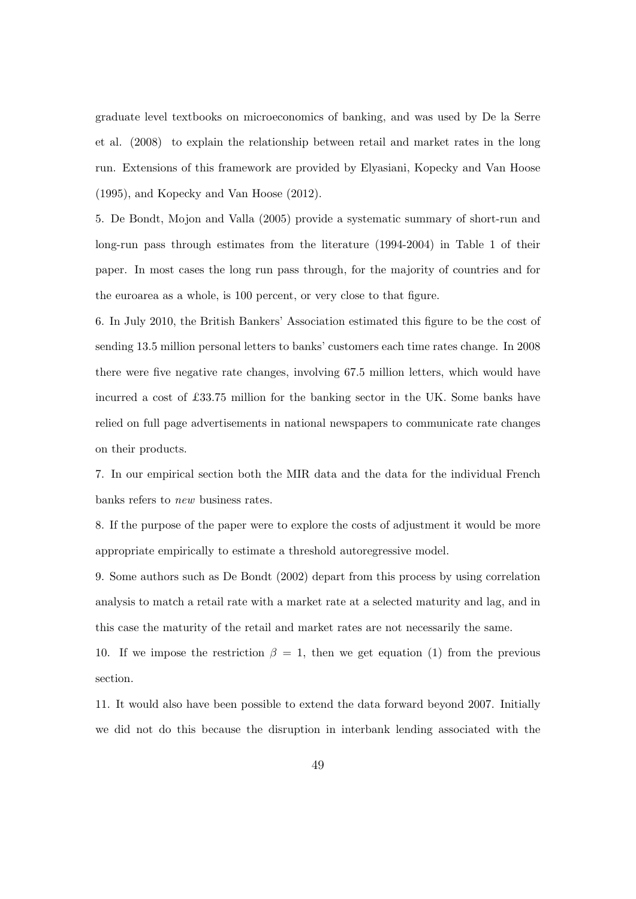graduate level textbooks on microeconomics of banking, and was used by De la Serre et al. (2008) to explain the relationship between retail and market rates in the long run. Extensions of this framework are provided by Elyasiani, Kopecky and Van Hoose (1995), and Kopecky and Van Hoose (2012).

5. De Bondt, Mojon and Valla (2005) provide a systematic summary of short-run and long-run pass through estimates from the literature (1994-2004) in Table 1 of their paper. In most cases the long run pass through, for the majority of countries and for the euroarea as a whole, is 100 percent, or very close to that figure.

6. In July 2010, the British Bankers' Association estimated this figure to be the cost of sending 13.5 million personal letters to banks' customers each time rates change. In 2008 there were five negative rate changes, involving 67.5 million letters, which would have incurred a cost of £33.75 million for the banking sector in the UK. Some banks have relied on full page advertisements in national newspapers to communicate rate changes on their products.

7. In our empirical section both the MIR data and the data for the individual French banks refers to *new* business rates.

8. If the purpose of the paper were to explore the costs of adjustment it would be more appropriate empirically to estimate a threshold autoregressive model.

9. Some authors such as De Bondt (2002) depart from this process by using correlation analysis to match a retail rate with a market rate at a selected maturity and lag, and in this case the maturity of the retail and market rates are not necessarily the same.

10. If we impose the restriction $\beta = 1$, then we get equation (1) from the previous section.

11. It would also have been possible to extend the data forward beyond 2007. Initially we did not do this because the disruption in interbank lending associated with the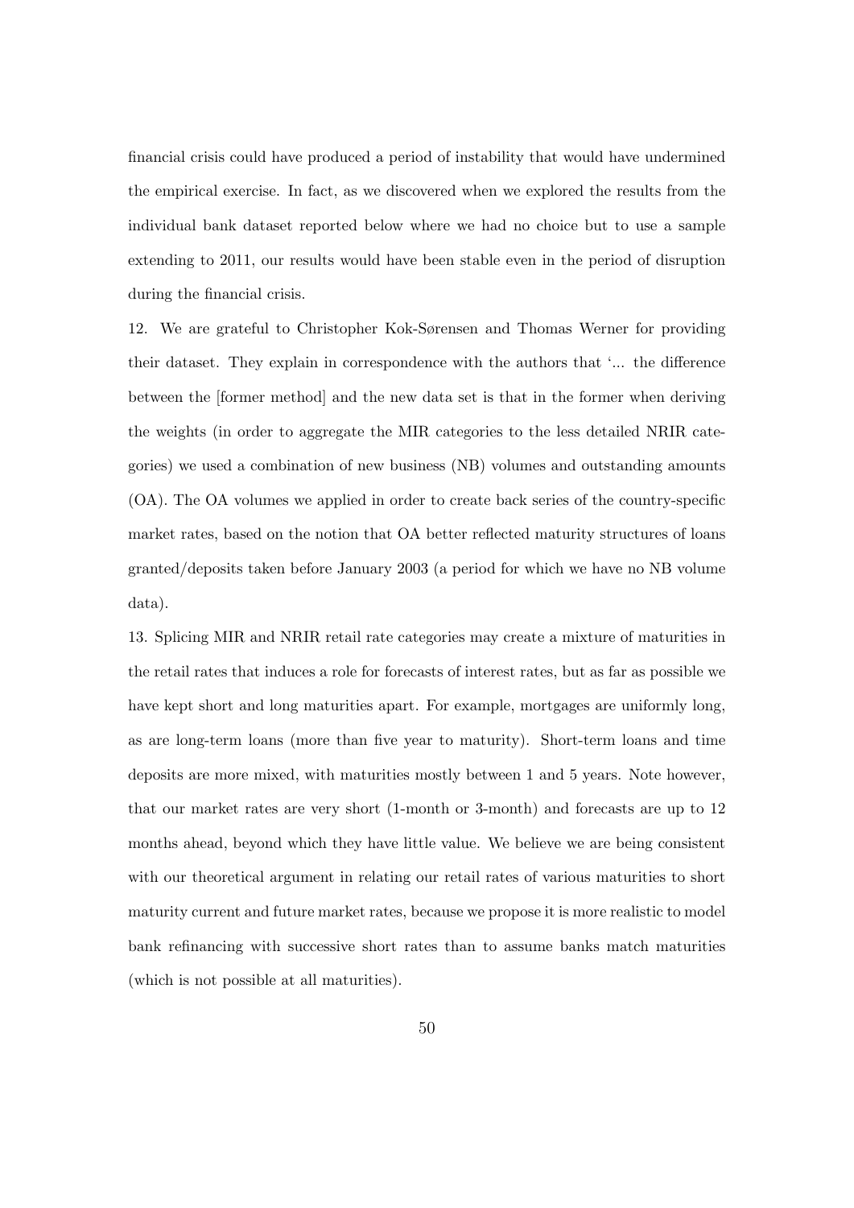financial crisis could have produced a period of instability that would have undermined the empirical exercise. In fact, as we discovered when we explored the results from the individual bank dataset reported below where we had no choice but to use a sample extending to 2011, our results would have been stable even in the period of disruption during the financial crisis.

12. We are grateful to Christopher Kok-Sørensen and Thomas Werner for providing their dataset. They explain in correspondence with the authors that '... the difference between the [former method] and the new data set is that in the former when deriving the weights (in order to aggregate the MIR categories to the less detailed NRIR categories) we used a combination of new business (NB) volumes and outstanding amounts (OA). The OA volumes we applied in order to create back series of the country-specific market rates, based on the notion that OA better reflected maturity structures of loans granted/deposits taken before January 2003 (a period for which we have no NB volume data).

13. Splicing MIR and NRIR retail rate categories may create a mixture of maturities in the retail rates that induces a role for forecasts of interest rates, but as far as possible we have kept short and long maturities apart. For example, mortgages are uniformly long, as are long-term loans (more than five year to maturity). Short-term loans and time deposits are more mixed, with maturities mostly between 1 and 5 years. Note however, that our market rates are very short (1-month or 3-month) and forecasts are up to 12 months ahead, beyond which they have little value. We believe we are being consistent with our theoretical argument in relating our retail rates of various maturities to short maturity current and future market rates, because we propose it is more realistic to model bank refinancing with successive short rates than to assume banks match maturities (which is not possible at all maturities).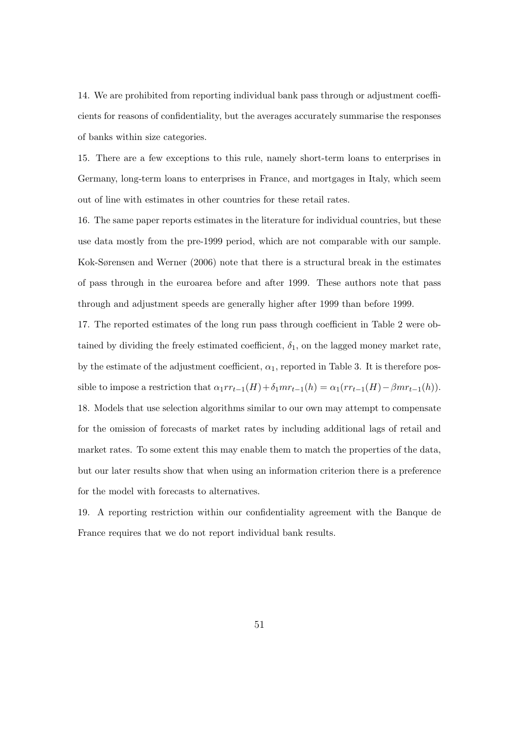14. We are prohibited from reporting individual bank pass through or adjustment coefficients for reasons of confidentiality, but the averages accurately summarise the responses of banks within size categories.

15. There are a few exceptions to this rule, namely short-term loans to enterprises in Germany, long-term loans to enterprises in France, and mortgages in Italy, which seem out of line with estimates in other countries for these retail rates.

16. The same paper reports estimates in the literature for individual countries, but these use data mostly from the pre-1999 period, which are not comparable with our sample. Kok-Sørensen and Werner (2006) note that there is a structural break in the estimates of pass through in the euroarea before and after 1999. These authors note that pass through and adjustment speeds are generally higher after 1999 than before 1999.

17. The reported estimates of the long run pass through coefficient in Table 2 were obtained by dividing the freely estimated coefficient, $\delta_1$, on the lagged money market rate, by the estimate of the adjustment coefficient, $\alpha_1$, reported in Table 3. It is therefore possible to impose a restriction that $\alpha_1 rr_{t-1}(H) + \delta_1 mr_{t-1}(h) = \alpha_1(rr_{t-1}(H) - \beta mr_{t-1}(h))$.

18. Models that use selection algorithms similar to our own may attempt to compensate for the omission of forecasts of market rates by including additional lags of retail and market rates. To some extent this may enable them to match the properties of the data, but our later results show that when using an information criterion there is a preference for the model with forecasts to alternatives.

19. A reporting restriction within our confidentiality agreement with the Banque de France requires that we do not report individual bank results.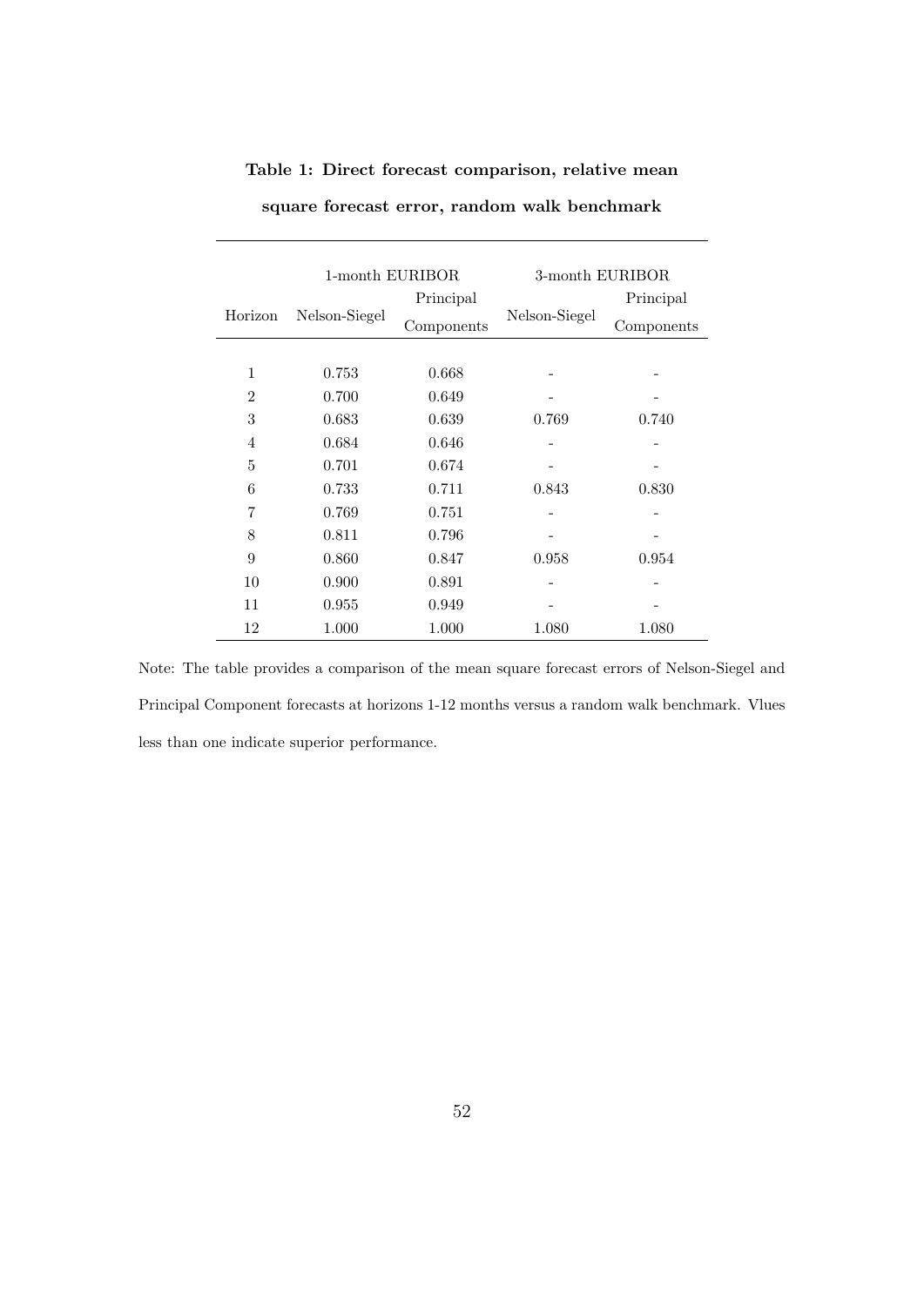**Table 1: Direct forecast comparison, relative mean square forecast error, random walk benchmark**

| Horizon | 1-month EURIBOR | | 3-month EURIBOR | |
|---|---|---|---|---|
| | Nelson-Siegel | Principal Components | Nelson-Siegel | Principal Components |
| 1 | 0.753 | 0.668 | - | - |
| 2 | 0.700 | 0.649 | - | - |
| 3 | 0.683 | 0.639 | 0.769 | 0.740 |
| 4 | 0.684 | 0.646 | - | - |
| 5 | 0.701 | 0.674 | - | - |
| 6 | 0.733 | 0.711 | 0.843 | 0.830 |
| 7 | 0.769 | 0.751 | - | - |
| 8 | 0.811 | 0.796 | - | - |
| 9 | 0.860 | 0.847 | 0.958 | 0.954 |
| 10 | 0.900 | 0.891 | - | - |
| 11 | 0.955 | 0.949 | - | - |
| 12 | 1.000 | 1.000 | 1.080 | 1.080 |

Note: The table provides a comparison of the mean square forecast errors of Nelson-Siegel and Principal Component forecasts at horizons 1-12 months versus a random walk benchmark. Vlues less than one indicate superior performance.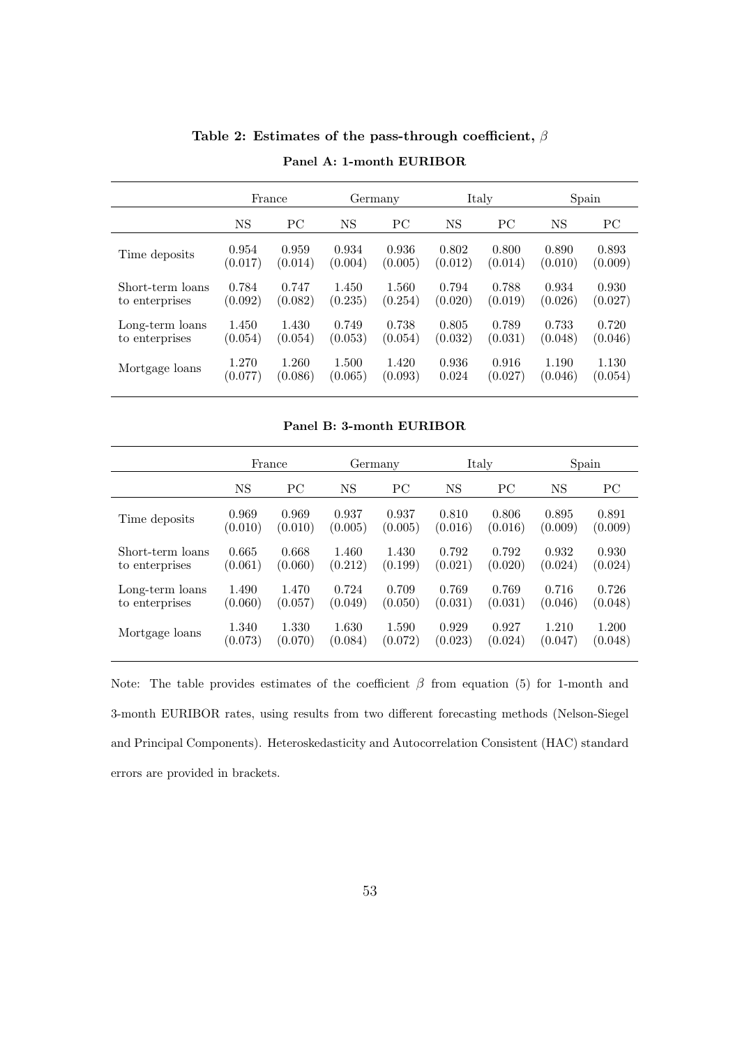**Table 2: Estimates of the pass-through coefficient, $\beta$**

**Panel A: 1-month EURIBOR**

| | France | | Germany | | Italy | | Spain | |
|---|---|---|---|---|---|---|---|---|
| | NS | PC | NS | PC | NS | PC | NS | PC |
| Time deposits | 0.954 | 0.959 | 0.934 | 0.936 | 0.802 | 0.800 | 0.890 | 0.893 |
| | (0.017) | (0.014) | (0.004) | (0.005) | (0.012) | (0.014) | (0.010) | (0.009) |
| Short-term loans to enterprises | 0.784 | 0.747 | 1.450 | 1.560 | 0.794 | 0.788 | 0.934 | 0.930 |
| | (0.092) | (0.082) | (0.235) | (0.254) | (0.020) | (0.019) | (0.026) | (0.027) |
| Long-term loans to enterprises | 1.450 | 1.430 | 0.749 | 0.738 | 0.805 | 0.789 | 0.733 | 0.720 |
| | (0.054) | (0.054) | (0.053) | (0.054) | (0.032) | (0.031) | (0.048) | (0.046) |
| Mortgage loans | 1.270 | 1.260 | 1.500 | 1.420 | 0.936 | 0.916 | 1.190 | 1.130 |
| | (0.077) | (0.086) | (0.065) | (0.093) | 0.024 | (0.027) | (0.046) | (0.054) |

**Panel B: 3-month EURIBOR**

| | France | | Germany | | Italy | | Spain | |
|---|---|---|---|---|---|---|---|---|
| | NS | PC | NS | PC | NS | PC | NS | PC |
| Time deposits | 0.969 | 0.969 | 0.937 | 0.937 | 0.810 | 0.806 | 0.895 | 0.891 |
| | (0.010) | (0.010) | (0.005) | (0.005) | (0.016) | (0.016) | (0.009) | (0.009) |
| Short-term loans to enterprises | 0.665 | 0.668 | 1.460 | 1.430 | 0.792 | 0.792 | 0.932 | 0.930 |
| | (0.061) | (0.060) | (0.212) | (0.199) | (0.021) | (0.020) | (0.024) | (0.024) |
| Long-term loans to enterprises | 1.490 | 1.470 | 0.724 | 0.709 | 0.769 | 0.769 | 0.716 | 0.726 |
| | (0.060) | (0.057) | (0.049) | (0.050) | (0.031) | (0.031) | (0.046) | (0.048) |
| Mortgage loans | 1.340 | 1.330 | 1.630 | 1.590 | 0.929 | 0.927 | 1.210 | 1.200 |
| | (0.073) | (0.070) | (0.084) | (0.072) | (0.023) | (0.024) | (0.047) | (0.048) |

Note: The table provides estimates of the coefficient $\beta$ from equation (5) for 1-month and 3-month EURIBOR rates, using results from two different forecasting methods (Nelson-Siegel and Principal Components). Heteroskedasticity and Autocorrelation Consistent (HAC) standard errors are provided in brackets.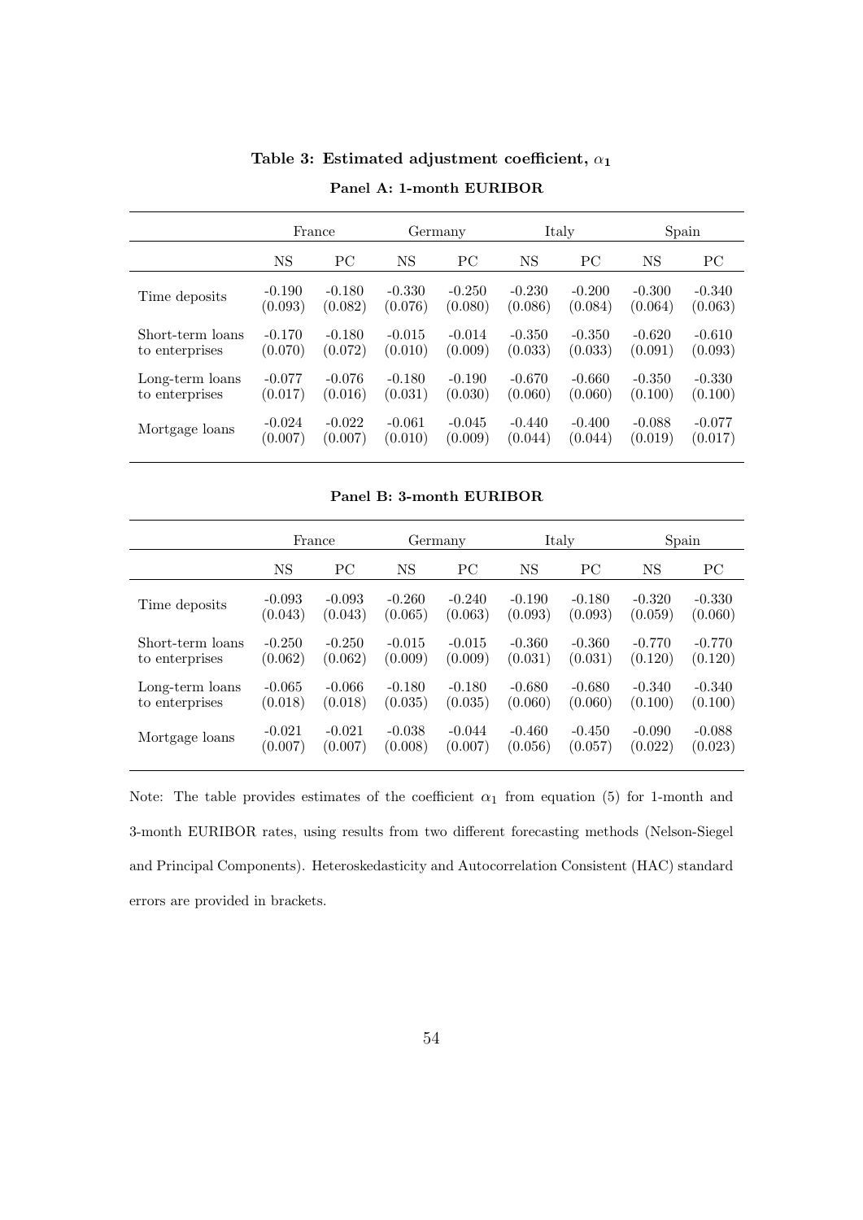**Table 3: Estimated adjustment coefficient, $\alpha_1$**

**Panel A: 1-month EURIBOR**

| | France | | Germany | | Italy | | Spain | |
|---|---|---|---|---|---|---|---|---|
| | NS | PC | NS | PC | NS | PC | NS | PC |
| Time deposits | -0.190<br>(0.093) | -0.180<br>(0.082) | -0.330<br>(0.076) | -0.250<br>(0.080) | -0.230<br>(0.086) | -0.200<br>(0.084) | -0.300<br>(0.064) | -0.340<br>(0.063) |
| Short-term loans to enterprises | -0.170<br>(0.070) | -0.180<br>(0.072) | -0.015<br>(0.010) | -0.014<br>(0.009) | -0.350<br>(0.033) | -0.350<br>(0.033) | -0.620<br>(0.091) | -0.610<br>(0.093) |
| Long-term loans to enterprises | -0.077<br>(0.017) | -0.076<br>(0.016) | -0.180<br>(0.031) | -0.190<br>(0.030) | -0.670<br>(0.060) | -0.660<br>(0.060) | -0.350<br>(0.100) | -0.330<br>(0.100) |
| Mortgage loans | -0.024<br>(0.007) | -0.022<br>(0.007) | -0.061<br>(0.010) | -0.045<br>(0.009) | -0.440<br>(0.044) | -0.400<br>(0.044) | -0.088<br>(0.019) | -0.077<br>(0.017) |

**Panel B: 3-month EURIBOR**

| | France | | Germany | | Italy | | Spain | |
|---|---|---|---|---|---|---|---|---|
| | NS | PC | NS | PC | NS | PC | NS | PC |
| Time deposits | -0.093<br>(0.043) | -0.093<br>(0.043) | -0.260<br>(0.065) | -0.240<br>(0.063) | -0.190<br>(0.093) | -0.180<br>(0.093) | -0.320<br>(0.059) | -0.330<br>(0.060) |
| Short-term loans to enterprises | -0.250<br>(0.062) | -0.250<br>(0.062) | -0.015<br>(0.009) | -0.015<br>(0.009) | -0.360<br>(0.031) | -0.360<br>(0.031) | -0.770<br>(0.120) | -0.770<br>(0.120) |
| Long-term loans to enterprises | -0.065<br>(0.018) | -0.066<br>(0.018) | -0.180<br>(0.035) | -0.180<br>(0.035) | -0.680<br>(0.060) | -0.680<br>(0.060) | -0.340<br>(0.100) | -0.340<br>(0.100) |
| Mortgage loans | -0.021<br>(0.007) | -0.021<br>(0.007) | -0.038<br>(0.008) | -0.044<br>(0.007) | -0.460<br>(0.056) | -0.450<br>(0.057) | -0.090<br>(0.022) | -0.088<br>(0.023) |

Note: The table provides estimates of the coefficient $\alpha_1$ from equation (5) for 1-month and 3-month EURIBOR rates, using results from two different forecasting methods (Nelson-Siegel and Principal Components). Heteroskedasticity and Autocorrelation Consistent (HAC) standard errors are provided in brackets.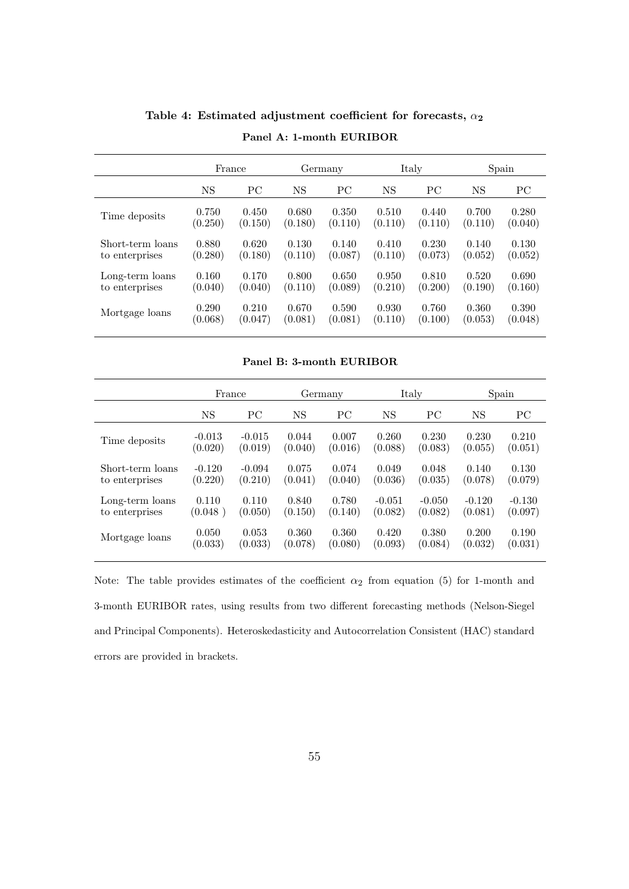**Table 4: Estimated adjustment coefficient for forecasts, $\alpha_2$**

**Panel A: 1-month EURIBOR**

| | France | | Germany | | Italy | | Spain | |
|---|---|---|---|---|---|---|---|---|
| | NS | PC | NS | PC | NS | PC | NS | PC |
| Time deposits | 0.750<br>(0.250) | 0.450<br>(0.150) | 0.680<br>(0.180) | 0.350<br>(0.110) | 0.510<br>(0.110) | 0.440<br>(0.110) | 0.700<br>(0.110) | 0.280<br>(0.040) |
| Short-term loans to enterprises | 0.880<br>(0.280) | 0.620<br>(0.180) | 0.130<br>(0.110) | 0.140<br>(0.087) | 0.410<br>(0.110) | 0.230<br>(0.073) | 0.140<br>(0.052) | 0.130<br>(0.052) |
| Long-term loans to enterprises | 0.160<br>(0.040) | 0.170<br>(0.040) | 0.800<br>(0.110) | 0.650<br>(0.089) | 0.950<br>(0.210) | 0.810<br>(0.200) | 0.520<br>(0.190) | 0.690<br>(0.160) |
| Mortgage loans | 0.290<br>(0.068) | 0.210<br>(0.047) | 0.670<br>(0.081) | 0.590<br>(0.081) | 0.930<br>(0.110) | 0.760<br>(0.100) | 0.360<br>(0.053) | 0.390<br>(0.048) |

**Panel B: 3-month EURIBOR**

| | France | | Germany | | Italy | | Spain | |
|---|---|---|---|---|---|---|---|---|
| | NS | PC | NS | PC | NS | PC | NS | PC |
| Time deposits | -0.013<br>(0.020) | -0.015<br>(0.019) | 0.044<br>(0.040) | 0.007<br>(0.016) | 0.260<br>(0.088) | 0.230<br>(0.083) | 0.230<br>(0.055) | 0.210<br>(0.051) |
| Short-term loans to enterprises | -0.120<br>(0.220) | -0.094<br>(0.210) | 0.075<br>(0.041) | 0.074<br>(0.040) | 0.049<br>(0.036) | 0.048<br>(0.035) | 0.140<br>(0.078) | 0.130<br>(0.079) |
| Long-term loans to enterprises | 0.110<br>(0.048 ) | 0.110<br>(0.050) | 0.840<br>(0.150) | 0.780<br>(0.140) | -0.051<br>(0.082) | -0.050<br>(0.082) | -0.120<br>(0.081) | -0.130<br>(0.097) |
| Mortgage loans | 0.050<br>(0.033) | 0.053<br>(0.033) | 0.360<br>(0.078) | 0.360<br>(0.080) | 0.420<br>(0.093) | 0.380<br>(0.084) | 0.200<br>(0.032) | 0.190<br>(0.031) |

Note: The table provides estimates of the coefficient $\alpha_2$ from equation (5) for 1-month and 3-month EURIBOR rates, using results from two different forecasting methods (Nelson-Siegel and Principal Components). Heteroskedasticity and Autocorrelation Consistent (HAC) standard errors are provided in brackets.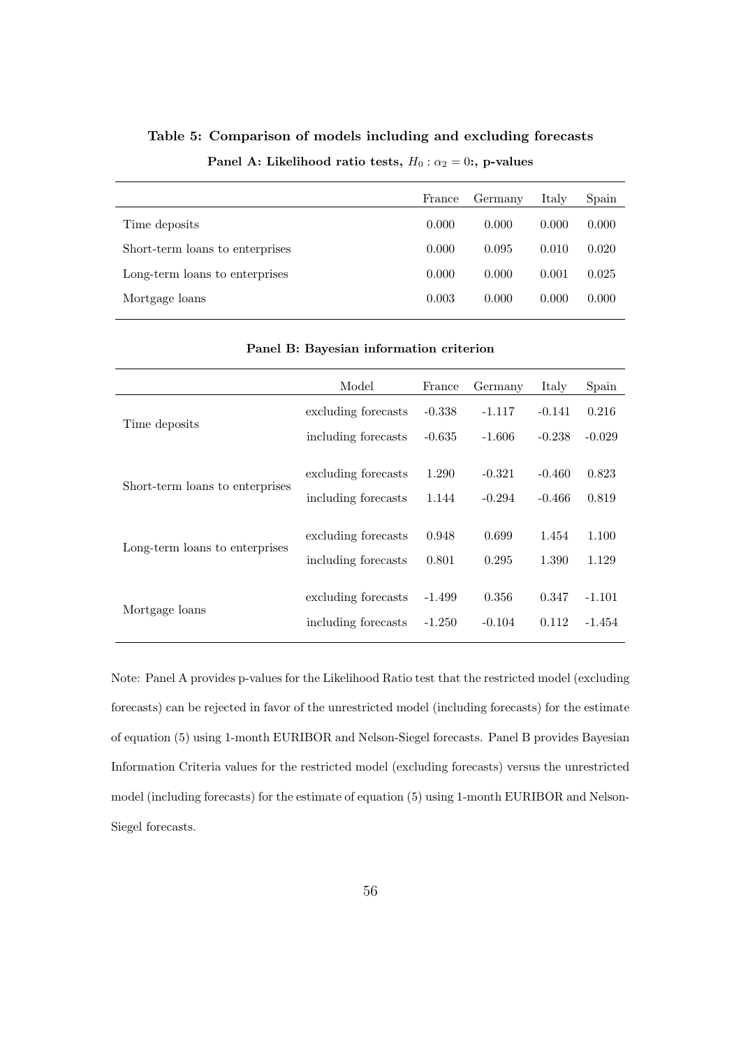**Table 5: Comparison of models including and excluding forecasts**

**Panel A: Likelihood ratio tests, $H_0 : \alpha_2 = 0$:, p-values**

| | France | Germany | Italy | Spain |
|---|---|---|---|---|
| Time deposits | 0.000 | 0.000 | 0.000 | 0.000 |
| Short-term loans to enterprises | 0.000 | 0.095 | 0.010 | 0.020 |
| Long-term loans to enterprises | 0.000 | 0.000 | 0.001 | 0.025 |
| Mortgage loans | 0.003 | 0.000 | 0.000 | 0.000 |

**Panel B: Bayesian information criterion**

| | Model | France | Germany | Italy | Spain |
|---|---|---|---|---|---|
| Time deposits | excluding forecasts | -0.338 | -1.117 | -0.141 | 0.216 |
| | including forecasts | -0.635 | -1.606 | -0.238 | -0.029 |
| Short-term loans to enterprises | excluding forecasts | 1.290 | -0.321 | -0.460 | 0.823 |
| | including forecasts | 1.144 | -0.294 | -0.466 | 0.819 |
| Long-term loans to enterprises | excluding forecasts | 0.948 | 0.699 | 1.454 | 1.100 |
| | including forecasts | 0.801 | 0.295 | 1.390 | 1.129 |
| Mortgage loans | excluding forecasts | -1.499 | 0.356 | 0.347 | -1.101 |
| | including forecasts | -1.250 | -0.104 | 0.112 | -1.454 |

Note: Panel A provides p-values for the Likelihood Ratio test that the restricted model (excluding forecasts) can be rejected in favor of the unrestricted model (including forecasts) for the estimate of equation (5) using 1-month EURIBOR and Nelson-Siegel forecasts. Panel B provides Bayesian Information Criteria values for the restricted model (excluding forecasts) versus the unrestricted model (including forecasts) for the estimate of equation (5) using 1-month EURIBOR and Nelson-Siegel forecasts.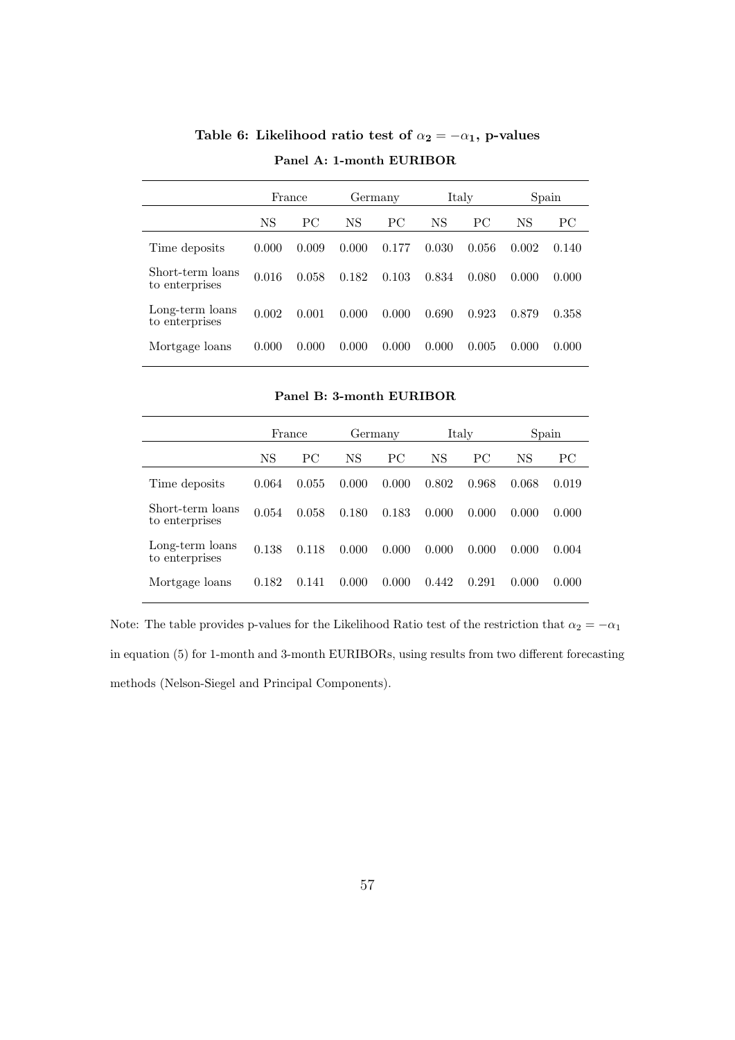**Table 6: Likelihood ratio test of $\alpha_2 = -\alpha_1$, p-values**

**Panel A: 1-month EURIBOR**

| | France | | Germany | | Italy | | Spain | |
|---|---|---|---|---|---|---|---|---|
| | NS | PC | NS | PC | NS | PC | NS | PC |
| Time deposits | 0.000 | 0.009 | 0.000 | 0.177 | 0.030 | 0.056 | 0.002 | 0.140 |
| Short-term loans to enterprises | 0.016 | 0.058 | 0.182 | 0.103 | 0.834 | 0.080 | 0.000 | 0.000 |
| Long-term loans to enterprises | 0.002 | 0.001 | 0.000 | 0.000 | 0.690 | 0.923 | 0.879 | 0.358 |
| Mortgage loans | 0.000 | 0.000 | 0.000 | 0.000 | 0.000 | 0.005 | 0.000 | 0.000 |

**Panel B: 3-month EURIBOR**

| | France | | Germany | | Italy | | Spain | |
|---|---|---|---|---|---|---|---|---|
| | NS | PC | NS | PC | NS | PC | NS | PC |
| Time deposits | 0.064 | 0.055 | 0.000 | 0.000 | 0.802 | 0.968 | 0.068 | 0.019 |
| Short-term loans to enterprises | 0.054 | 0.058 | 0.180 | 0.183 | 0.000 | 0.000 | 0.000 | 0.000 |
| Long-term loans to enterprises | 0.138 | 0.118 | 0.000 | 0.000 | 0.000 | 0.000 | 0.000 | 0.004 |
| Mortgage loans | 0.182 | 0.141 | 0.000 | 0.000 | 0.442 | 0.291 | 0.000 | 0.000 |

Note: The table provides p-values for the Likelihood Ratio test of the restriction that $\alpha_2 = -\alpha_1$ in equation (5) for 1-month and 3-month EURIBORs, using results from two different forecasting methods (Nelson-Siegel and Principal Components).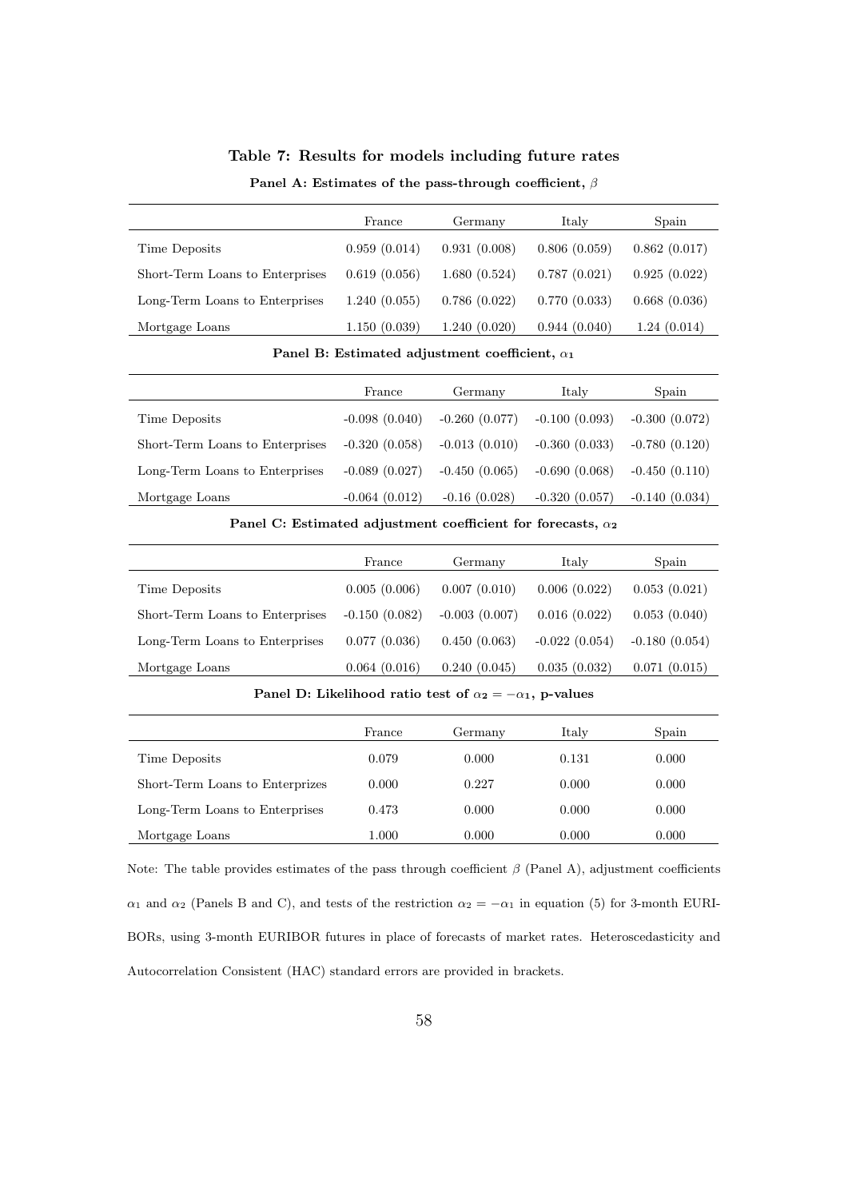**Table 7: Results for models including future rates**

**Panel A: Estimates of the pass-through coefficient, $\beta$**

| | France | Germany | Italy | Spain |
|---|---|---|---|---|
| Time Deposits | 0.959 (0.014) | 0.931 (0.008) | 0.806 (0.059) | 0.862 (0.017) |
| Short-Term Loans to Enterprises | 0.619 (0.056) | 1.680 (0.524) | 0.787 (0.021) | 0.925 (0.022) |
| Long-Term Loans to Enterprises | 1.240 (0.055) | 0.786 (0.022) | 0.770 (0.033) | 0.668 (0.036) |
| Mortgage Loans | 1.150 (0.039) | 1.240 (0.020) | 0.944 (0.040) | 1.24 (0.014) |

**Panel B: Estimated adjustment coefficient, $\alpha_1$**

| | France | Germany | Italy | Spain |
|---|---|---|---|---|
| Time Deposits | -0.098 (0.040) | -0.260 (0.077) | -0.100 (0.093) | -0.300 (0.072) |
| Short-Term Loans to Enterprises | -0.320 (0.058) | -0.013 (0.010) | -0.360 (0.033) | -0.780 (0.120) |
| Long-Term Loans to Enterprises | -0.089 (0.027) | -0.450 (0.065) | -0.690 (0.068) | -0.450 (0.110) |
| Mortgage Loans | -0.064 (0.012) | -0.16 (0.028) | -0.320 (0.057) | -0.140 (0.034) |

**Panel C: Estimated adjustment coefficient for forecasts, $\alpha_2$**

| | France | Germany | Italy | Spain |
|---|---|---|---|---|
| Time Deposits | 0.005 (0.006) | 0.007 (0.010) | 0.006 (0.022) | 0.053 (0.021) |
| Short-Term Loans to Enterprises | -0.150 (0.082) | -0.003 (0.007) | 0.016 (0.022) | 0.053 (0.040) |
| Long-Term Loans to Enterprises | 0.077 (0.036) | 0.450 (0.063) | -0.022 (0.054) | -0.180 (0.054) |
| Mortgage Loans | 0.064 (0.016) | 0.240 (0.045) | 0.035 (0.032) | 0.071 (0.015) |

**Panel D: Likelihood ratio test of $\alpha_2 = -\alpha_1$, p-values**

| | France | Germany | Italy | Spain |
|---|---|---|---|---|
| Time Deposits | 0.079 | 0.000 | 0.131 | 0.000 |
| Short-Term Loans to Enterprizes | 0.000 | 0.227 | 0.000 | 0.000 |
| Long-Term Loans to Enterprises | 0.473 | 0.000 | 0.000 | 0.000 |
| Mortgage Loans | 1.000 | 0.000 | 0.000 | 0.000 |

Note: The table provides estimates of the pass through coefficient $\beta$ (Panel A), adjustment coefficients $\alpha_1$ and $\alpha_2$ (Panels B and C), and tests of the restriction $\alpha_2 = -\alpha_1$ in equation (5) for 3-month EURIBORs, using 3-month EURIBOR futures in place of forecasts of market rates. Heteroscedasticity and Autocorrelation Consistent (HAC) standard errors are provided in brackets.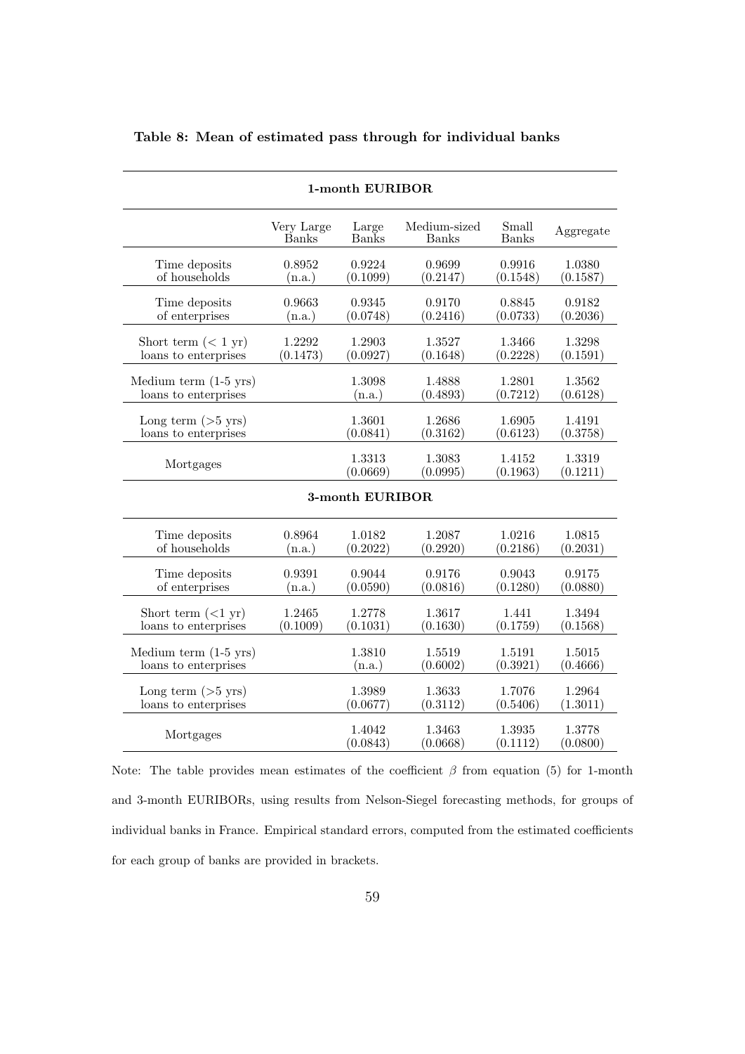**Table 8: Mean of estimated pass through for individual banks**

| | Very Large Banks | Large Banks | Medium-sized Banks | Small Banks | Aggregate |
|---|---|---|---|---|---|
| **1-month EURIBOR** | | | | | |
| Time deposits of households | 0.8952 (n.a.) | 0.9224 (0.1099) | 0.9699 (0.2147) | 0.9916 (0.1548) | 1.0380 (0.1587) |
| Time deposits of enterprises | 0.9663 (n.a.) | 0.9345 (0.0748) | 0.9170 (0.2416) | 0.8845 (0.0733) | 0.9182 (0.2036) |
| Short term (< 1 yr) loans to enterprises | 1.2292 (0.1473) | 1.2903 (0.0927) | 1.3527 (0.1648) | 1.3466 (0.2228) | 1.3298 (0.1591) |
| Medium term (1-5 yrs) loans to enterprises | | 1.3098 (n.a.) | 1.4888 (0.4893) | 1.2801 (0.7212) | 1.3562 (0.6128) |
| Long term (>5 yrs) loans to enterprises | | 1.3601 (0.0841) | 1.2686 (0.3162) | 1.6905 (0.6123) | 1.4191 (0.3758) |
| Mortgages | | 1.3313 (0.0669) | 1.3083 (0.0995) | 1.4152 (0.1963) | 1.3319 (0.1211) |
| **3-month EURIBOR** | | | | | |
| Time deposits of households | 0.8964 (n.a.) | 1.0182 (0.2022) | 1.2087 (0.2920) | 1.0216 (0.2186) | 1.0815 (0.2031) |
| Time deposits of enterprises | 0.9391 (n.a.) | 0.9044 (0.0590) | 0.9176 (0.0816) | 0.9043 (0.1280) | 0.9175 (0.0880) |
| Short term (<1 yr) loans to enterprises | 1.2465 (0.1009) | 1.2778 (0.1031) | 1.3617 (0.1630) | 1.441 (0.1759) | 1.3494 (0.1568) |
| Medium term (1-5 yrs) loans to enterprises | | 1.3810 (n.a.) | 1.5519 (0.6002) | 1.5191 (0.3921) | 1.5015 (0.4666) |
| Long term (>5 yrs) loans to enterprises | | 1.3989 (0.0677) | 1.3633 (0.3112) | 1.7076 (0.5406) | 1.2964 (1.3011) |
| Mortgages | | 1.4042 (0.0843) | 1.3463 (0.0668) | 1.3935 (0.1112) | 1.3778 (0.0800) |

Note: The table provides mean estimates of the coefficient $\beta$ from equation (5) for 1-month and 3-month EURIBORs, using results from Nelson-Siegel forecasting methods, for groups of individual banks in France. Empirical standard errors, computed from the estimated coefficients for each group of banks are provided in brackets.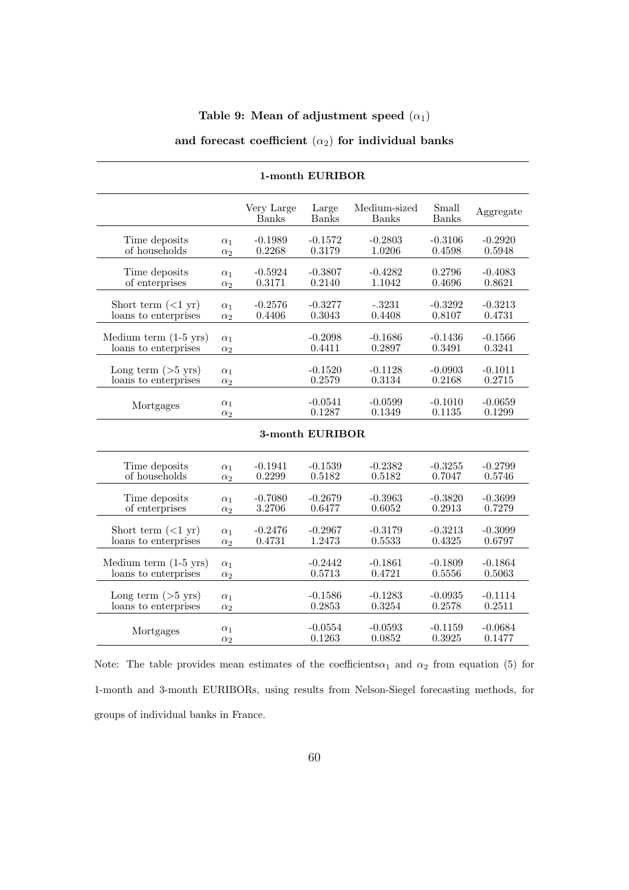**Table 9: Mean of adjustment speed ($\alpha_1$)**

**and forecast coefficient ($\alpha_2$) for individual banks**

| | | Very Large Banks | Large Banks | Medium-sized Banks | Small Banks | Aggregate |
|---|---|---|---|---|---|---|
| **1-month EURIBOR** | | | | | | |
| Time deposits of households | $\alpha_1$ | -0.1989 | -0.1572 | -0.2803 | -0.3106 | -0.2920 |
| | $\alpha_2$ | 0.2268 | 0.3179 | 1.0206 | 0.4598 | 0.5948 |
| Time deposits of enterprises | $\alpha_1$ | -0.5924 | -0.3807 | -0.4282 | 0.2796 | -0.4083 |
| | $\alpha_2$ | 0.3171 | 0.2140 | 1.1042 | 0.4696 | 0.8621 |
| Short term (<1 yr) loans to enterprises | $\alpha_1$ | -0.2576 | -0.3277 | -.3231 | -0.3292 | -0.3213 |
| | $\alpha_2$ | 0.4406 | 0.3043 | 0.4408 | 0.8107 | 0.4731 |
| Medium term (1-5 yrs) loans to enterprises | $\alpha_1$ | | -0.2098 | -0.1686 | -0.1436 | -0.1566 |
| | $\alpha_2$ | | 0.4411 | 0.2897 | 0.3491 | 0.3241 |
| Long term (>5 yrs) loans to enterprises | $\alpha_1$ | | -0.1520 | -0.1128 | -0.0903 | -0.1011 |
| | $\alpha_2$ | | 0.2579 | 0.3134 | 0.2168 | 0.2715 |
| Mortgages | $\alpha_1$ | | -0.0541 | -0.0599 | -0.1010 | -0.0659 |
| | $\alpha_2$ | | 0.1287 | 0.1349 | 0.1135 | 0.1299 |
| **3-month EURIBOR** | | | | | | |
| Time deposits of households | $\alpha_1$ | -0.1941 | -0.1539 | -0.2382 | -0.3255 | -0.2799 |
| | $\alpha_2$ | 0.2299 | 0.5182 | 0.5182 | 0.7047 | 0.5746 |
| Time deposits of enterprises | $\alpha_1$ | -0.7080 | -0.2679 | -0.3963 | -0.3820 | -0.3699 |
| | $\alpha_2$ | 3.2706 | 0.6477 | 0.6052 | 0.2913 | 0.7279 |
| Short term (<1 yr) loans to enterprises | $\alpha_1$ | -0.2476 | -0.2967 | -0.3179 | -0.3213 | -0.3099 |
| | $\alpha_2$ | 0.4731 | 1.2473 | 0.5533 | 0.4325 | 0.6797 |
| Medium term (1-5 yrs) loans to enterprises | $\alpha_1$ | | -0.2442 | -0.1861 | -0.1809 | -0.1864 |
| | $\alpha_2$ | | 0.5713 | 0.4721 | 0.5556 | 0.5063 |
| Long term (>5 yrs) loans to enterprises | $\alpha_1$ | | -0.1586 | -0.1283 | -0.0935 | -0.1114 |
| | $\alpha_2$ | | 0.2853 | 0.3254 | 0.2578 | 0.2511 |
| Mortgages | $\alpha_1$ | | -0.0554 | -0.0593 | -0.1159 | -0.0684 |
| | $\alpha_2$ | | 0.1263 | 0.0852 | 0.3925 | 0.1477 |

Note: The table provides mean estimates of the coefficients$\alpha_1$ and $\alpha_2$ from equation (5) for 1-month and 3-month EURIBORs, using results from Nelson-Siegel forecasting methods, for groups of individual banks in France.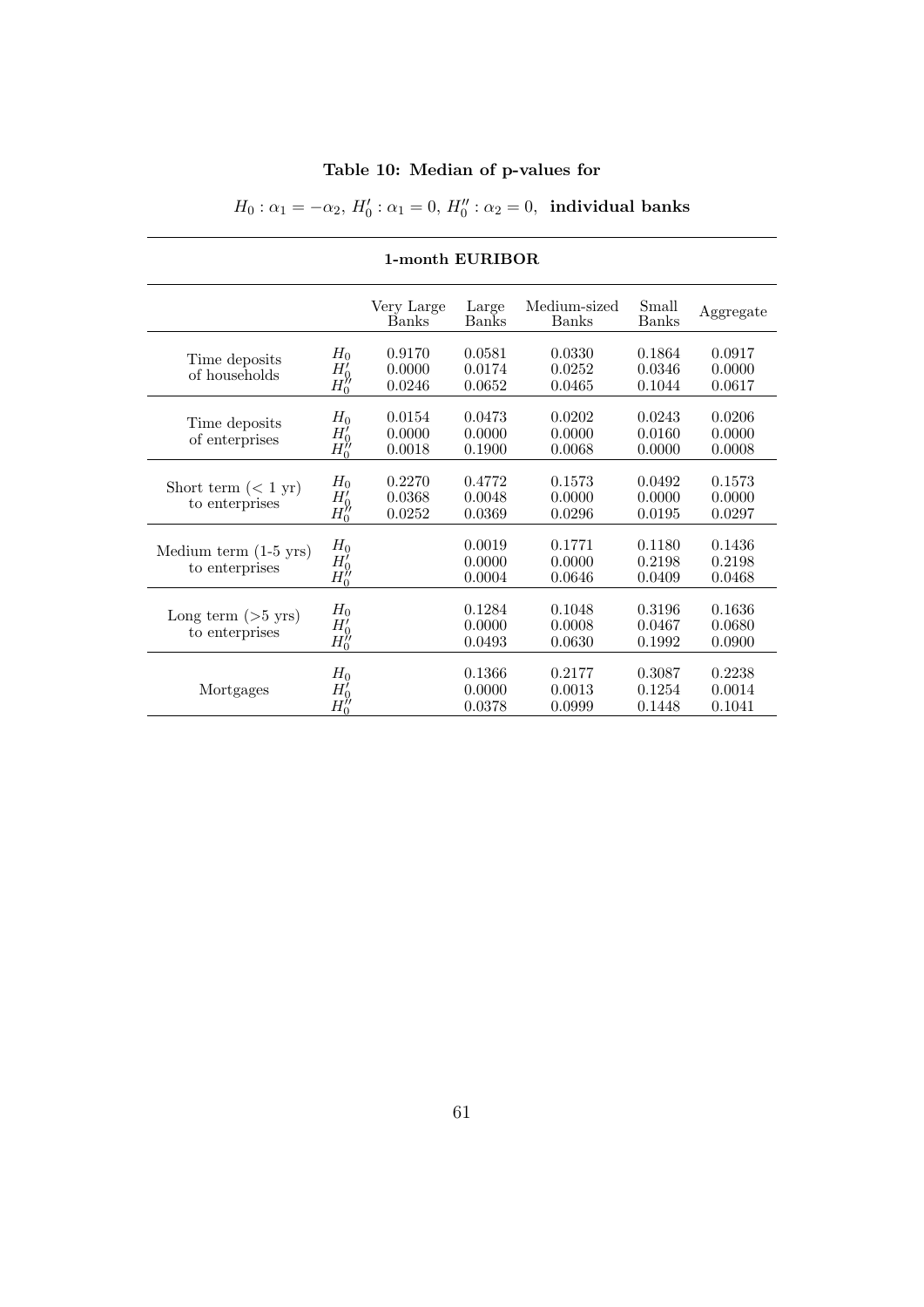**Table 10: Median of p-values for**

**$H_0 : \alpha_1 = -\alpha_2$, $H_0' : \alpha_1 = 0$, $H_0'' : \alpha_2 = 0$, individual banks**

**1-month EURIBOR**

| | | Very Large Banks | Large Banks | Medium-sized Banks | Small Banks | Aggregate |
|---|---|---|---|---|---|---|
| Time deposits of households | $H_0$ | 0.9170 | 0.0581 | 0.0330 | 0.1864 | 0.0917 |
| | $H_0'$ | 0.0000 | 0.0174 | 0.0252 | 0.0346 | 0.0000 |
| | $H_0''$ | 0.0246 | 0.0652 | 0.0465 | 0.1044 | 0.0617 |
| Time deposits of enterprises | $H_0$ | 0.0154 | 0.0473 | 0.0202 | 0.0243 | 0.0206 |
| | $H_0'$ | 0.0000 | 0.0000 | 0.0000 | 0.0160 | 0.0000 |
| | $H_0''$ | 0.0018 | 0.1900 | 0.0068 | 0.0000 | 0.0008 |
| Short term (< 1 yr) to enterprises | $H_0$ | 0.2270 | 0.4772 | 0.1573 | 0.0492 | 0.1573 |
| | $H_0'$ | 0.0368 | 0.0048 | 0.0000 | 0.0000 | 0.0000 |
| | $H_0''$ | 0.0252 | 0.0369 | 0.0296 | 0.0195 | 0.0297 |
| Medium term (1-5 yrs) to enterprises | $H_0$ | | 0.0019 | 0.1771 | 0.1180 | 0.1436 |
| | $H_0'$ | | 0.0000 | 0.0000 | 0.2198 | 0.2198 |
| | $H_0''$ | | 0.0004 | 0.0646 | 0.0409 | 0.0468 |
| Long term (>5 yrs) to enterprises | $H_0$ | | 0.1284 | 0.1048 | 0.3196 | 0.1636 |
| | $H_0'$ | | 0.0000 | 0.0008 | 0.0467 | 0.0680 |
| | $H_0''$ | | 0.0493 | 0.0630 | 0.1992 | 0.0900 |
| Mortgages | $H_0$ | | 0.1366 | 0.2177 | 0.3087 | 0.2238 |
| | $H_0'$ | | 0.0000 | 0.0013 | 0.1254 | 0.0014 |
| | $H_0''$ | | 0.0378 | 0.0999 | 0.1448 | 0.1041 |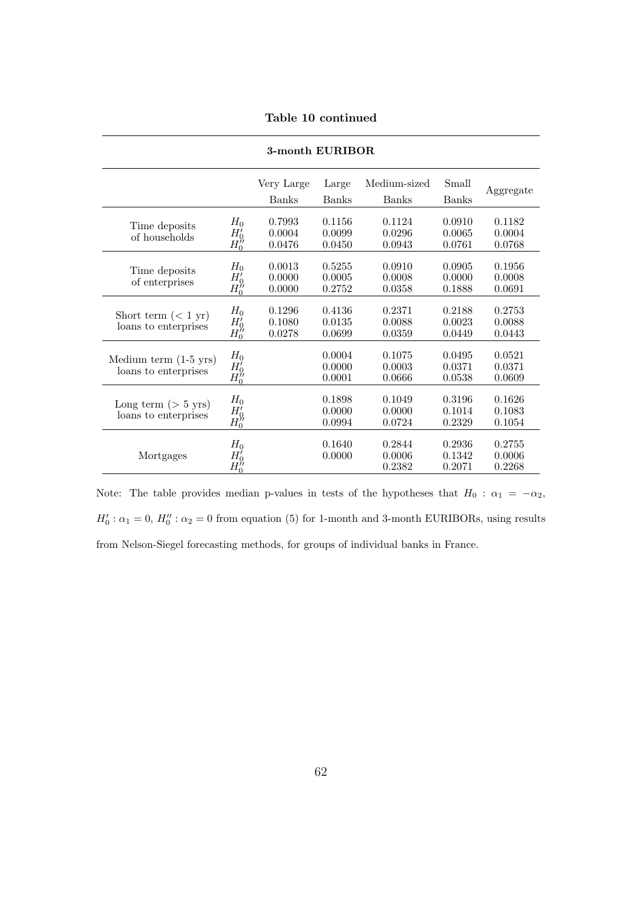**Table 10 continued**

| **3-month EURIBOR** | | | | | | |
|---|---|---|---|---|---|---|
| | | Very Large Banks | Large Banks | Medium-sized Banks | Small Banks | Aggregate |
| Time deposits of households | $H_0$ | 0.7993 | 0.1156 | 0.1124 | 0.0910 | 0.1182 |
| | $H_0'$ | 0.0004 | 0.0099 | 0.0296 | 0.0065 | 0.0004 |
| | $H_0''$ | 0.0476 | 0.0450 | 0.0943 | 0.0761 | 0.0768 |
| Time deposits of enterprises | $H_0$ | 0.0013 | 0.5255 | 0.0910 | 0.0905 | 0.1956 |
| | $H_0'$ | 0.0000 | 0.0005 | 0.0008 | 0.0000 | 0.0008 |
| | $H_0''$ | 0.0000 | 0.2752 | 0.0358 | 0.1888 | 0.0691 |
| Short term ($< 1$ yr) loans to enterprises | $H_0$ | 0.1296 | 0.4136 | 0.2371 | 0.2188 | 0.2753 |
| | $H_0'$ | 0.1080 | 0.0135 | 0.0088 | 0.0023 | 0.0088 |
| | $H_0''$ | 0.0278 | 0.0699 | 0.0359 | 0.0449 | 0.0443 |
| Medium term (1-5 yrs) loans to enterprises | $H_0$ | | 0.0004 | 0.1075 | 0.0495 | 0.0521 |
| | $H_0'$ | | 0.0000 | 0.0003 | 0.0371 | 0.0371 |
| | $H_0''$ | | 0.0001 | 0.0666 | 0.0538 | 0.0609 |
| Long term ($> 5$ yrs) loans to enterprises | $H_0$ | | 0.1898 | 0.1049 | 0.3196 | 0.1626 |
| | $H_0'$ | | 0.0000 | 0.0000 | 0.1014 | 0.1083 |
| | $H_0''$ | | 0.0994 | 0.0724 | 0.2329 | 0.1054 |
| Mortgages | $H_0$ | | 0.1640 | 0.2844 | 0.2936 | 0.2755 |
| | $H_0'$ | | 0.0000 | 0.0006 | 0.1342 | 0.0006 |
| | $H_0''$ | | | 0.2382 | 0.2071 | 0.2268 |

Note: The table provides median p-values in tests of the hypotheses that $H_0 : \alpha_1 = -\alpha_2$, $H_0' : \alpha_1 = 0$, $H_0'' : \alpha_2 = 0$ from equation (5) for 1-month and 3-month EURIBORs, using results from Nelson-Siegel forecasting methods, for groups of individual banks in France.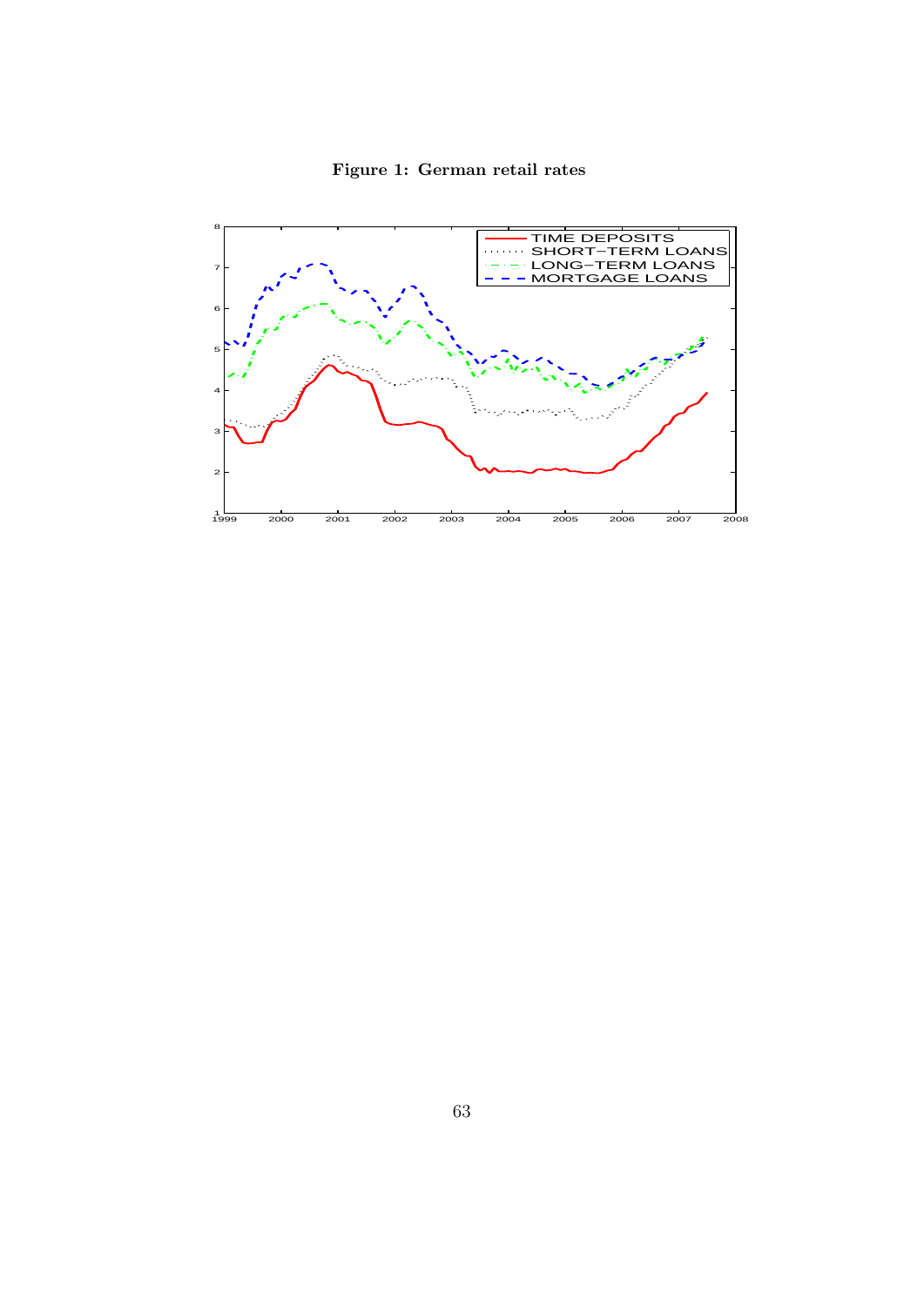**Figure 1: German retail rates**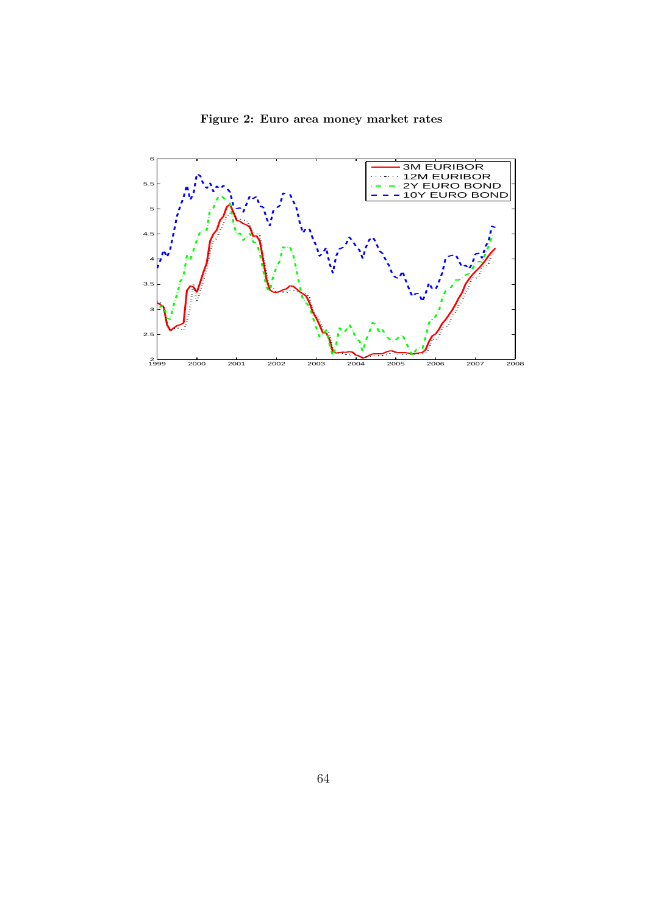**Figure 2: Euro area money market rates**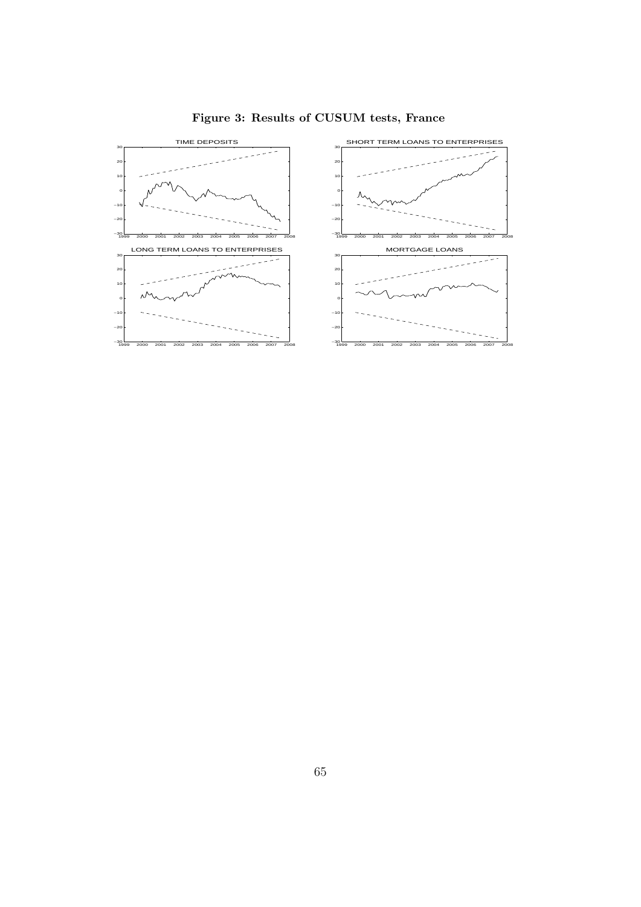**Figure 3: Results of CUSUM tests, France**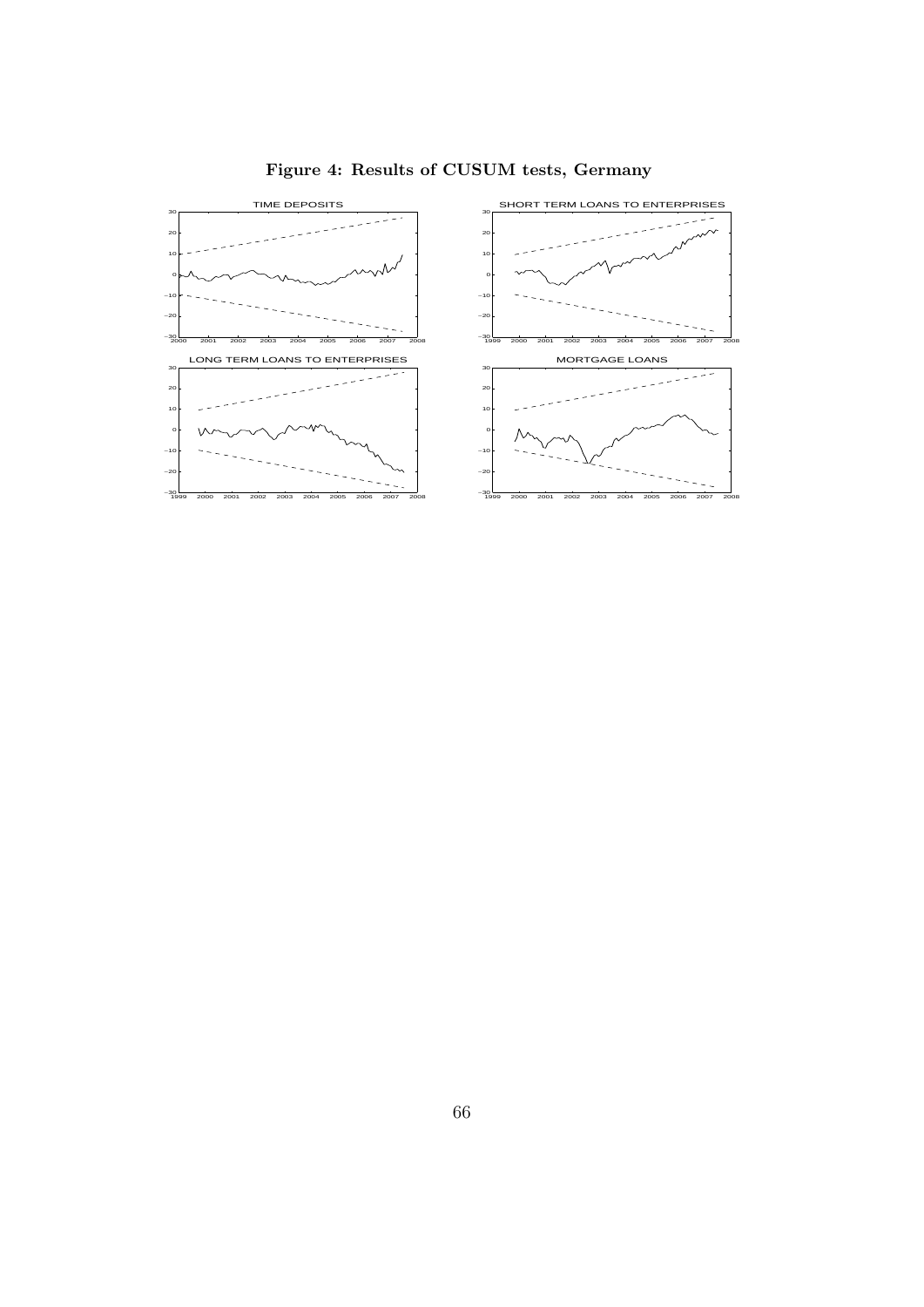**Figure 4: Results of CUSUM tests, Germany**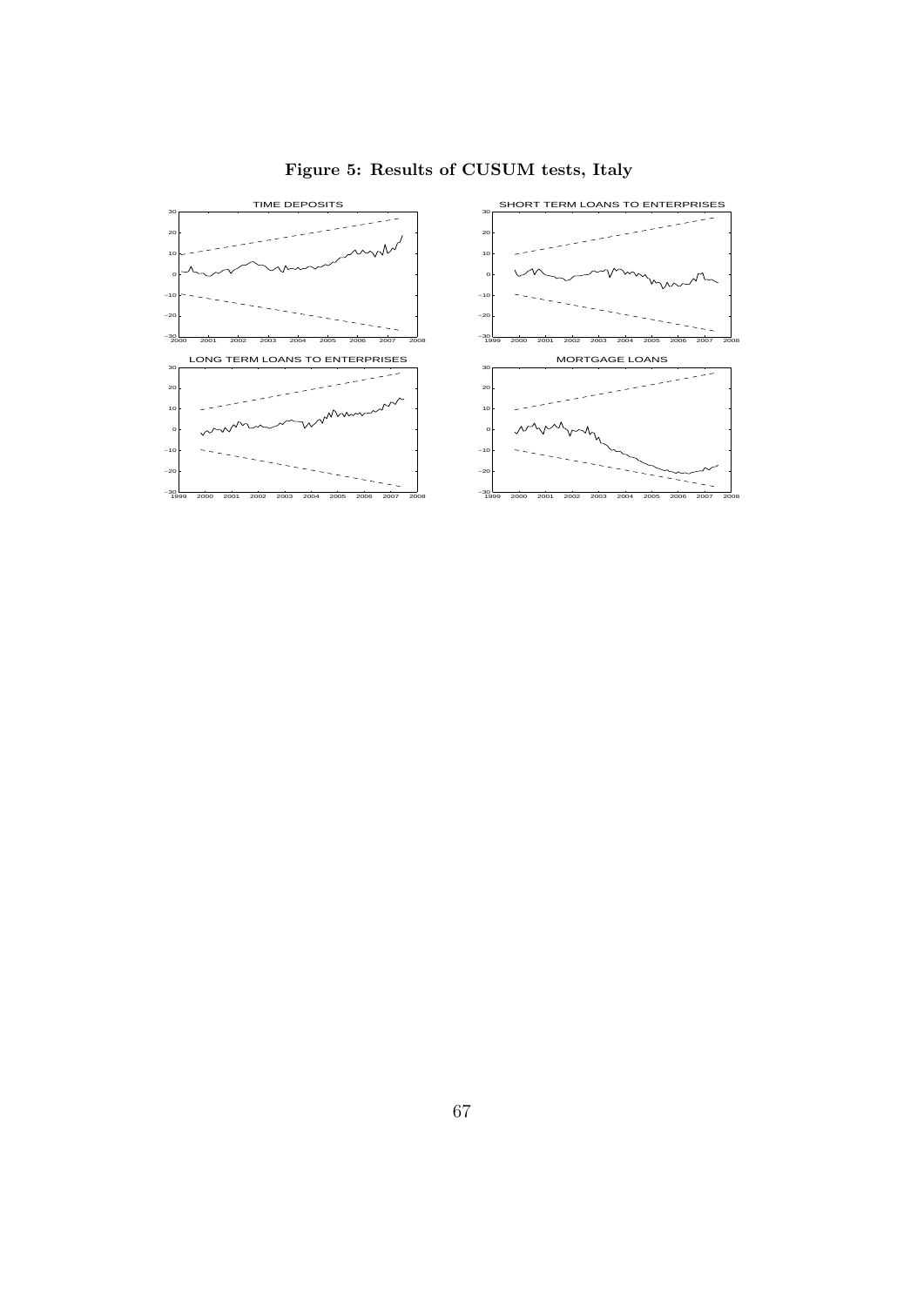**Figure 5: Results of CUSUM tests, Italy**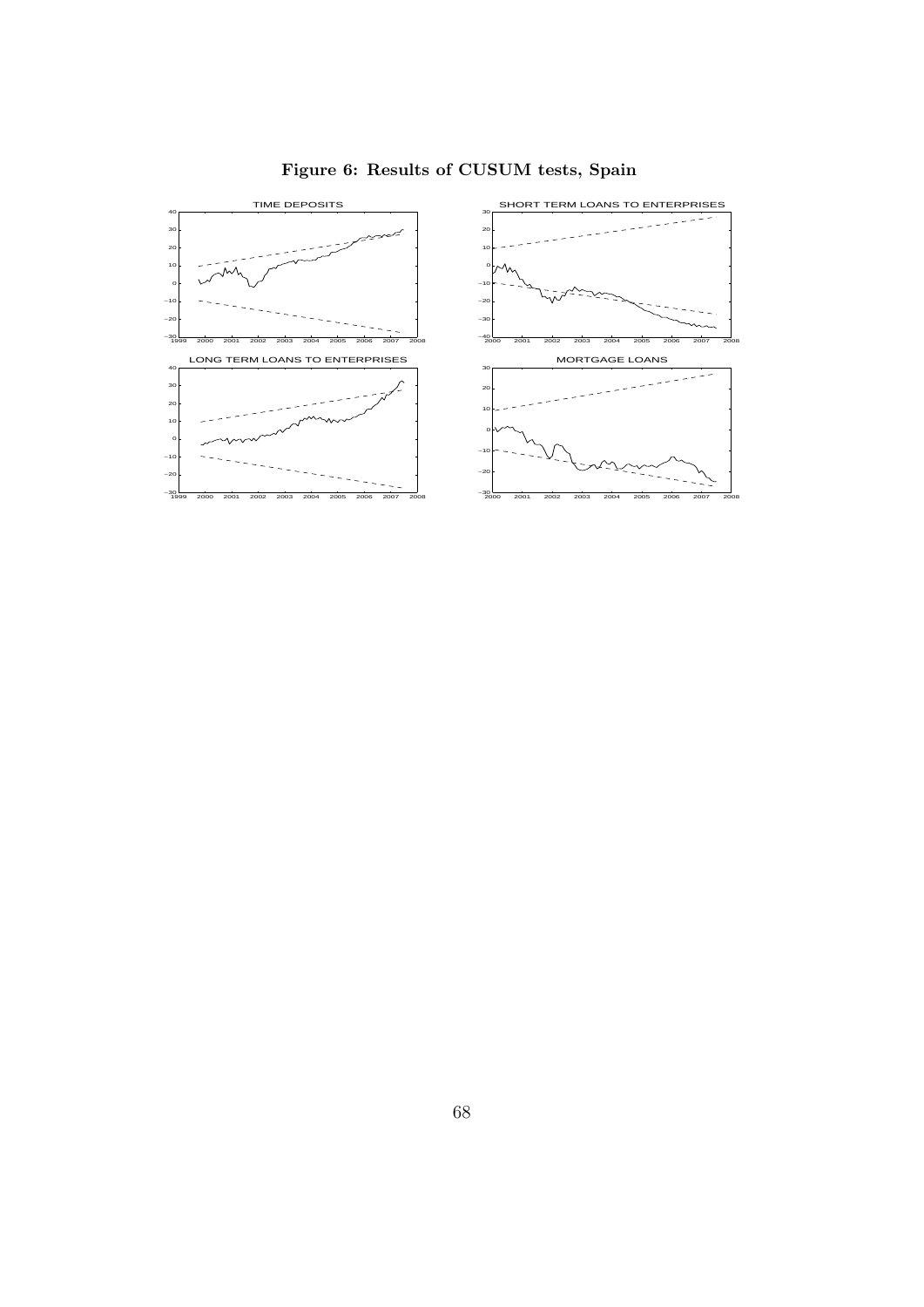**Figure 6: Results of CUSUM tests, Spain**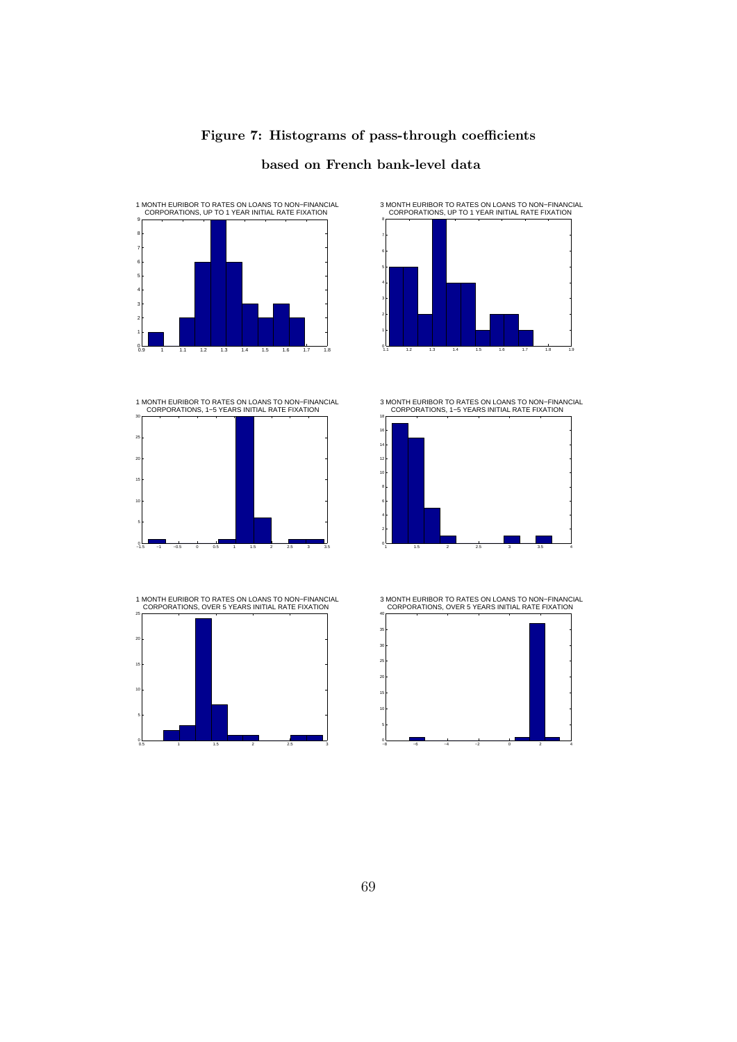# Figure 7: Histograms of pass-through coefficients based on French bank-level data

1 MONTH EURIBOR TO RATES ON LOANS TO NON−FINANCIAL CORPORATIONS, UP TO 1 YEAR INITIAL RATE FIXATION

3 MONTH EURIBOR TO RATES ON LOANS TO NON−FINANCIAL CORPORATIONS, UP TO 1 YEAR INITIAL RATE FIXATION

1 MONTH EURIBOR TO RATES ON LOANS TO NON−FINANCIAL CORPORATIONS, 1−5 YEARS INITIAL RATE FIXATION

3 MONTH EURIBOR TO RATES ON LOANS TO NON−FINANCIAL CORPORATIONS, 1−5 YEARS INITIAL RATE FIXATION

1 MONTH EURIBOR TO RATES ON LOANS TO NON−FINANCIAL CORPORATIONS, OVER 5 YEARS INITIAL RATE FIXATION

3 MONTH EURIBOR TO RATES ON LOANS TO NON−FINANCIAL CORPORATIONS, OVER 5 YEARS INITIAL RATE FIXATION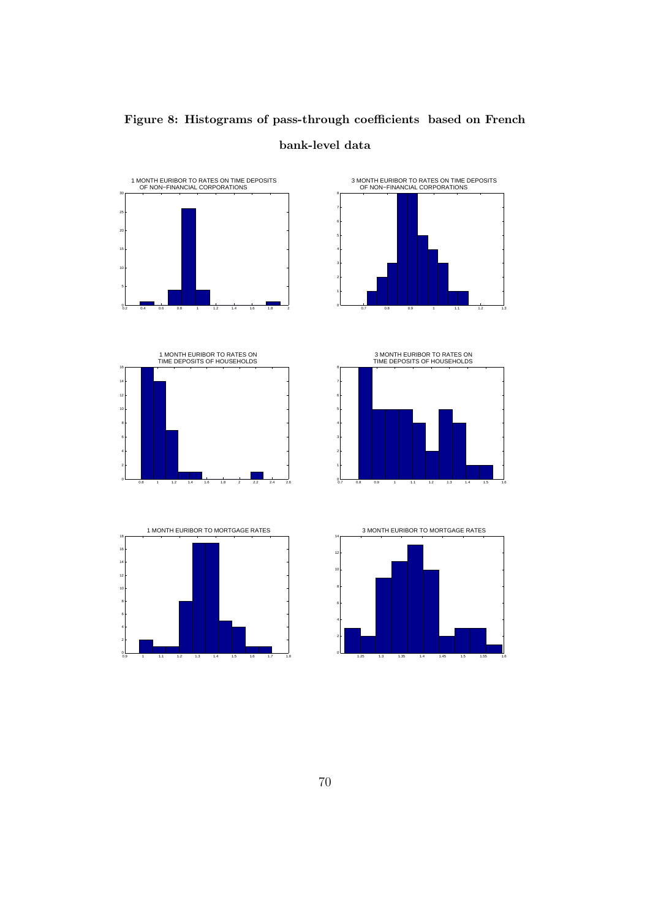**Figure 8: Histograms of pass-through coefficients based on French bank-level data**

1 MONTH EURIBOR TO RATES ON TIME DEPOSITS OF NON−FINANCIAL CORPORATIONS

3 MONTH EURIBOR TO RATES ON TIME DEPOSITS OF NON−FINANCIAL CORPORATIONS

1 MONTH EURIBOR TO RATES ON TIME DEPOSITS OF HOUSEHOLDS

3 MONTH EURIBOR TO RATES ON TIME DEPOSITS OF HOUSEHOLDS

1 MONTH EURIBOR TO MORTGAGE RATES

3 MONTH EURIBOR TO MORTGAGE RATES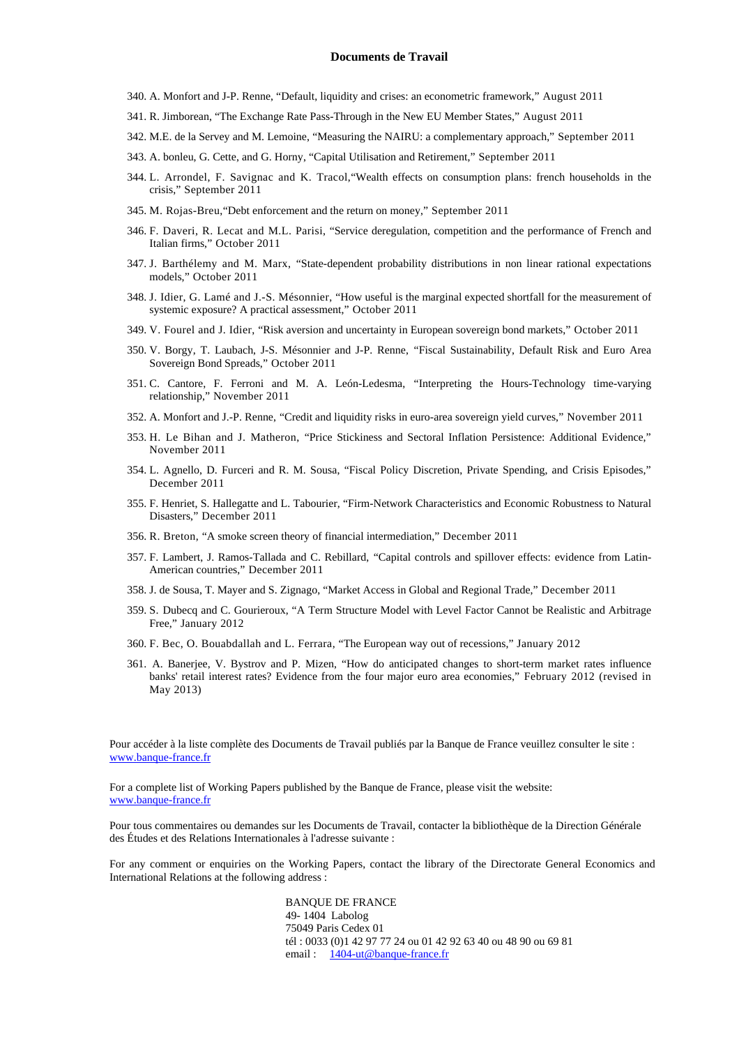# Documents de Travail

340. A. Monfort and J-P. Renne, "Default, liquidity and crises: an econometric framework," August 2011
341. R. Jimborean, "The Exchange Rate Pass-Through in the New EU Member States," August 2011
342. M.E. de la Servey and M. Lemoine, "Measuring the NAIRU: a complementary approach," September 2011
343. A. bonleu, G. Cette, and G. Horny, "Capital Utilisation and Retirement," September 2011
344. L. Arrondel, F. Savignac and K. Tracol,"Wealth effects on consumption plans: french households in the crisis," September 2011
345. M. Rojas-Breu,"Debt enforcement and the return on money," September 2011
346. F. Daveri, R. Lecat and M.L. Parisi, "Service deregulation, competition and the performance of French and Italian firms," October 2011
347. J. Barthélemy and M. Marx, "State-dependent probability distributions in non linear rational expectations models," October 2011
348. J. Idier, G. Lamé and J.-S. Mésonnier, "How useful is the marginal expected shortfall for the measurement of systemic exposure? A practical assessment," October 2011
349. V. Fourel and J. Idier, "Risk aversion and uncertainty in European sovereign bond markets," October 2011
350. V. Borgy, T. Laubach, J-S. Mésonnier and J-P. Renne, "Fiscal Sustainability, Default Risk and Euro Area Sovereign Bond Spreads," October 2011
351. C. Cantore, F. Ferroni and M. A. León-Ledesma, "Interpreting the Hours-Technology time-varying relationship," November 2011
352. A. Monfort and J.-P. Renne, "Credit and liquidity risks in euro-area sovereign yield curves," November 2011
353. H. Le Bihan and J. Matheron, "Price Stickiness and Sectoral Inflation Persistence: Additional Evidence," November 2011
354. L. Agnello, D. Furceri and R. M. Sousa, "Fiscal Policy Discretion, Private Spending, and Crisis Episodes," December 2011
355. F. Henriet, S. Hallegatte and L. Tabourier, "Firm-Network Characteristics and Economic Robustness to Natural Disasters," December 2011
356. R. Breton, "A smoke screen theory of financial intermediation," December 2011
357. F. Lambert, J. Ramos-Tallada and C. Rebillard, "Capital controls and spillover effects: evidence from Latin-American countries," December 2011
358. J. de Sousa, T. Mayer and S. Zignago, "Market Access in Global and Regional Trade," December 2011
359. S. Dubecq and C. Gourieroux, "A Term Structure Model with Level Factor Cannot be Realistic and Arbitrage Free," January 2012
360. F. Bec, O. Bouabdallah and L. Ferrara, "The European way out of recessions," January 2012
361. A. Banerjee, V. Bystrov and P. Mizen, "How do anticipated changes to short-term market rates influence banks' retail interest rates? Evidence from the four major euro area economies," February 2012 (revised in May 2013)

Pour accéder à la liste complète des Documents de Travail publiés par la Banque de France veuillez consulter le site : www.banque-france.fr

For a complete list of Working Papers published by the Banque de France, please visit the website: www.banque-france.fr

Pour tous commentaires ou demandes sur les Documents de Travail, contacter la bibliothèque de la Direction Générale des Études et des Relations Internationales à l'adresse suivante :

For any comment or enquiries on the Working Papers, contact the library of the Directorate General Economics and International Relations at the following address :

BANQUE DE FRANCE
49- 1404 Labolog
75049 Paris Cedex 01
tél : 0033 (0)1 42 97 77 24 ou 01 42 92 63 40 ou 48 90 ou 69 81
email : 1404-ut@banque-france.fr